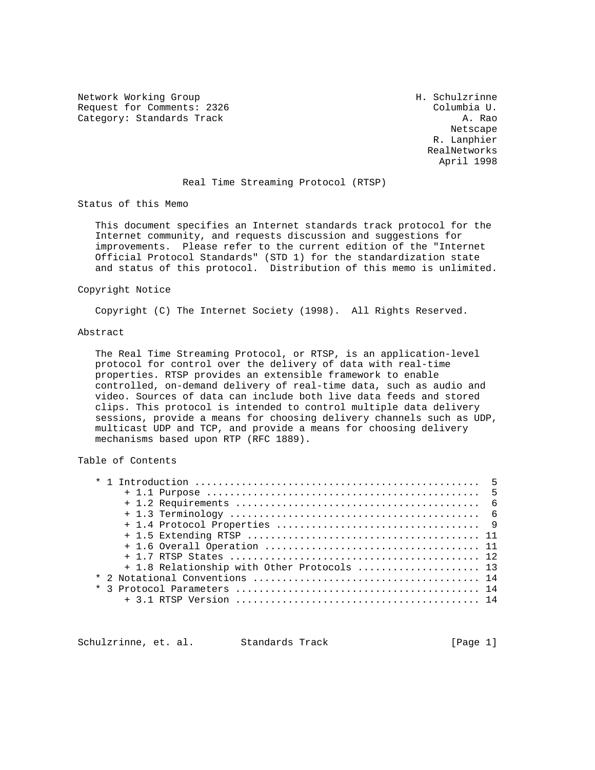Network Working Group H. Schulzrinne
Request for Comments: 2326 Columbia U.
Category: Standards Track A. Rao
Netscape
R. Lanphier
RealNetworks
April 1998

# Real Time Streaming Protocol (RTSP)

## Status of this Memo

This document specifies an Internet standards track protocol for the Internet community, and requests discussion and suggestions for improvements. Please refer to the current edition of the "Internet Official Protocol Standards" (STD 1) for the standardization state and status of this protocol. Distribution of this memo is unlimited.

## Copyright Notice

Copyright (C) The Internet Society (1998). All Rights Reserved.

## Abstract

The Real Time Streaming Protocol, or RTSP, is an application-level protocol for control over the delivery of data with real-time properties. RTSP provides an extensible framework to enable controlled, on-demand delivery of real-time data, such as audio and video. Sources of data can include both live data feeds and stored clips. This protocol is intended to control multiple data delivery sessions, provide a means for choosing delivery channels such as UDP, multicast UDP and TCP, and provide a means for choosing delivery mechanisms based upon RTP (RFC 1889).

## Table of Contents

* 1 Introduction ................................................. 5
  + 1.1 Purpose ............................................... 5
  + 1.2 Requirements .......................................... 6
  + 1.3 Terminology ........................................... 6
  + 1.4 Protocol Properties ................................... 9
  + 1.5 Extending RTSP ....................................... 11
  + 1.6 Overall Operation .................................... 11
  + 1.7 RTSP States .......................................... 12
  + 1.8 Relationship with Other Protocols .................... 13
* 2 Notational Conventions ...................................... 14
* 3 Protocol Parameters ......................................... 14
  + 3.1 RTSP Version ......................................... 14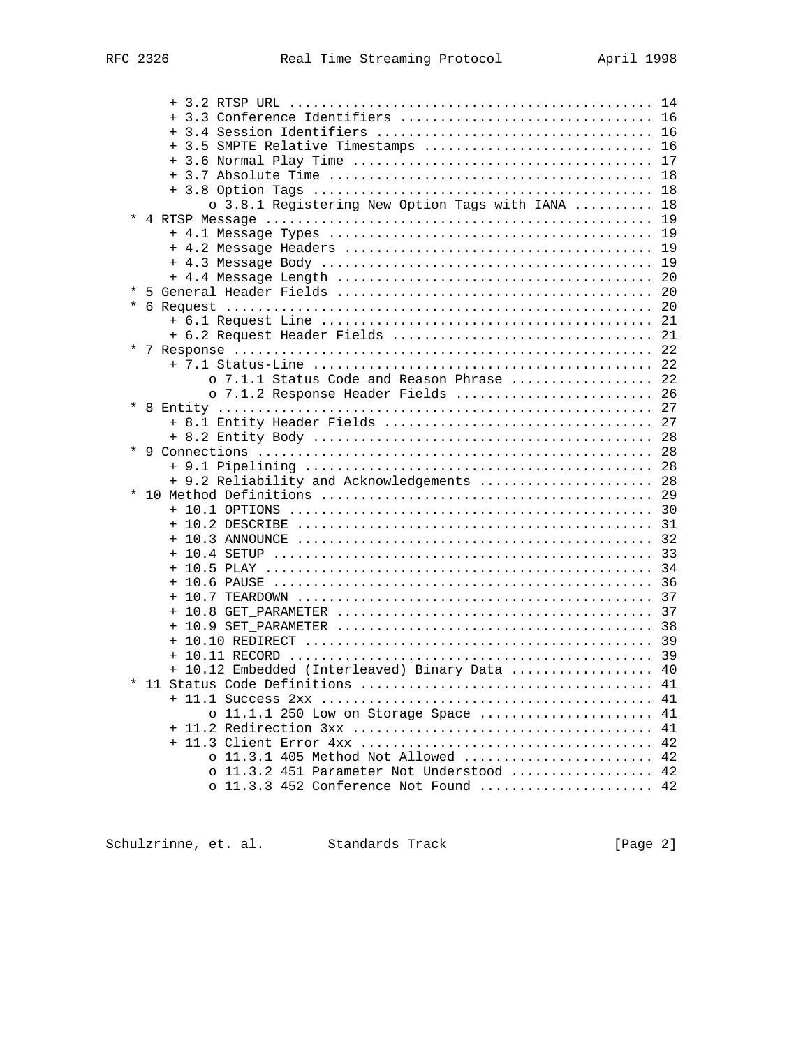```
      + 3.2 RTSP URL ............................................. 14
      + 3.3 Conference Identifiers ................................ 16
      + 3.4 Session Identifiers ................................... 16
      + 3.5 SMPTE Relative Timestamps ............................. 16
      + 3.6 Normal Play Time ...................................... 17
      + 3.7 Absolute Time ......................................... 18
      + 3.8 Option Tags ........................................... 18
           o 3.8.1 Registering New Option Tags with IANA .......... 18
   * 4 RTSP Message ............................................... 19
      + 4.1 Message Types ......................................... 19
      + 4.2 Message Headers ....................................... 19
      + 4.3 Message Body .......................................... 19
      + 4.4 Message Length ........................................ 20
   * 5 General Header Fields ...................................... 20
   * 6 Request .................................................... 20
      + 6.1 Request Line .......................................... 21
      + 6.2 Request Header Fields ................................. 21
   * 7 Response ................................................... 22
      + 7.1 Status-Line ........................................... 22
           o 7.1.1 Status Code and Reason Phrase .................. 22
           o 7.1.2 Response Header Fields ......................... 26
   * 8 Entity ..................................................... 27
      + 8.1 Entity Header Fields .................................. 27
      + 8.2 Entity Body ........................................... 28
   * 9 Connections ................................................ 28
      + 9.1 Pipelining ............................................ 28
      + 9.2 Reliability and Acknowledgements ...................... 28
   * 10 Method Definitions ........................................ 29
      + 10.1 OPTIONS .............................................. 30
      + 10.2 DESCRIBE ............................................. 31
      + 10.3 ANNOUNCE ............................................. 32
      + 10.4 SETUP ................................................ 33
      + 10.5 PLAY ................................................. 34
      + 10.6 PAUSE ................................................ 36
      + 10.7 TEARDOWN ............................................. 37
      + 10.8 GET_PARAMETER ........................................ 37
      + 10.9 SET_PARAMETER ........................................ 38
      + 10.10 REDIRECT ............................................ 39
      + 10.11 RECORD .............................................. 39
      + 10.12 Embedded (Interleaved) Binary Data .................. 40
   * 11 Status Code Definitions ................................... 41
      + 11.1 Success 2xx .......................................... 41
           o 11.1.1 250 Low on Storage Space ...................... 41
      + 11.2 Redirection 3xx ...................................... 41
      + 11.3 Client Error 4xx ..................................... 42
           o 11.3.1 405 Method Not Allowed ........................ 42
           o 11.3.2 451 Parameter Not Understood .................. 42
           o 11.3.3 452 Conference Not Found ...................... 42
```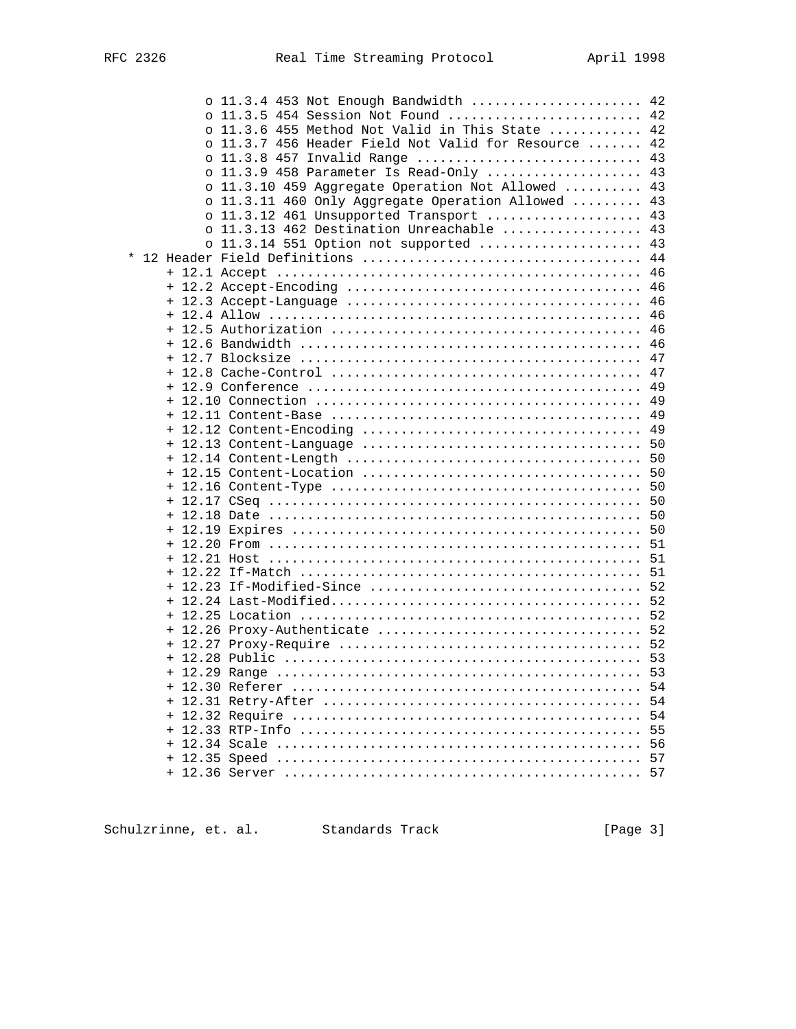```
           o 11.3.4 453 Not Enough Bandwidth ...................... 42
           o 11.3.5 454 Session Not Found ......................... 42
           o 11.3.6 455 Method Not Valid in This State ............ 42
           o 11.3.7 456 Header Field Not Valid for Resource ....... 42
           o 11.3.8 457 Invalid Range ............................. 43
           o 11.3.9 458 Parameter Is Read-Only .................... 43
           o 11.3.10 459 Aggregate Operation Not Allowed .......... 43
           o 11.3.11 460 Only Aggregate Operation Allowed ......... 43
           o 11.3.12 461 Unsupported Transport .................... 43
           o 11.3.13 462 Destination Unreachable .................. 43
           o 11.3.14 551 Option not supported ..................... 43
   * 12 Header Field Definitions .................................. 44
        + 12.1 Accept ............................................. 46
        + 12.2 Accept-Encoding .................................... 46
        + 12.3 Accept-Language .................................... 46
        + 12.4 Allow .............................................. 46
        + 12.5 Authorization ...................................... 46
        + 12.6 Bandwidth .......................................... 46
        + 12.7 Blocksize .......................................... 47
        + 12.8 Cache-Control ...................................... 47
        + 12.9 Conference ......................................... 49
        + 12.10 Connection ........................................ 49
        + 12.11 Content-Base ...................................... 49
        + 12.12 Content-Encoding .................................. 49
        + 12.13 Content-Language .................................. 50
        + 12.14 Content-Length .................................... 50
        + 12.15 Content-Location .................................. 50
        + 12.16 Content-Type ...................................... 50
        + 12.17 CSeq .............................................. 50
        + 12.18 Date .............................................. 50
        + 12.19 Expires ........................................... 50
        + 12.20 From .............................................. 51
        + 12.21 Host .............................................. 51
        + 12.22 If-Match .......................................... 51
        + 12.23 If-Modified-Since ................................. 52
        + 12.24 Last-Modified...................................... 52
        + 12.25 Location .......................................... 52
        + 12.26 Proxy-Authenticate ................................ 52
        + 12.27 Proxy-Require ..................................... 52
        + 12.28 Public ............................................ 53
        + 12.29 Range ............................................. 53
        + 12.30 Referer ........................................... 54
        + 12.31 Retry-After ....................................... 54
        + 12.32 Require ........................................... 54
        + 12.33 RTP-Info .......................................... 55
        + 12.34 Scale ............................................. 56
        + 12.35 Speed ............................................. 57
        + 12.36 Server ............................................ 57
```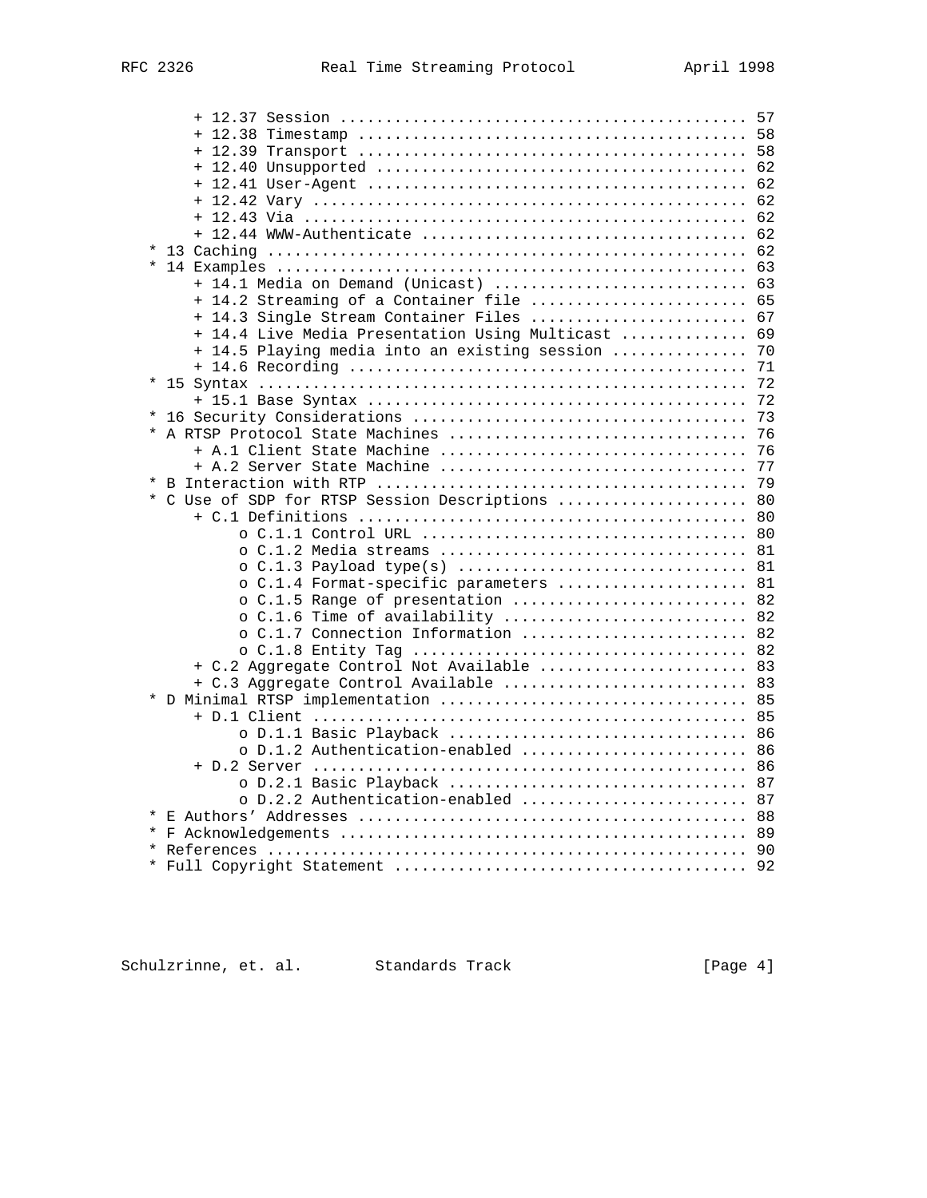```
        + 12.37 Session ........................................... 57
        + 12.38 Timestamp ......................................... 58
        + 12.39 Transport ......................................... 58
        + 12.40 Unsupported ....................................... 62
        + 12.41 User-Agent ........................................ 62
        + 12.42 Vary .............................................. 62
        + 12.43 Via ............................................... 62
        + 12.44 WWW-Authenticate .................................. 62
   * 13 Caching ................................................... 62
   * 14 Examples .................................................. 63
        + 14.1 Media on Demand (Unicast) ........................... 63
        + 14.2 Streaming of a Container file ....................... 65
        + 14.3 Single Stream Container Files ....................... 67
        + 14.4 Live Media Presentation Using Multicast ............. 69
        + 14.5 Playing media into an existing session .............. 70
        + 14.6 Recording ........................................... 71
   * 15 Syntax .................................................... 72
        + 15.1 Base Syntax ......................................... 72
   * 16 Security Considerations ................................... 73
   * A RTSP Protocol State Machines ................................ 76
        + A.1 Client State Machine ................................. 76
        + A.2 Server State Machine ................................. 77
   * B Interaction with RTP ........................................ 79
   * C Use of SDP for RTSP Session Descriptions .................... 80
        + C.1 Definitions .......................................... 80
             o C.1.1 Control URL ................................... 80
             o C.1.2 Media streams ................................. 81
             o C.1.3 Payload type(s) ............................... 81
             o C.1.4 Format-specific parameters .................... 81
             o C.1.5 Range of presentation ......................... 82
             o C.1.6 Time of availability .......................... 82
             o C.1.7 Connection Information ........................ 82
             o C.1.8 Entity Tag .................................... 82
        + C.2 Aggregate Control Not Available ...................... 83
        + C.3 Aggregate Control Available .......................... 83
   * D Minimal RTSP implementation ................................. 85
        + D.1 Client ............................................... 85
             o D.1.1 Basic Playback ................................ 86
             o D.1.2 Authentication-enabled ........................ 86
        + D.2 Server ............................................... 86
             o D.2.1 Basic Playback ................................ 87
             o D.2.2 Authentication-enabled ........................ 87
   * E Authors' Addresses .......................................... 88
   * F Acknowledgements ............................................ 89
   * References .................................................... 90
   * Full Copyright Statement ...................................... 92
```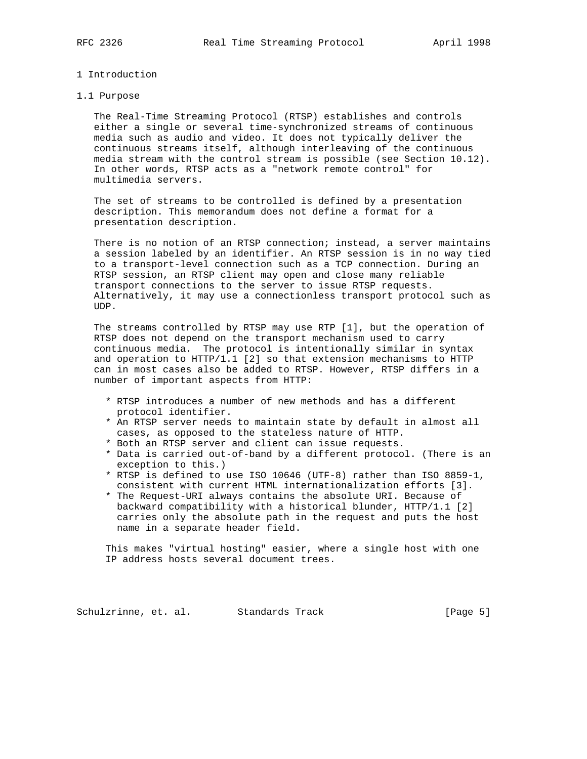# 1 Introduction

## 1.1 Purpose

The Real-Time Streaming Protocol (RTSP) establishes and controls either a single or several time-synchronized streams of continuous media such as audio and video. It does not typically deliver the continuous streams itself, although interleaving of the continuous media stream with the control stream is possible (see Section 10.12). In other words, RTSP acts as a "network remote control" for multimedia servers.

The set of streams to be controlled is defined by a presentation description. This memorandum does not define a format for a presentation description.

There is no notion of an RTSP connection; instead, a server maintains a session labeled by an identifier. An RTSP session is in no way tied to a transport-level connection such as a TCP connection. During an RTSP session, an RTSP client may open and close many reliable transport connections to the server to issue RTSP requests. Alternatively, it may use a connectionless transport protocol such as UDP.

The streams controlled by RTSP may use RTP [1], but the operation of RTSP does not depend on the transport mechanism used to carry continuous media. The protocol is intentionally similar in syntax and operation to HTTP/1.1 [2] so that extension mechanisms to HTTP can in most cases also be added to RTSP. However, RTSP differs in a number of important aspects from HTTP:

* RTSP introduces a number of new methods and has a different protocol identifier.
* An RTSP server needs to maintain state by default in almost all cases, as opposed to the stateless nature of HTTP.
* Both an RTSP server and client can issue requests.
* Data is carried out-of-band by a different protocol. (There is an exception to this.)
* RTSP is defined to use ISO 10646 (UTF-8) rather than ISO 8859-1, consistent with current HTML internationalization efforts [3].
* The Request-URI always contains the absolute URI. Because of backward compatibility with a historical blunder, HTTP/1.1 [2] carries only the absolute path in the request and puts the host name in a separate header field.

This makes "virtual hosting" easier, where a single host with one IP address hosts several document trees.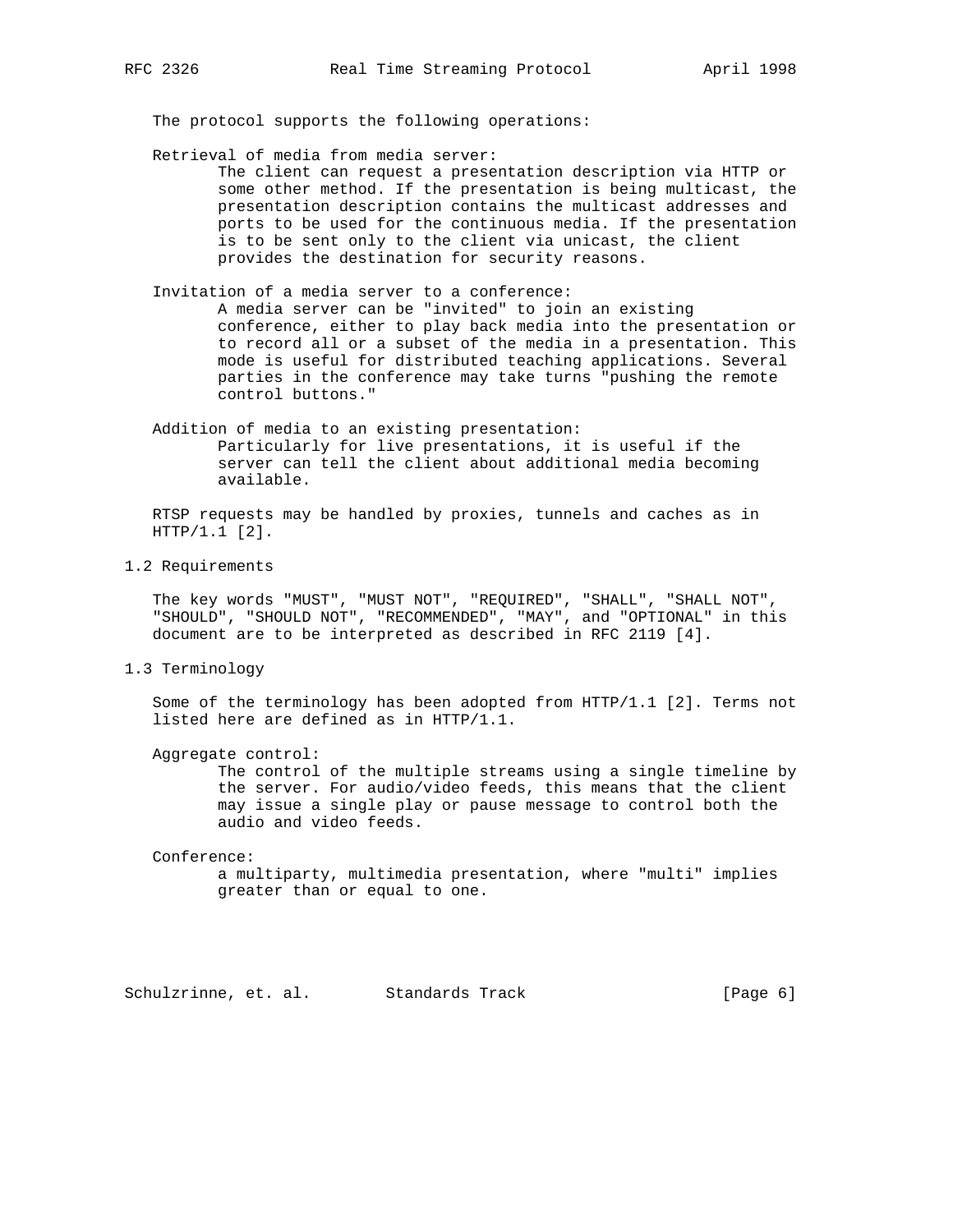The protocol supports the following operations:

Retrieval of media from media server:
: The client can request a presentation description via HTTP or some other method. If the presentation is being multicast, the presentation description contains the multicast addresses and ports to be used for the continuous media. If the presentation is to be sent only to the client via unicast, the client provides the destination for security reasons.

Invitation of a media server to a conference:
: A media server can be "invited" to join an existing conference, either to play back media into the presentation or to record all or a subset of the media in a presentation. This mode is useful for distributed teaching applications. Several parties in the conference may take turns "pushing the remote control buttons."

Addition of media to an existing presentation:
: Particularly for live presentations, it is useful if the server can tell the client about additional media becoming available.

RTSP requests may be handled by proxies, tunnels and caches as in HTTP/1.1 [2].

## 1.2 Requirements

The key words "MUST", "MUST NOT", "REQUIRED", "SHALL", "SHALL NOT", "SHOULD", "SHOULD NOT", "RECOMMENDED", "MAY", and "OPTIONAL" in this document are to be interpreted as described in RFC 2119 [4].

## 1.3 Terminology

Some of the terminology has been adopted from HTTP/1.1 [2]. Terms not listed here are defined as in HTTP/1.1.

Aggregate control:
: The control of the multiple streams using a single timeline by the server. For audio/video feeds, this means that the client may issue a single play or pause message to control both the audio and video feeds.

Conference:
: a multiparty, multimedia presentation, where "multi" implies greater than or equal to one.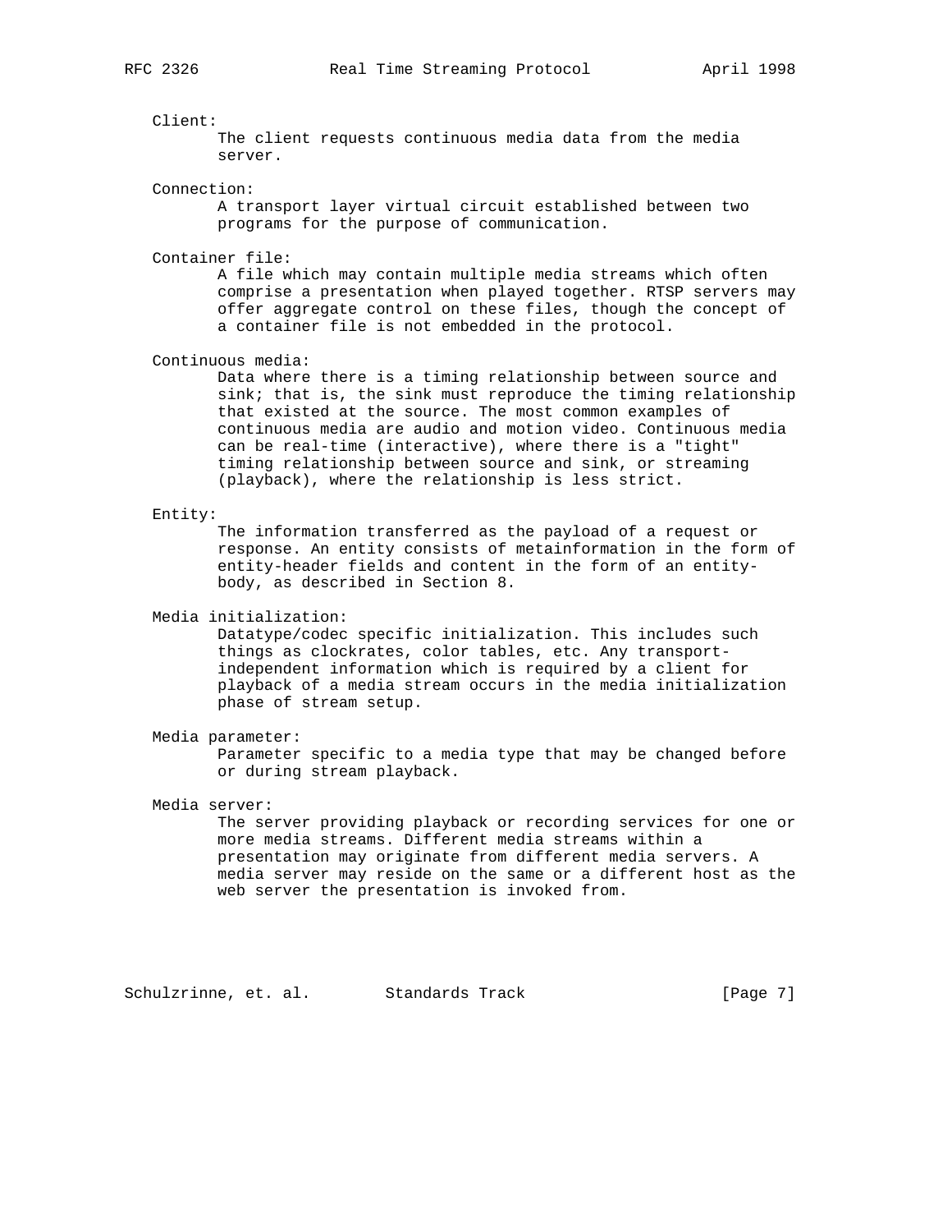Client:
The client requests continuous media data from the media server.

Connection:
A transport layer virtual circuit established between two programs for the purpose of communication.

Container file:
A file which may contain multiple media streams which often comprise a presentation when played together. RTSP servers may offer aggregate control on these files, though the concept of a container file is not embedded in the protocol.

Continuous media:
Data where there is a timing relationship between source and sink; that is, the sink must reproduce the timing relationship that existed at the source. The most common examples of continuous media are audio and motion video. Continuous media can be real-time (interactive), where there is a "tight" timing relationship between source and sink, or streaming (playback), where the relationship is less strict.

Entity:
The information transferred as the payload of a request or response. An entity consists of metainformation in the form of entity-header fields and content in the form of an entity-body, as described in Section 8.

Media initialization:
Datatype/codec specific initialization. This includes such things as clockrates, color tables, etc. Any transport-independent information which is required by a client for playback of a media stream occurs in the media initialization phase of stream setup.

Media parameter:
Parameter specific to a media type that may be changed before or during stream playback.

Media server:
The server providing playback or recording services for one or more media streams. Different media streams within a presentation may originate from different media servers. A media server may reside on the same or a different host as the web server the presentation is invoked from.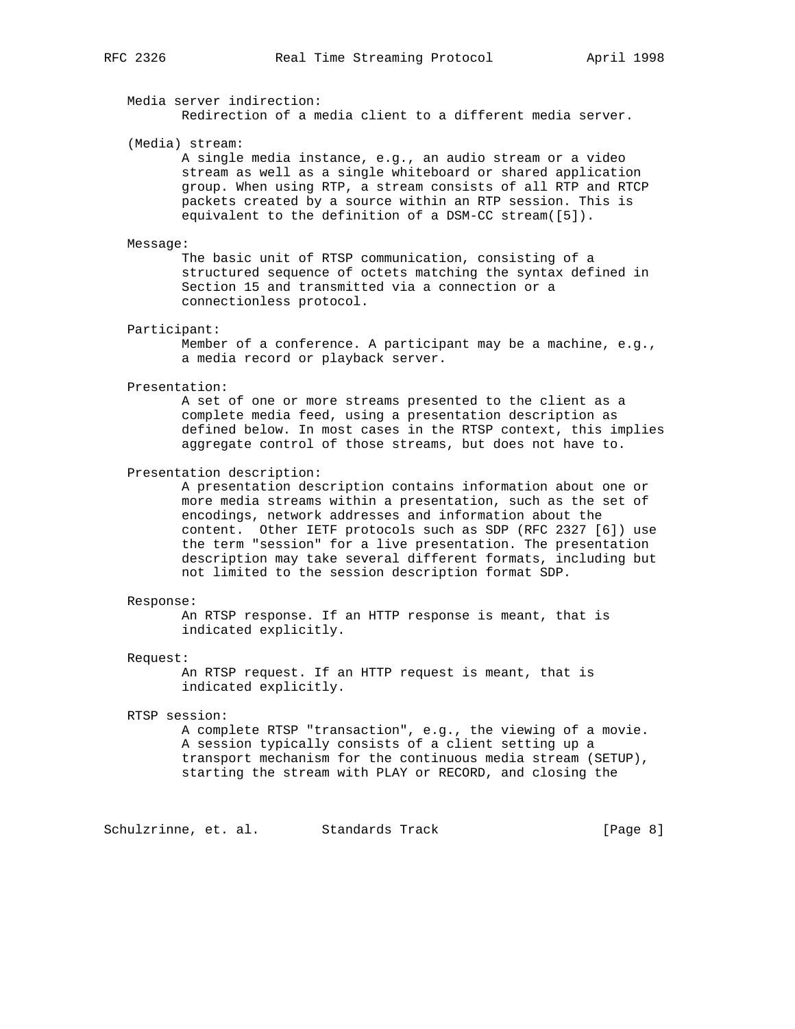Media server indirection:
Redirection of a media client to a different media server.

(Media) stream:
A single media instance, e.g., an audio stream or a video stream as well as a single whiteboard or shared application group. When using RTP, a stream consists of all RTP and RTCP packets created by a source within an RTP session. This is equivalent to the definition of a DSM-CC stream([5]).

Message:
The basic unit of RTSP communication, consisting of a structured sequence of octets matching the syntax defined in Section 15 and transmitted via a connection or a connectionless protocol.

Participant:
Member of a conference. A participant may be a machine, e.g., a media record or playback server.

Presentation:
A set of one or more streams presented to the client as a complete media feed, using a presentation description as defined below. In most cases in the RTSP context, this implies aggregate control of those streams, but does not have to.

Presentation description:
A presentation description contains information about one or more media streams within a presentation, such as the set of encodings, network addresses and information about the content. Other IETF protocols such as SDP (RFC 2327 [6]) use the term "session" for a live presentation. The presentation description may take several different formats, including but not limited to the session description format SDP.

Response:
An RTSP response. If an HTTP response is meant, that is indicated explicitly.

Request:
An RTSP request. If an HTTP request is meant, that is indicated explicitly.

RTSP session:
A complete RTSP "transaction", e.g., the viewing of a movie. A session typically consists of a client setting up a transport mechanism for the continuous media stream (SETUP), starting the stream with PLAY or RECORD, and closing the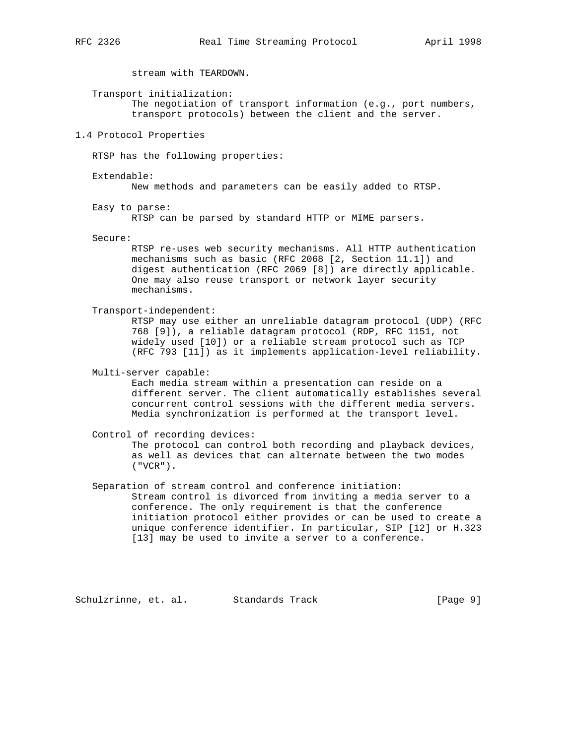stream with TEARDOWN.

Transport initialization:
The negotiation of transport information (e.g., port numbers, transport protocols) between the client and the server.

## 1.4 Protocol Properties

RTSP has the following properties:

Extendable:
New methods and parameters can be easily added to RTSP.

Easy to parse:
RTSP can be parsed by standard HTTP or MIME parsers.

Secure:
RTSP re-uses web security mechanisms. All HTTP authentication mechanisms such as basic (RFC 2068 [2, Section 11.1]) and digest authentication (RFC 2069 [8]) are directly applicable. One may also reuse transport or network layer security mechanisms.

Transport-independent:
RTSP may use either an unreliable datagram protocol (UDP) (RFC 768 [9]), a reliable datagram protocol (RDP, RFC 1151, not widely used [10]) or a reliable stream protocol such as TCP (RFC 793 [11]) as it implements application-level reliability.

Multi-server capable:
Each media stream within a presentation can reside on a different server. The client automatically establishes several concurrent control sessions with the different media servers. Media synchronization is performed at the transport level.

Control of recording devices:
The protocol can control both recording and playback devices, as well as devices that can alternate between the two modes ("VCR").

Separation of stream control and conference initiation:
Stream control is divorced from inviting a media server to a conference. The only requirement is that the conference initiation protocol either provides or can be used to create a unique conference identifier. In particular, SIP [12] or H.323 [13] may be used to invite a server to a conference.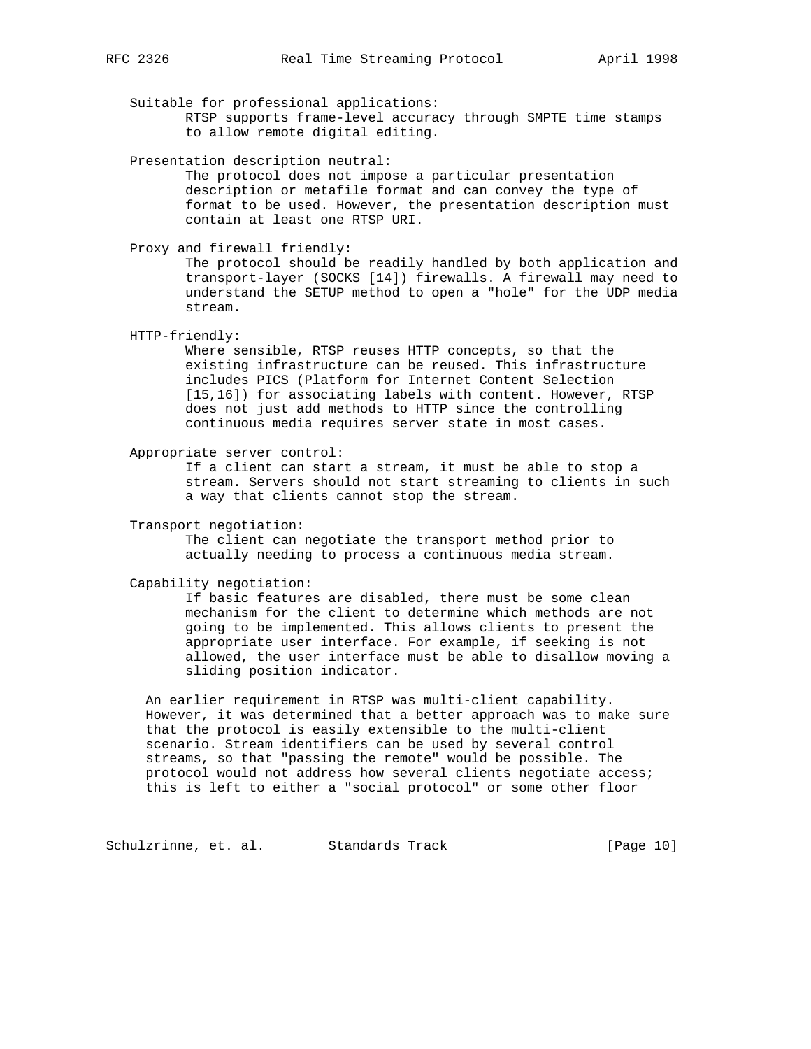Suitable for professional applications:
: RTSP supports frame-level accuracy through SMPTE time stamps to allow remote digital editing.

Presentation description neutral:
: The protocol does not impose a particular presentation description or metafile format and can convey the type of format to be used. However, the presentation description must contain at least one RTSP URI.

Proxy and firewall friendly:
: The protocol should be readily handled by both application and transport-layer (SOCKS [14]) firewalls. A firewall may need to understand the SETUP method to open a "hole" for the UDP media stream.

HTTP-friendly:
: Where sensible, RTSP reuses HTTP concepts, so that the existing infrastructure can be reused. This infrastructure includes PICS (Platform for Internet Content Selection [15,16]) for associating labels with content. However, RTSP does not just add methods to HTTP since the controlling continuous media requires server state in most cases.

Appropriate server control:
: If a client can start a stream, it must be able to stop a stream. Servers should not start streaming to clients in such a way that clients cannot stop the stream.

Transport negotiation:
: The client can negotiate the transport method prior to actually needing to process a continuous media stream.

Capability negotiation:
: If basic features are disabled, there must be some clean mechanism for the client to determine which methods are not going to be implemented. This allows clients to present the appropriate user interface. For example, if seeking is not allowed, the user interface must be able to disallow moving a sliding position indicator.

An earlier requirement in RTSP was multi-client capability. However, it was determined that a better approach was to make sure that the protocol is easily extensible to the multi-client scenario. Stream identifiers can be used by several control streams, so that "passing the remote" would be possible. The protocol would not address how several clients negotiate access; this is left to either a "social protocol" or some other floor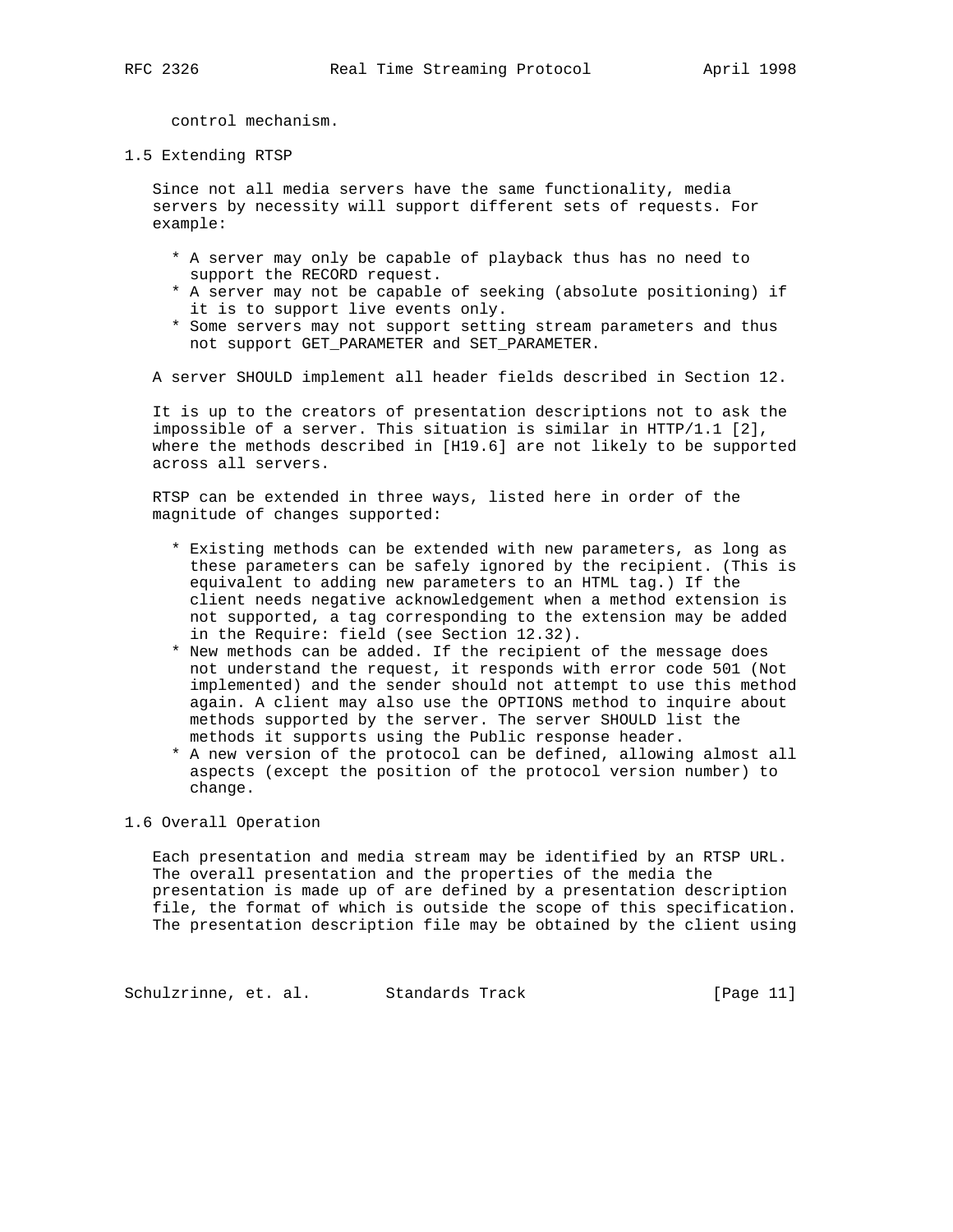control mechanism.

## 1.5 Extending RTSP

Since not all media servers have the same functionality, media servers by necessity will support different sets of requests. For example:

* A server may only be capable of playback thus has no need to support the RECORD request.
* A server may not be capable of seeking (absolute positioning) if it is to support live events only.
* Some servers may not support setting stream parameters and thus not support GET_PARAMETER and SET_PARAMETER.

A server SHOULD implement all header fields described in Section 12.

It is up to the creators of presentation descriptions not to ask the impossible of a server. This situation is similar in HTTP/1.1 [2], where the methods described in [H19.6] are not likely to be supported across all servers.

RTSP can be extended in three ways, listed here in order of the magnitude of changes supported:

* Existing methods can be extended with new parameters, as long as these parameters can be safely ignored by the recipient. (This is equivalent to adding new parameters to an HTML tag.) If the client needs negative acknowledgement when a method extension is not supported, a tag corresponding to the extension may be added in the Require: field (see Section 12.32).
* New methods can be added. If the recipient of the message does not understand the request, it responds with error code 501 (Not implemented) and the sender should not attempt to use this method again. A client may also use the OPTIONS method to inquire about methods supported by the server. The server SHOULD list the methods it supports using the Public response header.
* A new version of the protocol can be defined, allowing almost all aspects (except the position of the protocol version number) to change.

## 1.6 Overall Operation

Each presentation and media stream may be identified by an RTSP URL. The overall presentation and the properties of the media the presentation is made up of are defined by a presentation description file, the format of which is outside the scope of this specification. The presentation description file may be obtained by the client using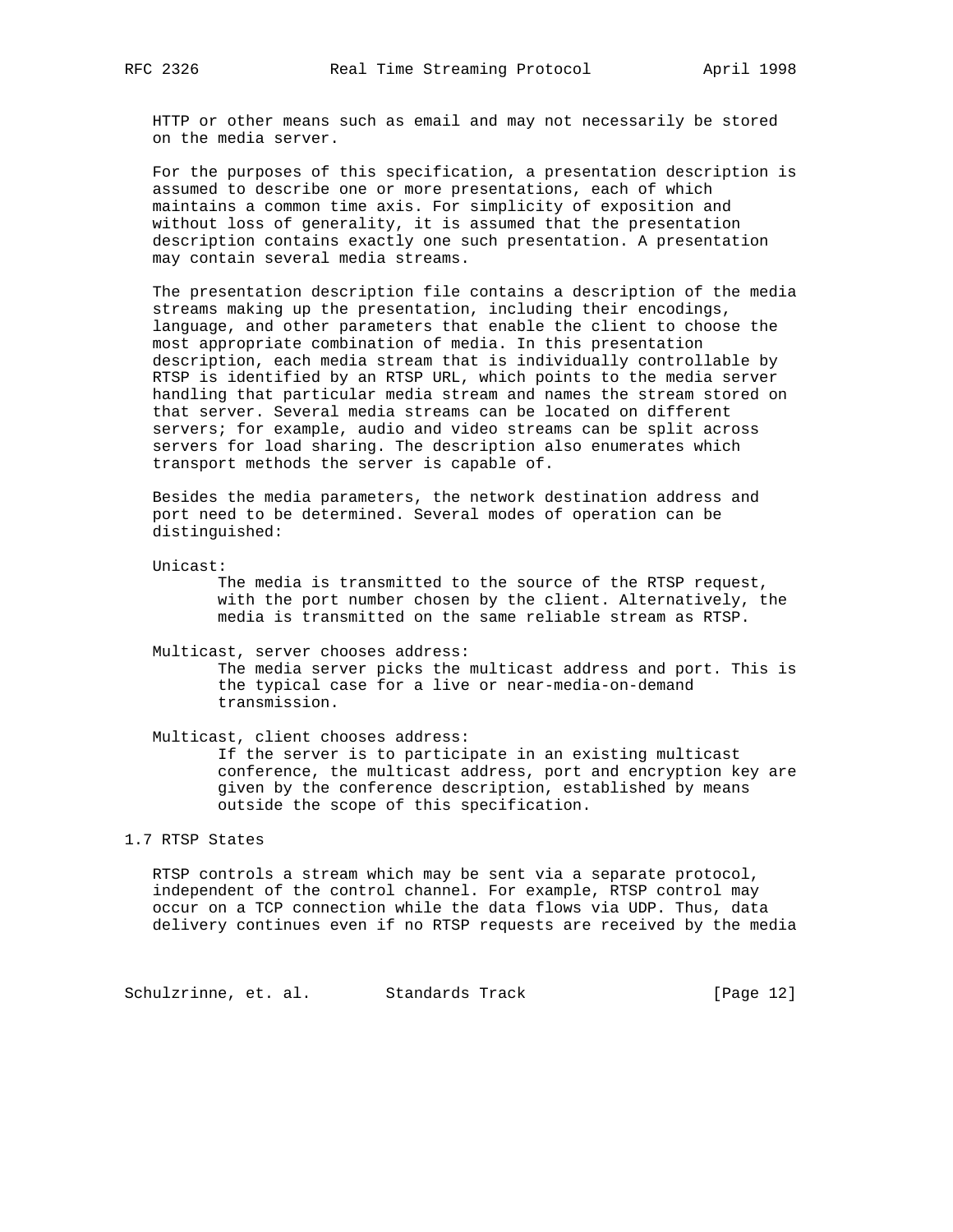HTTP or other means such as email and may not necessarily be stored on the media server.

For the purposes of this specification, a presentation description is assumed to describe one or more presentations, each of which maintains a common time axis. For simplicity of exposition and without loss of generality, it is assumed that the presentation description contains exactly one such presentation. A presentation may contain several media streams.

The presentation description file contains a description of the media streams making up the presentation, including their encodings, language, and other parameters that enable the client to choose the most appropriate combination of media. In this presentation description, each media stream that is individually controllable by RTSP is identified by an RTSP URL, which points to the media server handling that particular media stream and names the stream stored on that server. Several media streams can be located on different servers; for example, audio and video streams can be split across servers for load sharing. The description also enumerates which transport methods the server is capable of.

Besides the media parameters, the network destination address and port need to be determined. Several modes of operation can be distinguished:

Unicast:
: The media is transmitted to the source of the RTSP request, with the port number chosen by the client. Alternatively, the media is transmitted on the same reliable stream as RTSP.

Multicast, server chooses address:
: The media server picks the multicast address and port. This is the typical case for a live or near-media-on-demand transmission.

Multicast, client chooses address:
: If the server is to participate in an existing multicast conference, the multicast address, port and encryption key are given by the conference description, established by means outside the scope of this specification.

## 1.7 RTSP States

RTSP controls a stream which may be sent via a separate protocol, independent of the control channel. For example, RTSP control may occur on a TCP connection while the data flows via UDP. Thus, data delivery continues even if no RTSP requests are received by the media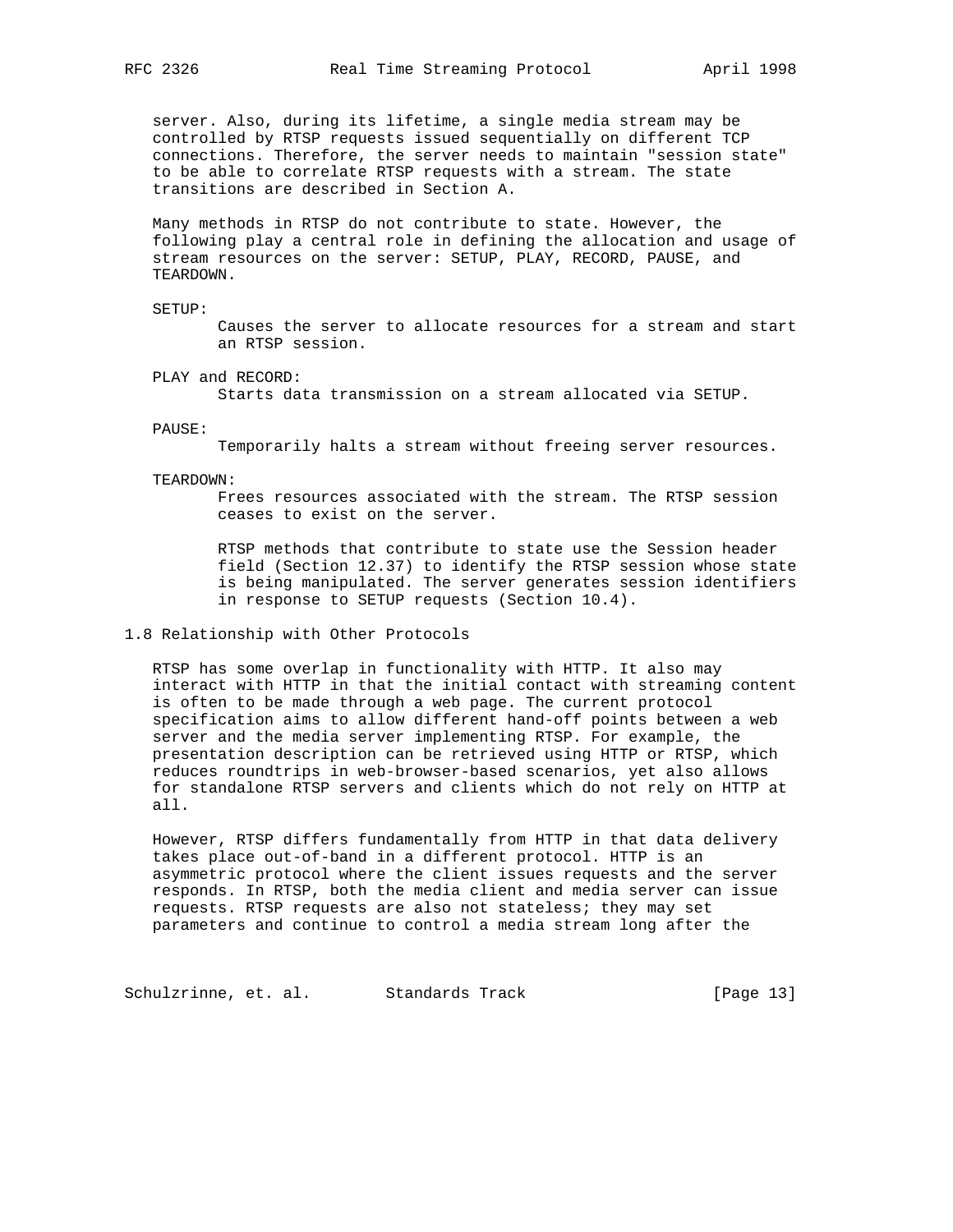server. Also, during its lifetime, a single media stream may be controlled by RTSP requests issued sequentially on different TCP connections. Therefore, the server needs to maintain "session state" to be able to correlate RTSP requests with a stream. The state transitions are described in Section A.

Many methods in RTSP do not contribute to state. However, the following play a central role in defining the allocation and usage of stream resources on the server: SETUP, PLAY, RECORD, PAUSE, and TEARDOWN.

SETUP:
: Causes the server to allocate resources for a stream and start an RTSP session.

PLAY and RECORD:
: Starts data transmission on a stream allocated via SETUP.

PAUSE:
: Temporarily halts a stream without freeing server resources.

TEARDOWN:
: Frees resources associated with the stream. The RTSP session ceases to exist on the server.

RTSP methods that contribute to state use the Session header field (Section 12.37) to identify the RTSP session whose state is being manipulated. The server generates session identifiers in response to SETUP requests (Section 10.4).

## 1.8 Relationship with Other Protocols

RTSP has some overlap in functionality with HTTP. It also may interact with HTTP in that the initial contact with streaming content is often to be made through a web page. The current protocol specification aims to allow different hand-off points between a web server and the media server implementing RTSP. For example, the presentation description can be retrieved using HTTP or RTSP, which reduces roundtrips in web-browser-based scenarios, yet also allows for standalone RTSP servers and clients which do not rely on HTTP at all.

However, RTSP differs fundamentally from HTTP in that data delivery takes place out-of-band in a different protocol. HTTP is an asymmetric protocol where the client issues requests and the server responds. In RTSP, both the media client and media server can issue requests. RTSP requests are also not stateless; they may set parameters and continue to control a media stream long after the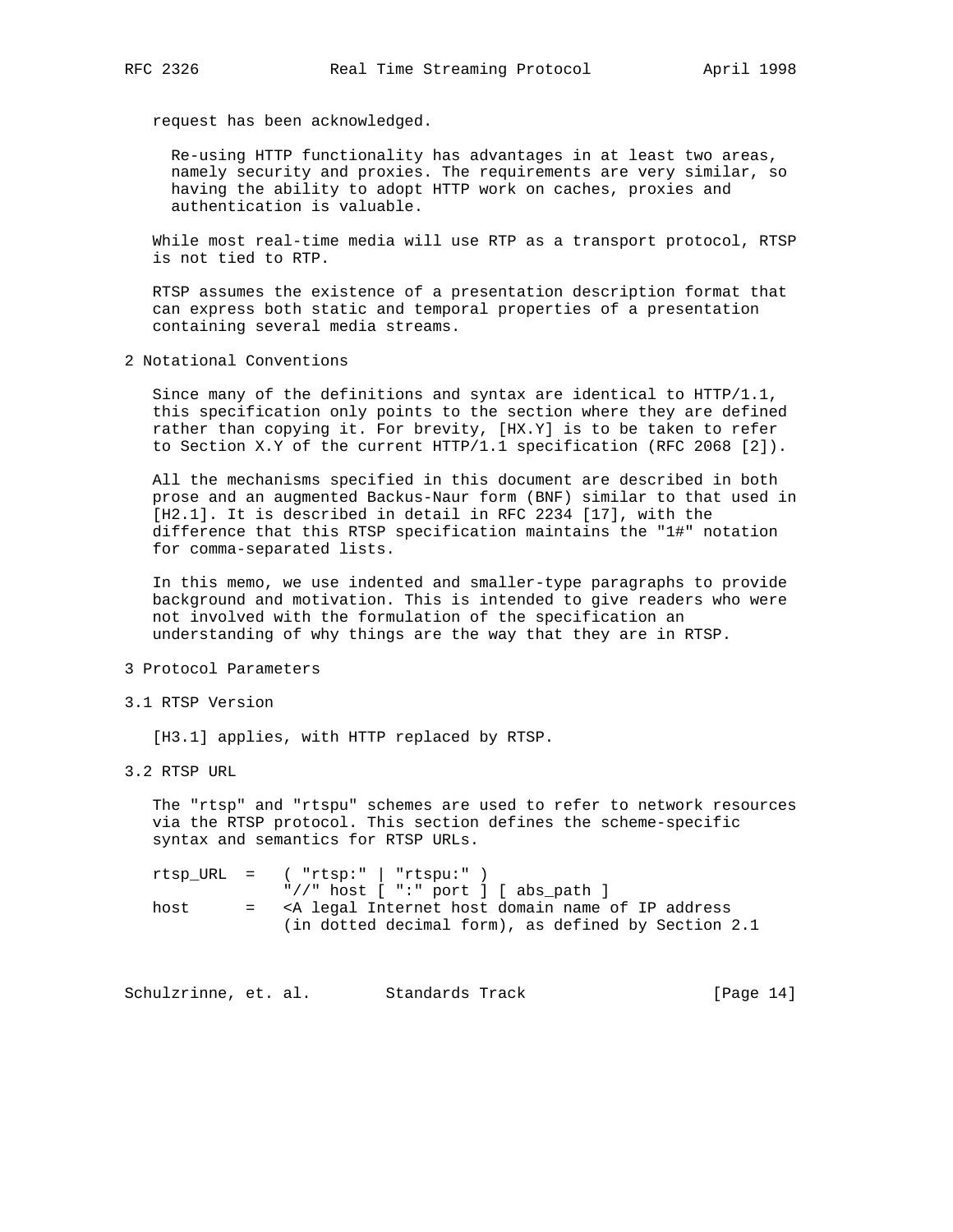request has been acknowledged.

Re-using HTTP functionality has advantages in at least two areas, namely security and proxies. The requirements are very similar, so having the ability to adopt HTTP work on caches, proxies and authentication is valuable.

While most real-time media will use RTP as a transport protocol, RTSP is not tied to RTP.

RTSP assumes the existence of a presentation description format that can express both static and temporal properties of a presentation containing several media streams.

## 2 Notational Conventions

Since many of the definitions and syntax are identical to HTTP/1.1, this specification only points to the section where they are defined rather than copying it. For brevity, [HX.Y] is to be taken to refer to Section X.Y of the current HTTP/1.1 specification (RFC 2068 [2]).

All the mechanisms specified in this document are described in both prose and an augmented Backus-Naur form (BNF) similar to that used in [H2.1]. It is described in detail in RFC 2234 [17], with the difference that this RTSP specification maintains the "1#" notation for comma-separated lists.

In this memo, we use indented and smaller-type paragraphs to provide background and motivation. This is intended to give readers who were not involved with the formulation of the specification an understanding of why things are the way that they are in RTSP.

## 3 Protocol Parameters

### 3.1 RTSP Version

[H3.1] applies, with HTTP replaced by RTSP.

### 3.2 RTSP URL

The "rtsp" and "rtspu" schemes are used to refer to network resources via the RTSP protocol. This section defines the scheme-specific syntax and semantics for RTSP URLs.

```
rtsp_URL  =   ( "rtsp:" | "rtspu:" )
              "//" host [ ":" port ] [ abs_path ]
host      =   <A legal Internet host domain name of IP address
              (in dotted decimal form), as defined by Section 2.1
```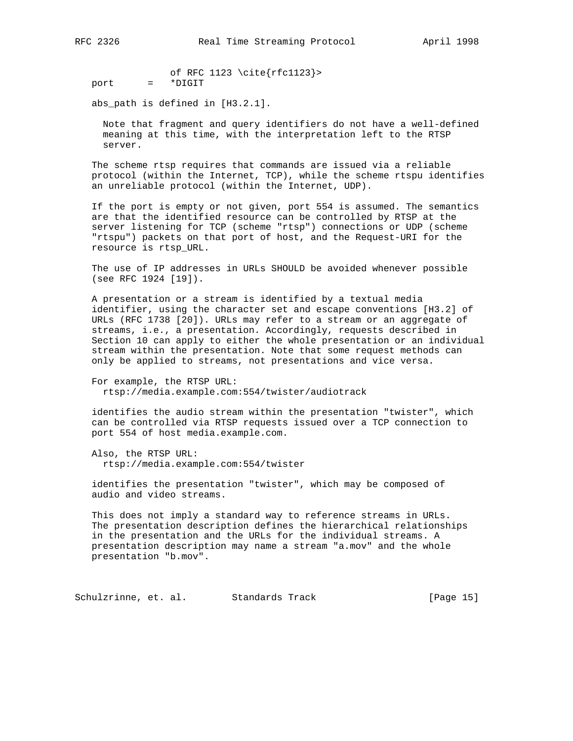```
                of RFC 1123 \cite{rfc1123}>
port      =   *DIGIT
```

abs_path is defined in [H3.2.1].

> Note that fragment and query identifiers do not have a well-defined meaning at this time, with the interpretation left to the RTSP server.

The scheme rtsp requires that commands are issued via a reliable protocol (within the Internet, TCP), while the scheme rtspu identifies an unreliable protocol (within the Internet, UDP).

If the port is empty or not given, port 554 is assumed. The semantics are that the identified resource can be controlled by RTSP at the server listening for TCP (scheme "rtsp") connections or UDP (scheme "rtspu") packets on that port of host, and the Request-URI for the resource is rtsp_URL.

The use of IP addresses in URLs SHOULD be avoided whenever possible (see RFC 1924 [19]).

A presentation or a stream is identified by a textual media identifier, using the character set and escape conventions [H3.2] of URLs (RFC 1738 [20]). URLs may refer to a stream or an aggregate of streams, i.e., a presentation. Accordingly, requests described in Section 10 can apply to either the whole presentation or an individual stream within the presentation. Note that some request methods can only be applied to streams, not presentations and vice versa.

For example, the RTSP URL:

```
rtsp://media.example.com:554/twister/audiotrack
```

identifies the audio stream within the presentation "twister", which can be controlled via RTSP requests issued over a TCP connection to port 554 of host media.example.com.

Also, the RTSP URL:

```
rtsp://media.example.com:554/twister
```

identifies the presentation "twister", which may be composed of audio and video streams.

This does not imply a standard way to reference streams in URLs. The presentation description defines the hierarchical relationships in the presentation and the URLs for the individual streams. A presentation description may name a stream "a.mov" and the whole presentation "b.mov".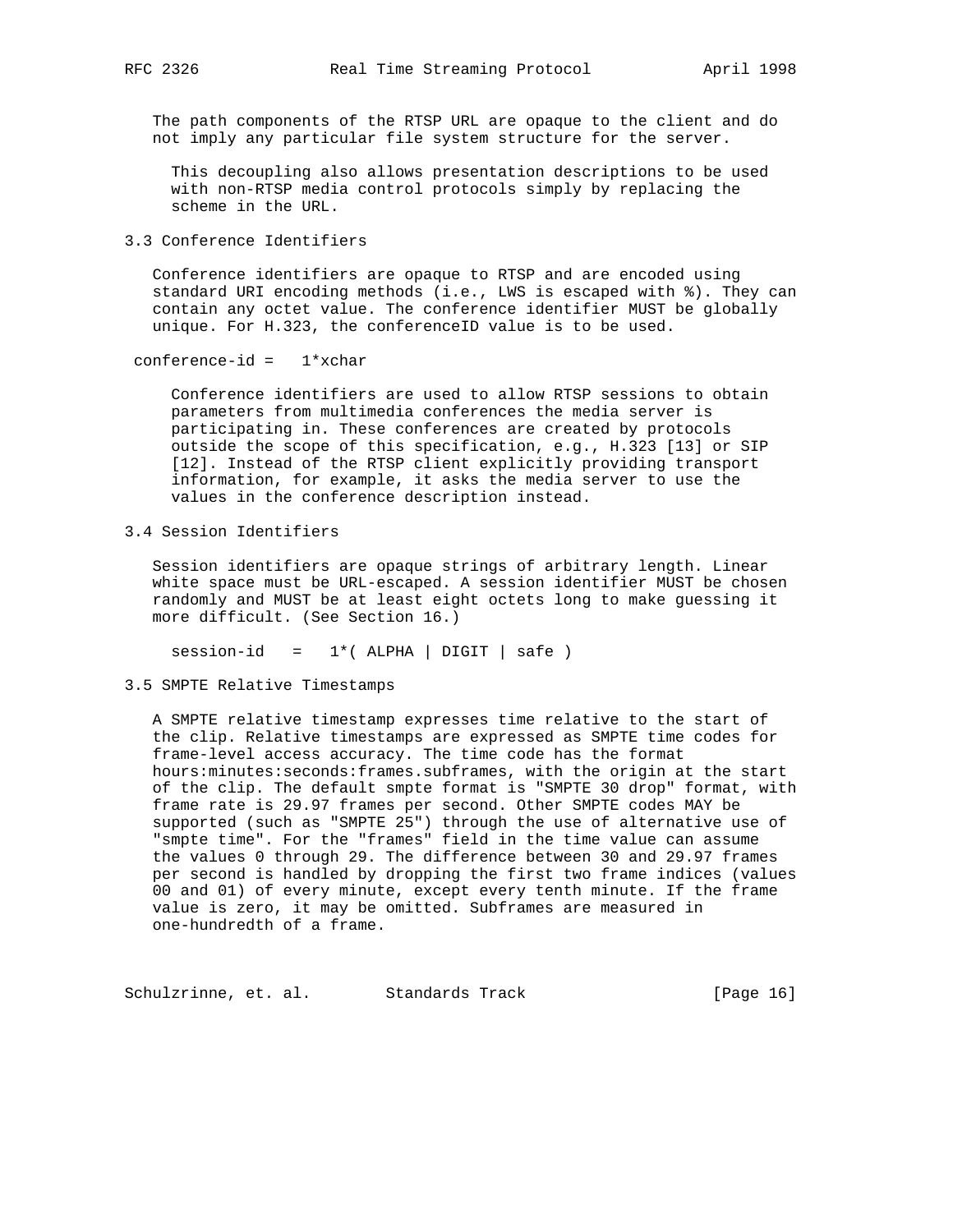The path components of the RTSP URL are opaque to the client and do not imply any particular file system structure for the server.

> This decoupling also allows presentation descriptions to be used with non-RTSP media control protocols simply by replacing the scheme in the URL.

### 3.3 Conference Identifiers

Conference identifiers are opaque to RTSP and are encoded using standard URI encoding methods (i.e., LWS is escaped with %). They can contain any octet value. The conference identifier MUST be globally unique. For H.323, the conferenceID value is to be used.

```
conference-id =   1*xchar
```

> Conference identifiers are used to allow RTSP sessions to obtain parameters from multimedia conferences the media server is participating in. These conferences are created by protocols outside the scope of this specification, e.g., H.323 [13] or SIP [12]. Instead of the RTSP client explicitly providing transport information, for example, it asks the media server to use the values in the conference description instead.

### 3.4 Session Identifiers

Session identifiers are opaque strings of arbitrary length. Linear white space must be URL-escaped. A session identifier MUST be chosen randomly and MUST be at least eight octets long to make guessing it more difficult. (See Section 16.)

```
session-id   =   1*( ALPHA | DIGIT | safe )
```

### 3.5 SMPTE Relative Timestamps

A SMPTE relative timestamp expresses time relative to the start of the clip. Relative timestamps are expressed as SMPTE time codes for frame-level access accuracy. The time code has the format hours:minutes:seconds:frames.subframes, with the origin at the start of the clip. The default smpte format is "SMPTE 30 drop" format, with frame rate is 29.97 frames per second. Other SMPTE codes MAY be supported (such as "SMPTE 25") through the use of alternative use of "smpte time". For the "frames" field in the time value can assume the values 0 through 29. The difference between 30 and 29.97 frames per second is handled by dropping the first two frame indices (values 00 and 01) of every minute, except every tenth minute. If the frame value is zero, it may be omitted. Subframes are measured in one-hundredth of a frame.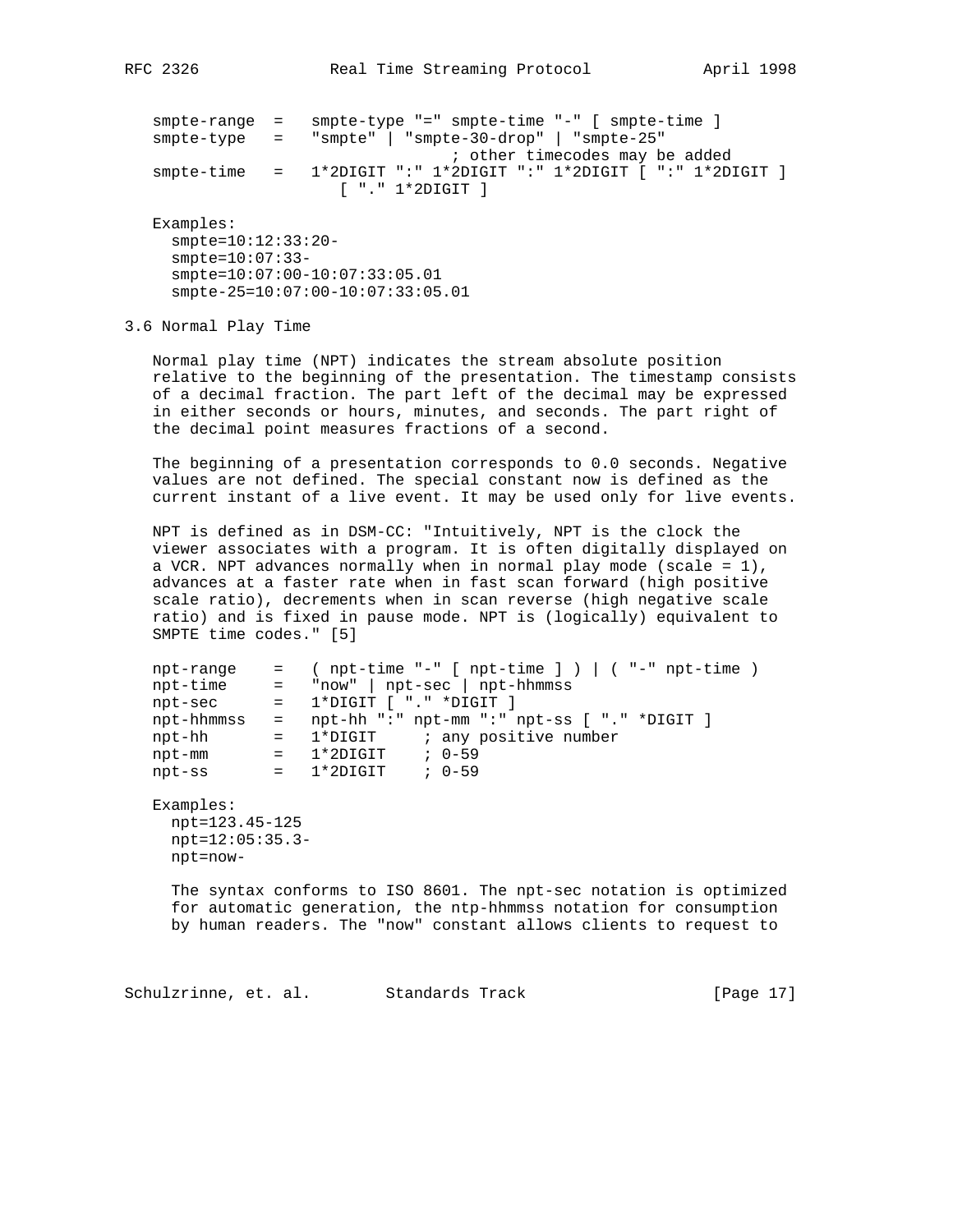```
smpte-range  =   smpte-type "=" smpte-time "-" [ smpte-time ]
smpte-type   =   "smpte" | "smpte-30-drop" | "smpte-25"
                                 ; other timecodes may be added
smpte-time   =   1*2DIGIT ":" 1*2DIGIT ":" 1*2DIGIT [ ":" 1*2DIGIT ]
                    [ "." 1*2DIGIT ]
```

Examples:

```
  smpte=10:12:33:20-
  smpte=10:07:33-
  smpte=10:07:00-10:07:33:05.01
  smpte-25=10:07:00-10:07:33:05.01
```

### 3.6 Normal Play Time

Normal play time (NPT) indicates the stream absolute position relative to the beginning of the presentation. The timestamp consists of a decimal fraction. The part left of the decimal may be expressed in either seconds or hours, minutes, and seconds. The part right of the decimal point measures fractions of a second.

The beginning of a presentation corresponds to 0.0 seconds. Negative values are not defined. The special constant now is defined as the current instant of a live event. It may be used only for live events.

NPT is defined as in DSM-CC: "Intuitively, NPT is the clock the viewer associates with a program. It is often digitally displayed on a VCR. NPT advances normally when in normal play mode (scale = 1), advances at a faster rate when in fast scan forward (high positive scale ratio), decrements when in scan reverse (high negative scale ratio) and is fixed in pause mode. NPT is (logically) equivalent to SMPTE time codes." [5]

```
npt-range    =   ( npt-time "-" [ npt-time ] ) | ( "-" npt-time )
npt-time     =   "now" | npt-sec | npt-hhmmss
npt-sec      =   1*DIGIT [ "." *DIGIT ]
npt-hhmmss   =   npt-hh ":" npt-mm ":" npt-ss [ "." *DIGIT ]
npt-hh       =   1*DIGIT     ; any positive number
npt-mm       =   1*2DIGIT    ; 0-59
npt-ss       =   1*2DIGIT    ; 0-59
```

Examples:

```
  npt=123.45-125
  npt=12:05:35.3-
  npt=now-
```

The syntax conforms to ISO 8601. The npt-sec notation is optimized for automatic generation, the ntp-hhmmss notation for consumption by human readers. The "now" constant allows clients to request to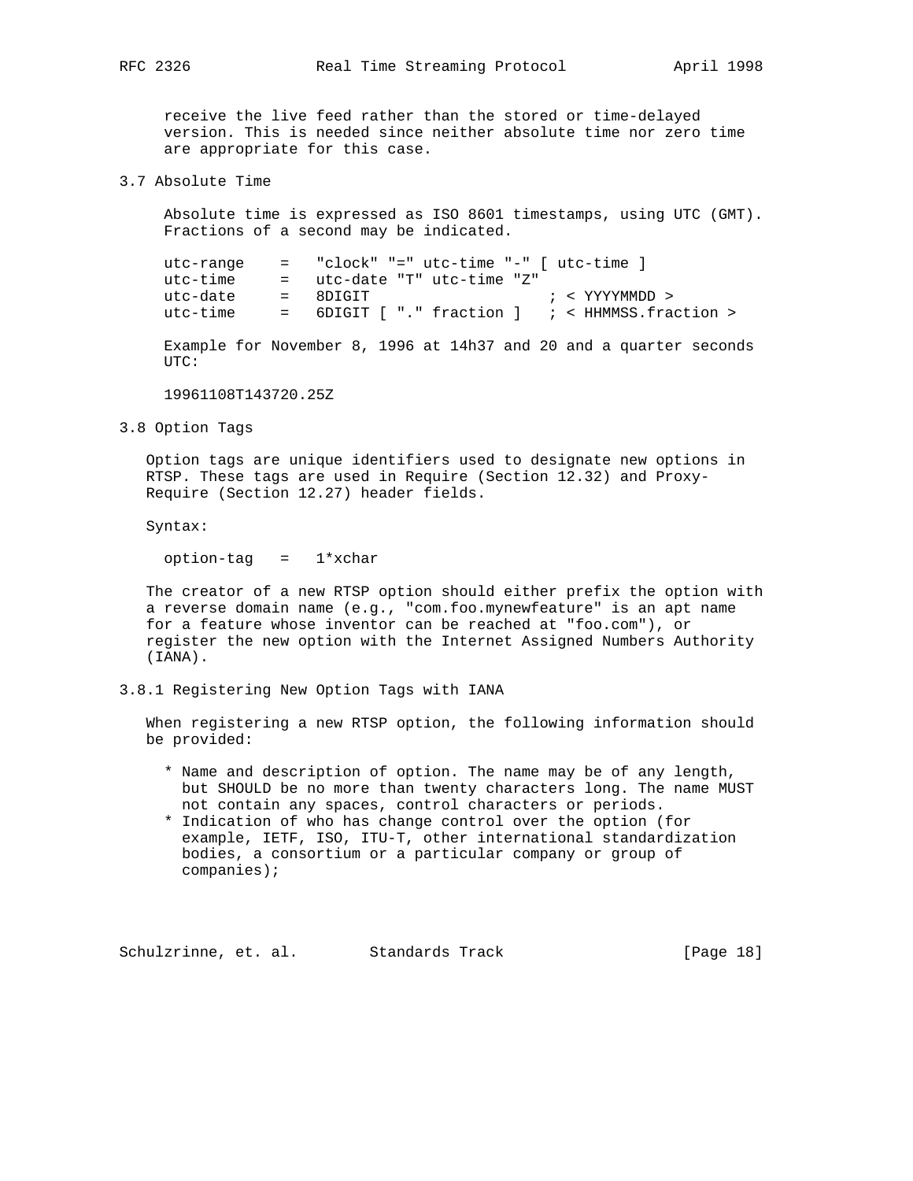receive the live feed rather than the stored or time-delayed version. This is needed since neither absolute time nor zero time are appropriate for this case.

### 3.7 Absolute Time

Absolute time is expressed as ISO 8601 timestamps, using UTC (GMT). Fractions of a second may be indicated.

```
utc-range    =   "clock" "=" utc-time "-" [ utc-time ]
utc-time     =   utc-date "T" utc-time "Z"
utc-date     =   8DIGIT                    ; < YYYYMMDD >
utc-time     =   6DIGIT [ "." fraction ]   ; < HHMMSS.fraction >
```

Example for November 8, 1996 at 14h37 and 20 and a quarter seconds UTC:

```
19961108T143720.25Z
```

### 3.8 Option Tags

Option tags are unique identifiers used to designate new options in RTSP. These tags are used in Require (Section 12.32) and Proxy-Require (Section 12.27) header fields.

Syntax:

```
option-tag   =   1*xchar
```

The creator of a new RTSP option should either prefix the option with a reverse domain name (e.g., "com.foo.mynewfeature" is an apt name for a feature whose inventor can be reached at "foo.com"), or register the new option with the Internet Assigned Numbers Authority (IANA).

#### 3.8.1 Registering New Option Tags with IANA

When registering a new RTSP option, the following information should be provided:

* Name and description of option. The name may be of any length, but SHOULD be no more than twenty characters long. The name MUST not contain any spaces, control characters or periods.
* Indication of who has change control over the option (for example, IETF, ISO, ITU-T, other international standardization bodies, a consortium or a particular company or group of companies);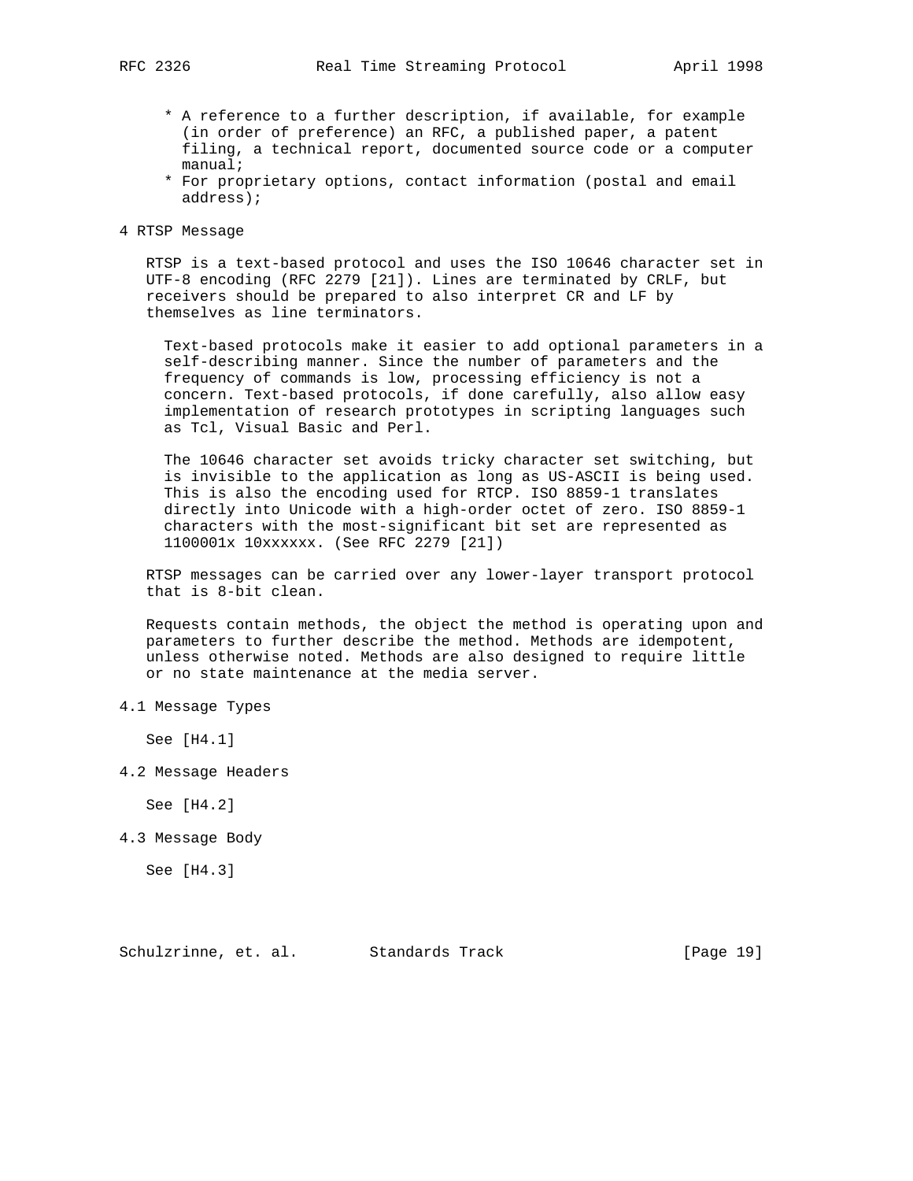* A reference to a further description, if available, for example (in order of preference) an RFC, a published paper, a patent filing, a technical report, documented source code or a computer manual;
* For proprietary options, contact information (postal and email address);

# 4 RTSP Message

RTSP is a text-based protocol and uses the ISO 10646 character set in UTF-8 encoding (RFC 2279 [21]). Lines are terminated by CRLF, but receivers should be prepared to also interpret CR and LF by themselves as line terminators.

> Text-based protocols make it easier to add optional parameters in a self-describing manner. Since the number of parameters and the frequency of commands is low, processing efficiency is not a concern. Text-based protocols, if done carefully, also allow easy implementation of research prototypes in scripting languages such as Tcl, Visual Basic and Perl.
>
> The 10646 character set avoids tricky character set switching, but is invisible to the application as long as US-ASCII is being used. This is also the encoding used for RTCP. ISO 8859-1 translates directly into Unicode with a high-order octet of zero. ISO 8859-1 characters with the most-significant bit set are represented as 1100001x 10xxxxxx. (See RFC 2279 [21])

RTSP messages can be carried over any lower-layer transport protocol that is 8-bit clean.

Requests contain methods, the object the method is operating upon and parameters to further describe the method. Methods are idempotent, unless otherwise noted. Methods are also designed to require little or no state maintenance at the media server.

## 4.1 Message Types

See [H4.1]

## 4.2 Message Headers

See [H4.2]

## 4.3 Message Body

See [H4.3]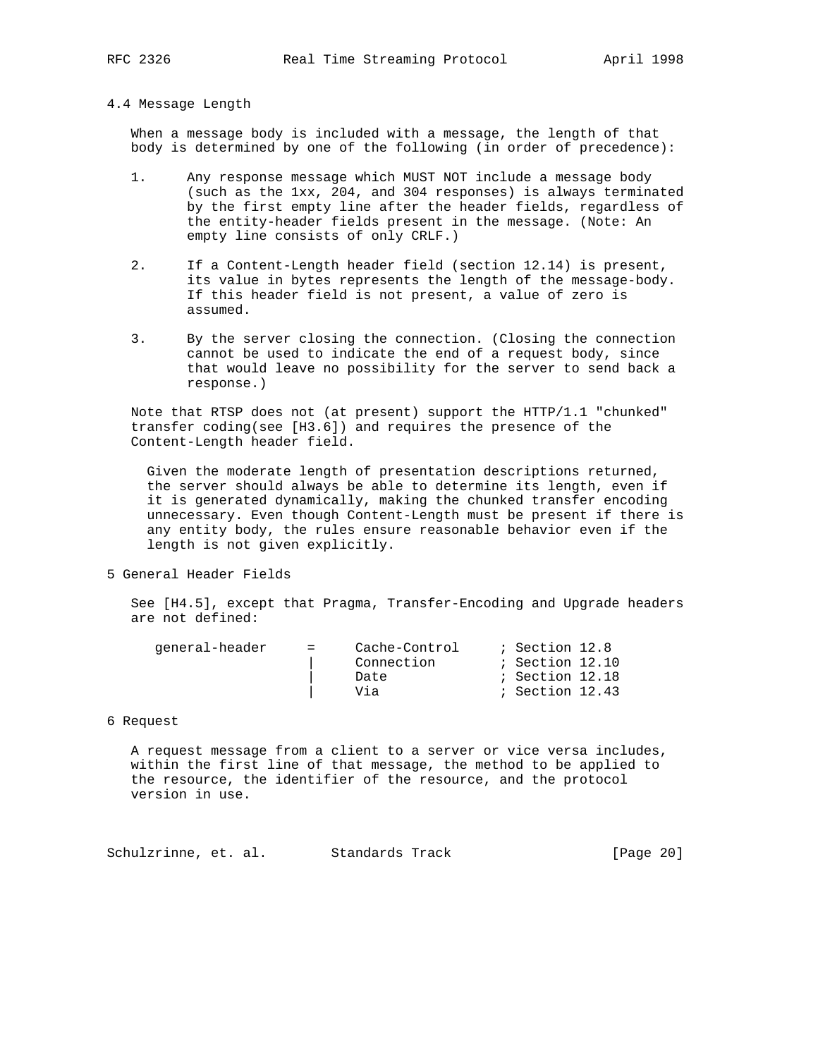### 4.4 Message Length

When a message body is included with a message, the length of that body is determined by one of the following (in order of precedence):

1. Any response message which MUST NOT include a message body (such as the 1xx, 204, and 304 responses) is always terminated by the first empty line after the header fields, regardless of the entity-header fields present in the message. (Note: An empty line consists of only CRLF.)

2. If a Content-Length header field (section 12.14) is present, its value in bytes represents the length of the message-body. If this header field is not present, a value of zero is assumed.

3. By the server closing the connection. (Closing the connection cannot be used to indicate the end of a request body, since that would leave no possibility for the server to send back a response.)

Note that RTSP does not (at present) support the HTTP/1.1 "chunked" transfer coding(see [H3.6]) and requires the presence of the Content-Length header field.

> Given the moderate length of presentation descriptions returned, the server should always be able to determine its length, even if it is generated dynamically, making the chunked transfer encoding unnecessary. Even though Content-Length must be present if there is any entity body, the rules ensure reasonable behavior even if the length is not given explicitly.

## 5 General Header Fields

See [H4.5], except that Pragma, Transfer-Encoding and Upgrade headers are not defined:

```
general-header     =     Cache-Control     ; Section 12.8
                   |     Connection        ; Section 12.10
                   |     Date              ; Section 12.18
                   |     Via               ; Section 12.43
```

## 6 Request

A request message from a client to a server or vice versa includes, within the first line of that message, the method to be applied to the resource, the identifier of the resource, and the protocol version in use.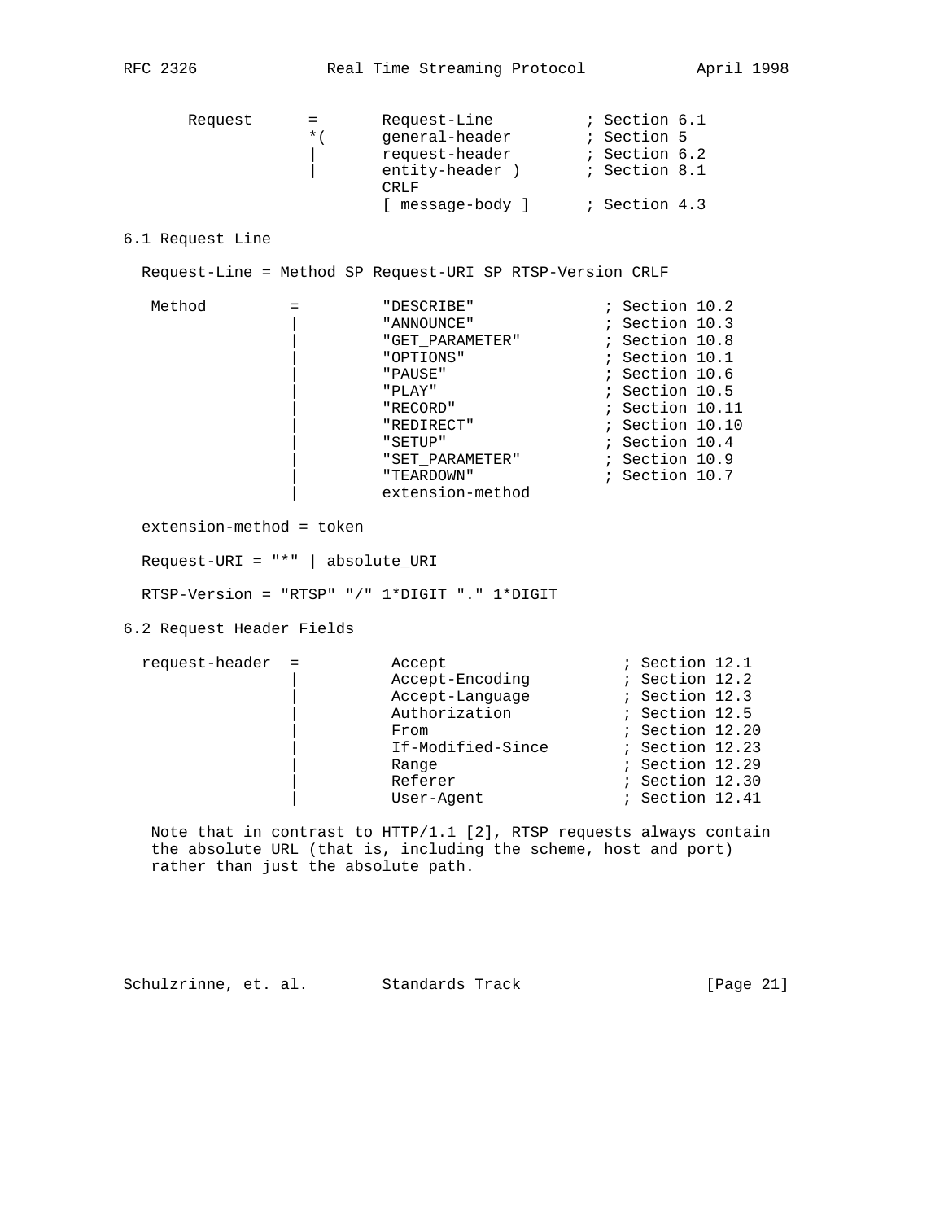```
     Request      =       Request-Line          ; Section 6.1
                  *(      general-header        ; Section 5
                   |      request-header        ; Section 6.2
                   |      entity-header )       ; Section 8.1
                          CRLF
                          [ message-body ]      ; Section 4.3
```

## 6.1 Request Line

```
  Request-Line = Method SP Request-URI SP RTSP-Version CRLF

   Method         =         "DESCRIBE"              ; Section 10.2
                  |         "ANNOUNCE"              ; Section 10.3
                  |         "GET_PARAMETER"         ; Section 10.8
                  |         "OPTIONS"               ; Section 10.1
                  |         "PAUSE"                 ; Section 10.6
                  |         "PLAY"                  ; Section 10.5
                  |         "RECORD"                ; Section 10.11
                  |         "REDIRECT"              ; Section 10.10
                  |         "SETUP"                 ; Section 10.4
                  |         "SET_PARAMETER"         ; Section 10.9
                  |         "TEARDOWN"              ; Section 10.7
                  |         extension-method

  extension-method = token

  Request-URI = "*" | absolute_URI

  RTSP-Version = "RTSP" "/" 1*DIGIT "." 1*DIGIT
```

## 6.2 Request Header Fields

```
  request-header  =          Accept                   ; Section 12.1
                  |          Accept-Encoding          ; Section 12.2
                  |          Accept-Language          ; Section 12.3
                  |          Authorization            ; Section 12.5
                  |          From                     ; Section 12.20
                  |          If-Modified-Since        ; Section 12.23
                  |          Range                    ; Section 12.29
                  |          Referer                  ; Section 12.30
                  |          User-Agent               ; Section 12.41
```

Note that in contrast to HTTP/1.1 [2], RTSP requests always contain the absolute URL (that is, including the scheme, host and port) rather than just the absolute path.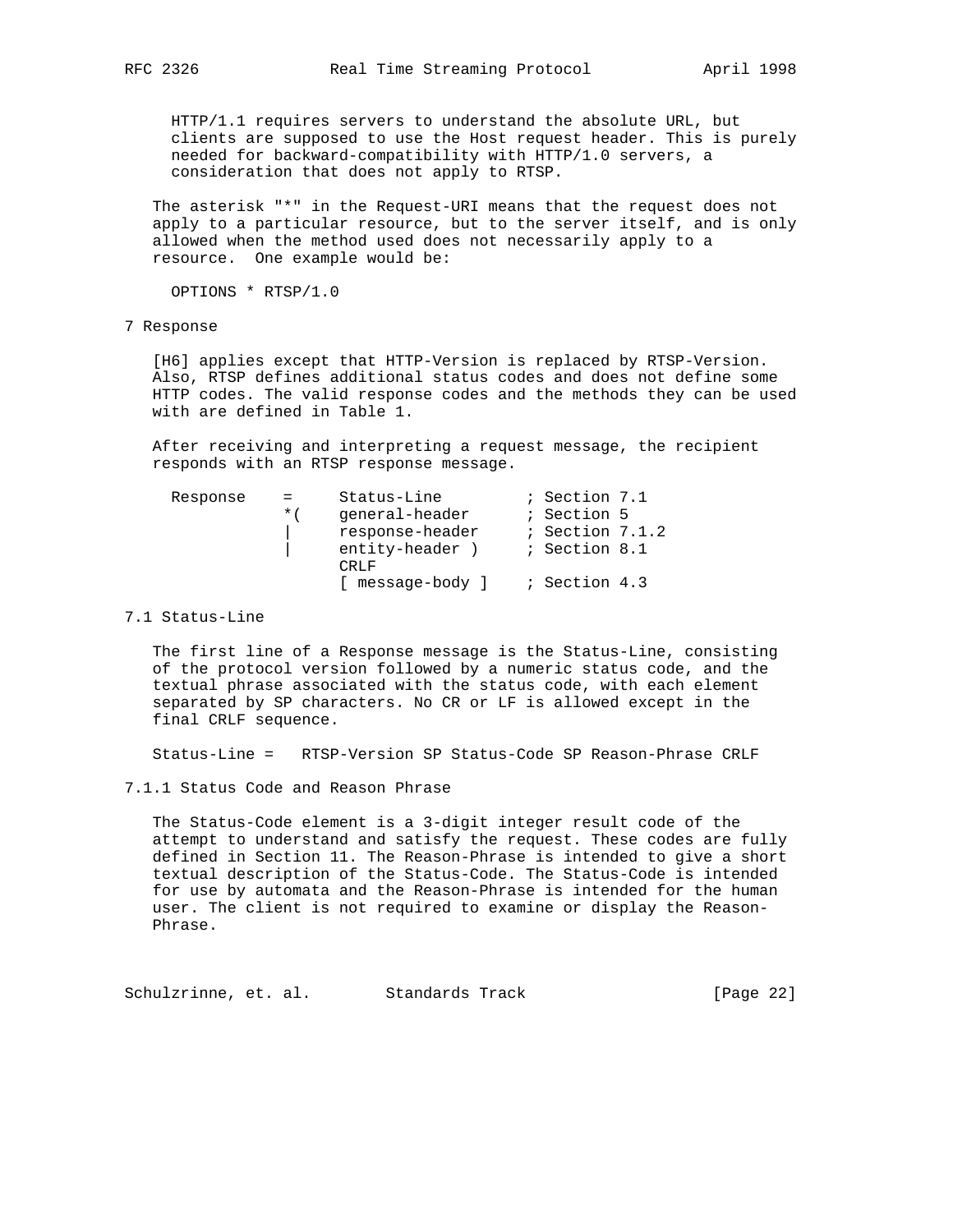HTTP/1.1 requires servers to understand the absolute URL, but clients are supposed to use the Host request header. This is purely needed for backward-compatibility with HTTP/1.0 servers, a consideration that does not apply to RTSP.

The asterisk "*" in the Request-URI means that the request does not apply to a particular resource, but to the server itself, and is only allowed when the method used does not necessarily apply to a resource. One example would be:

```
OPTIONS * RTSP/1.0
```

## 7 Response

[H6] applies except that HTTP-Version is replaced by RTSP-Version. Also, RTSP defines additional status codes and does not define some HTTP codes. The valid response codes and the methods they can be used with are defined in Table 1.

After receiving and interpreting a request message, the recipient responds with an RTSP response message.

```
Response    =     Status-Line         ; Section 7.1
            *(    general-header      ; Section 5
            |     response-header     ; Section 7.1.2
            |     entity-header )     ; Section 8.1
                  CRLF
                  [ message-body ]    ; Section 4.3
```

### 7.1 Status-Line

The first line of a Response message is the Status-Line, consisting of the protocol version followed by a numeric status code, and the textual phrase associated with the status code, with each element separated by SP characters. No CR or LF is allowed except in the final CRLF sequence.

```
Status-Line =   RTSP-Version SP Status-Code SP Reason-Phrase CRLF
```

#### 7.1.1 Status Code and Reason Phrase

The Status-Code element is a 3-digit integer result code of the attempt to understand and satisfy the request. These codes are fully defined in Section 11. The Reason-Phrase is intended to give a short textual description of the Status-Code. The Status-Code is intended for use by automata and the Reason-Phrase is intended for the human user. The client is not required to examine or display the Reason-Phrase.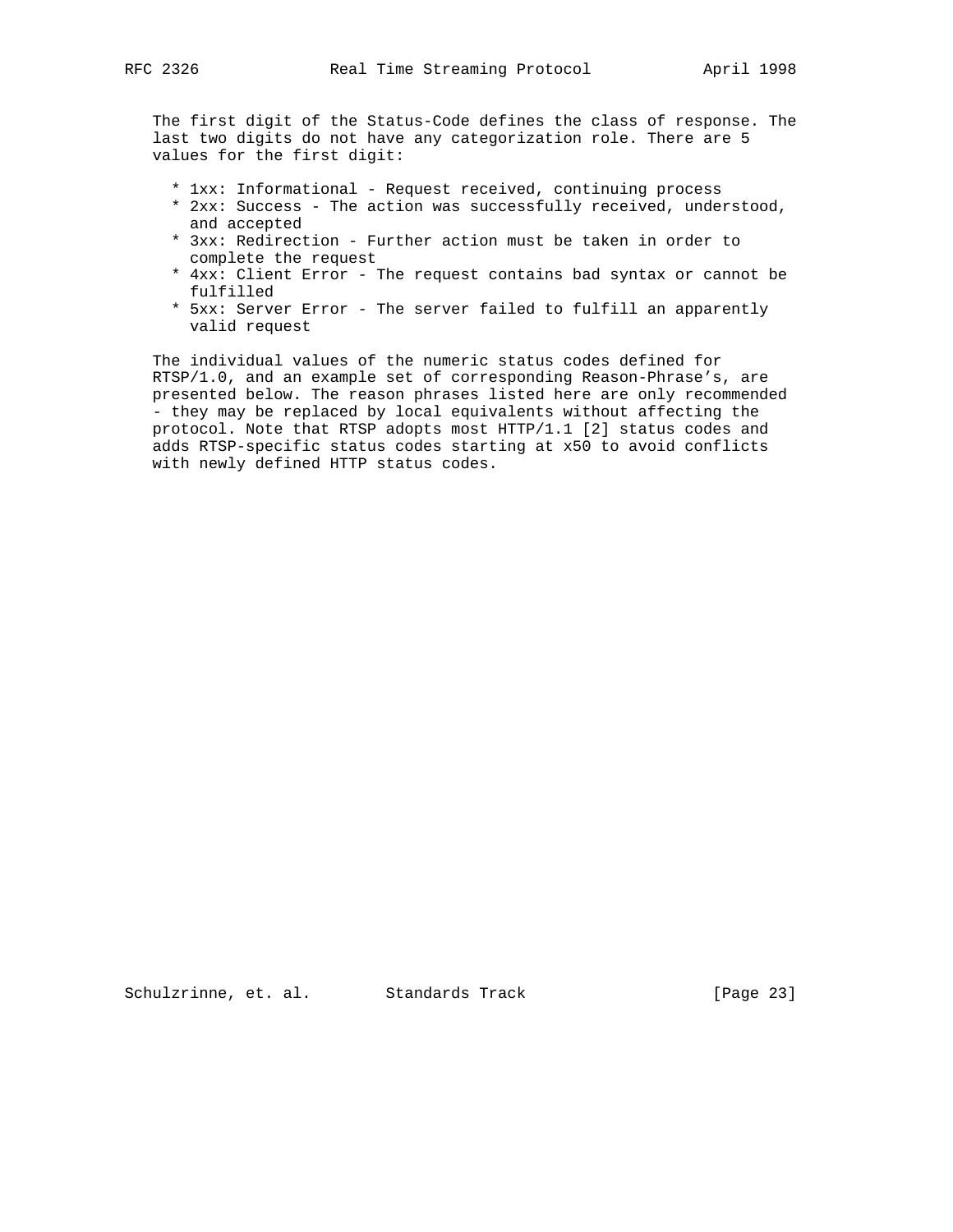The first digit of the Status-Code defines the class of response. The last two digits do not have any categorization role. There are 5 values for the first digit:

* 1xx: Informational - Request received, continuing process
* 2xx: Success - The action was successfully received, understood, and accepted
* 3xx: Redirection - Further action must be taken in order to complete the request
* 4xx: Client Error - The request contains bad syntax or cannot be fulfilled
* 5xx: Server Error - The server failed to fulfill an apparently valid request

The individual values of the numeric status codes defined for RTSP/1.0, and an example set of corresponding Reason-Phrase's, are presented below. The reason phrases listed here are only recommended - they may be replaced by local equivalents without affecting the protocol. Note that RTSP adopts most HTTP/1.1 [2] status codes and adds RTSP-specific status codes starting at x50 to avoid conflicts with newly defined HTTP status codes.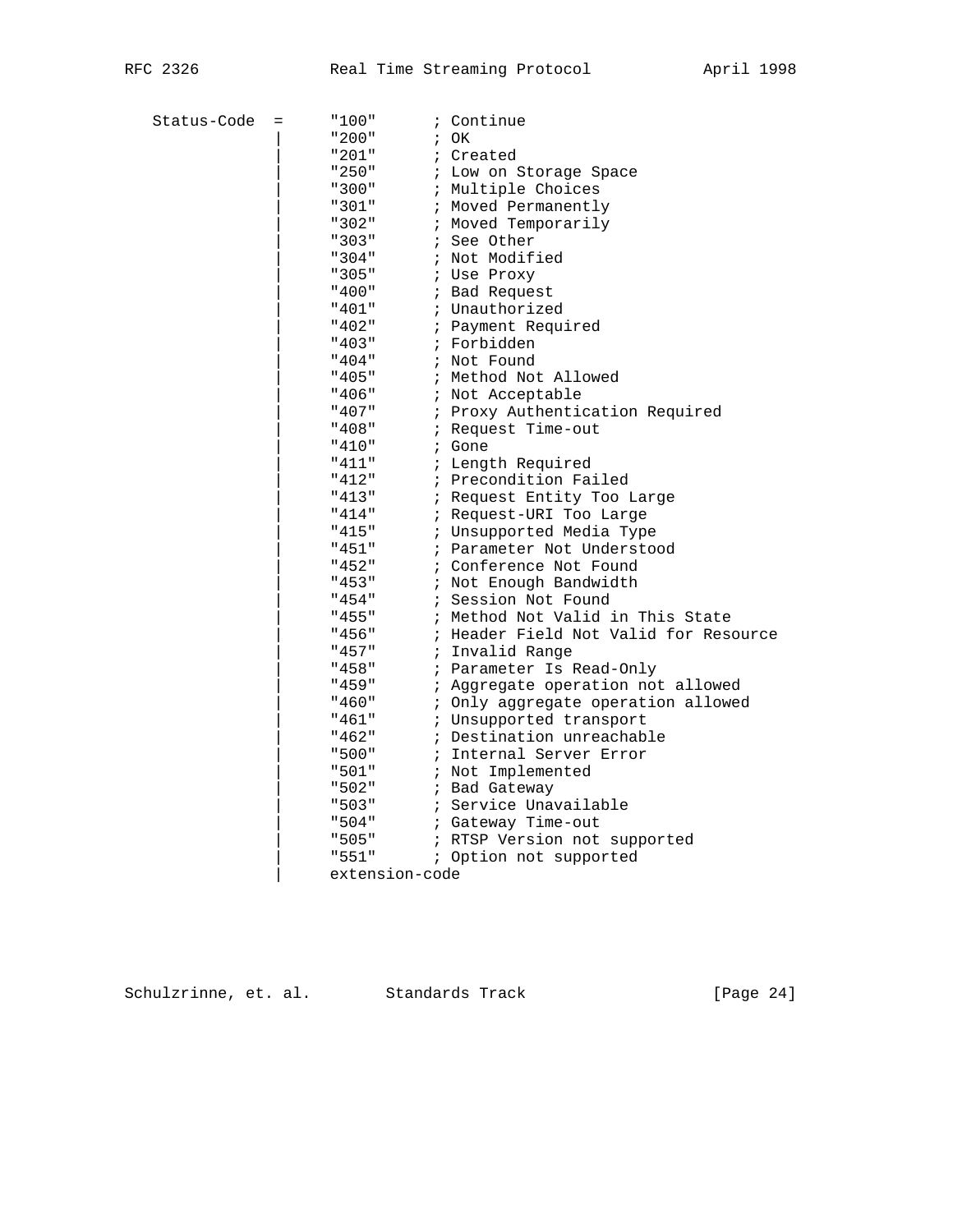```
   Status-Code  =     "100"      ; Continue
                |     "200"      ; OK
                |     "201"      ; Created
                |     "250"      ; Low on Storage Space
                |     "300"      ; Multiple Choices
                |     "301"      ; Moved Permanently
                |     "302"      ; Moved Temporarily
                |     "303"      ; See Other
                |     "304"      ; Not Modified
                |     "305"      ; Use Proxy
                |     "400"      ; Bad Request
                |     "401"      ; Unauthorized
                |     "402"      ; Payment Required
                |     "403"      ; Forbidden
                |     "404"      ; Not Found
                |     "405"      ; Method Not Allowed
                |     "406"      ; Not Acceptable
                |     "407"      ; Proxy Authentication Required
                |     "408"      ; Request Time-out
                |     "410"      ; Gone
                |     "411"      ; Length Required
                |     "412"      ; Precondition Failed
                |     "413"      ; Request Entity Too Large
                |     "414"      ; Request-URI Too Large
                |     "415"      ; Unsupported Media Type
                |     "451"      ; Parameter Not Understood
                |     "452"      ; Conference Not Found
                |     "453"      ; Not Enough Bandwidth
                |     "454"      ; Session Not Found
                |     "455"      ; Method Not Valid in This State
                |     "456"      ; Header Field Not Valid for Resource
                |     "457"      ; Invalid Range
                |     "458"      ; Parameter Is Read-Only
                |     "459"      ; Aggregate operation not allowed
                |     "460"      ; Only aggregate operation allowed
                |     "461"      ; Unsupported transport
                |     "462"      ; Destination unreachable
                |     "500"      ; Internal Server Error
                |     "501"      ; Not Implemented
                |     "502"      ; Bad Gateway
                |     "503"      ; Service Unavailable
                |     "504"      ; Gateway Time-out
                |     "505"      ; RTSP Version not supported
                |     "551"      ; Option not supported
                |     extension-code
```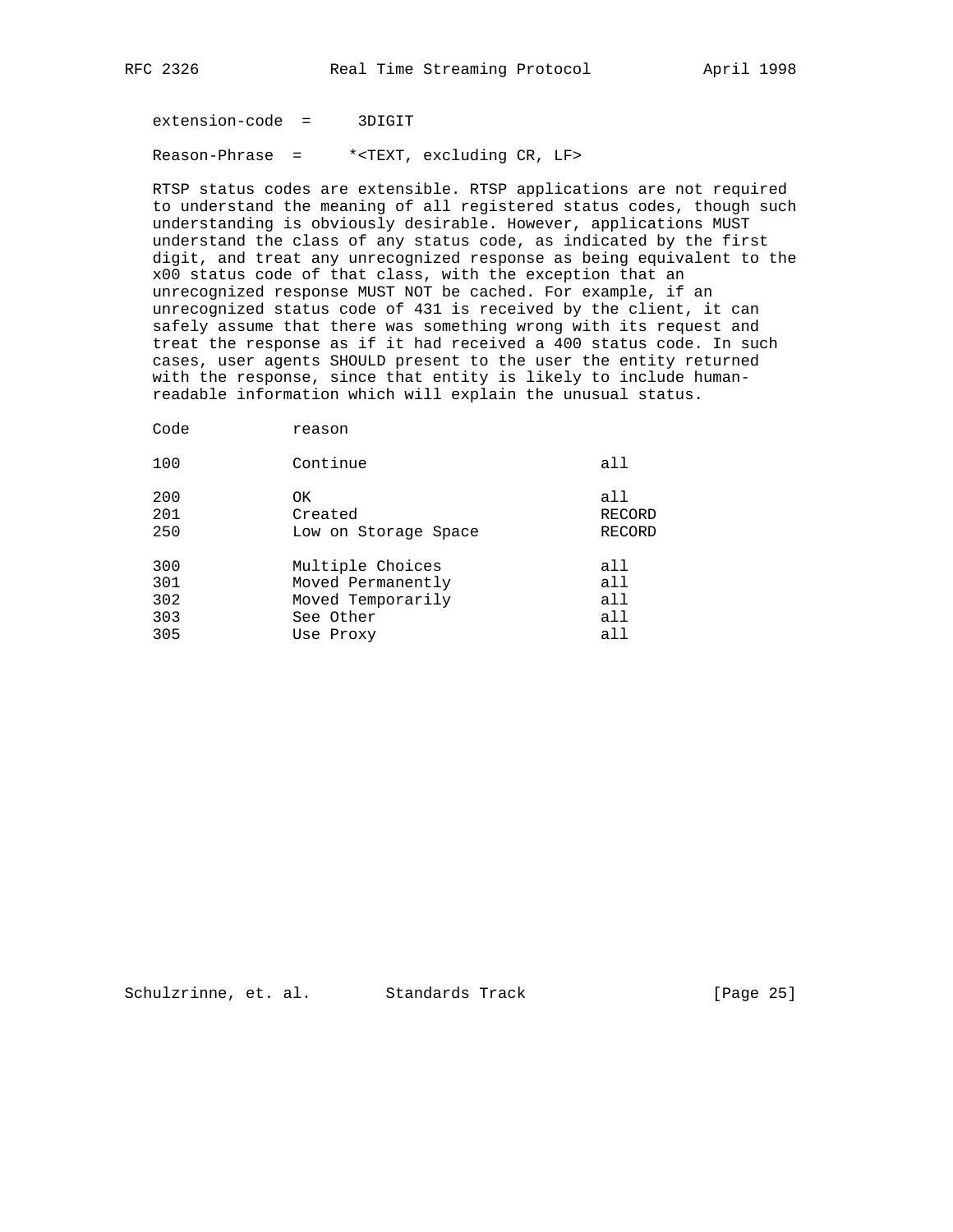```
extension-code  =     3DIGIT

Reason-Phrase  =     *<TEXT, excluding CR, LF>
```

RTSP status codes are extensible. RTSP applications are not required to understand the meaning of all registered status codes, though such understanding is obviously desirable. However, applications MUST understand the class of any status code, as indicated by the first digit, and treat any unrecognized response as being equivalent to the x00 status code of that class, with the exception that an unrecognized response MUST NOT be cached. For example, if an unrecognized status code of 431 is received by the client, it can safely assume that there was something wrong with its request and treat the response as if it had received a 400 status code. In such cases, user agents SHOULD present to the user the entity returned with the response, since that entity is likely to include human-readable information which will explain the unusual status.

| Code | reason | |
|---|---|---|
| 100 | Continue | all |
| 200 | OK | all |
| 201 | Created | RECORD |
| 250 | Low on Storage Space | RECORD |
| 300 | Multiple Choices | all |
| 301 | Moved Permanently | all |
| 302 | Moved Temporarily | all |
| 303 | See Other | all |
| 305 | Use Proxy | all |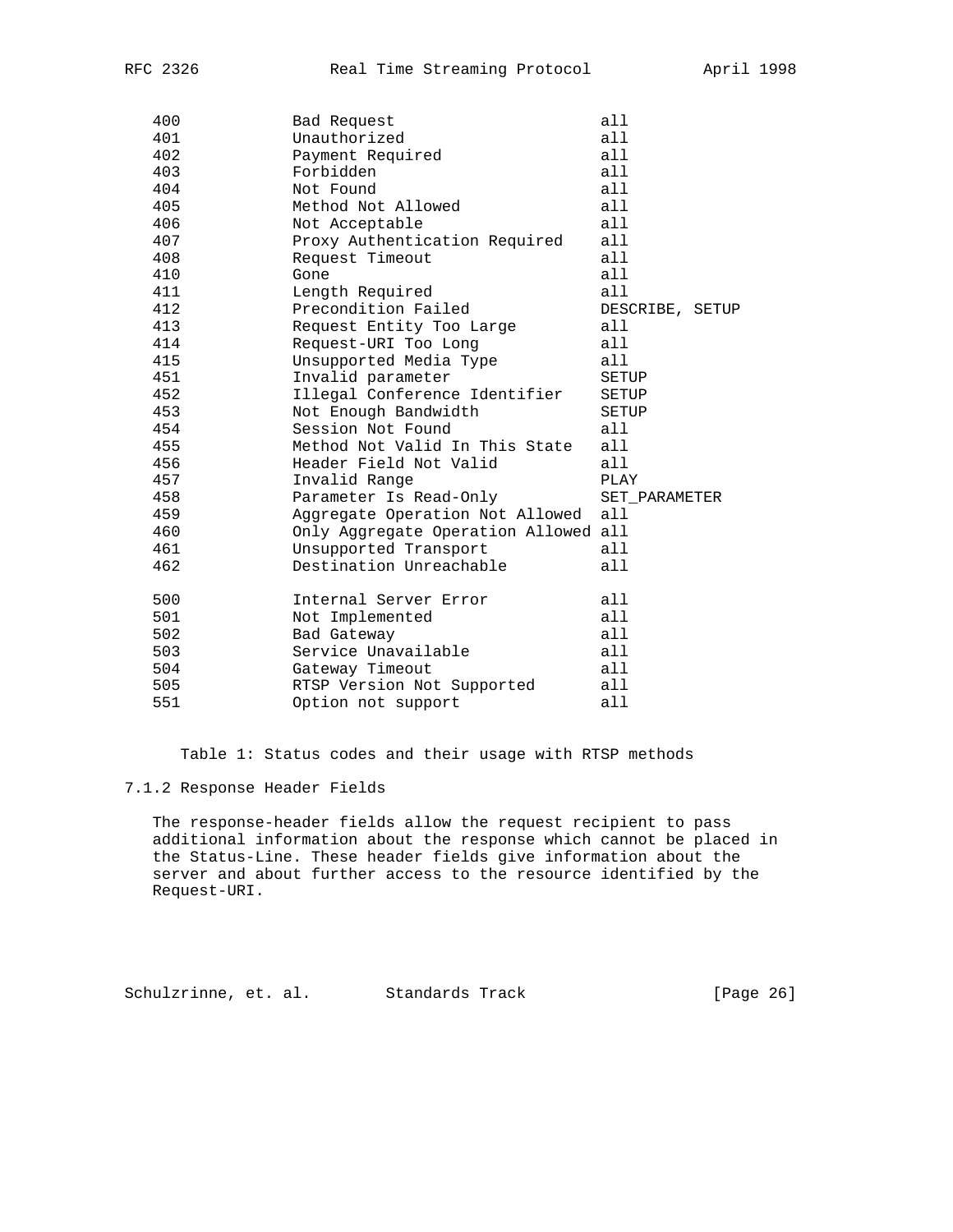| Code | Reason | Method |
|---|---|---|
| 400 | Bad Request | all |
| 401 | Unauthorized | all |
| 402 | Payment Required | all |
| 403 | Forbidden | all |
| 404 | Not Found | all |
| 405 | Method Not Allowed | all |
| 406 | Not Acceptable | all |
| 407 | Proxy Authentication Required | all |
| 408 | Request Timeout | all |
| 410 | Gone | all |
| 411 | Length Required | all |
| 412 | Precondition Failed | DESCRIBE, SETUP |
| 413 | Request Entity Too Large | all |
| 414 | Request-URI Too Long | all |
| 415 | Unsupported Media Type | all |
| 451 | Invalid parameter | SETUP |
| 452 | Illegal Conference Identifier | SETUP |
| 453 | Not Enough Bandwidth | SETUP |
| 454 | Session Not Found | all |
| 455 | Method Not Valid In This State | all |
| 456 | Header Field Not Valid | all |
| 457 | Invalid Range | PLAY |
| 458 | Parameter Is Read-Only | SET_PARAMETER |
| 459 | Aggregate Operation Not Allowed | all |
| 460 | Only Aggregate Operation Allowed | all |
| 461 | Unsupported Transport | all |
| 462 | Destination Unreachable | all |
| 500 | Internal Server Error | all |
| 501 | Not Implemented | all |
| 502 | Bad Gateway | all |
| 503 | Service Unavailable | all |
| 504 | Gateway Timeout | all |
| 505 | RTSP Version Not Supported | all |
| 551 | Option not support | all |

Table 1: Status codes and their usage with RTSP methods

### 7.1.2 Response Header Fields

The response-header fields allow the request recipient to pass additional information about the response which cannot be placed in the Status-Line. These header fields give information about the server and about further access to the resource identified by the Request-URI.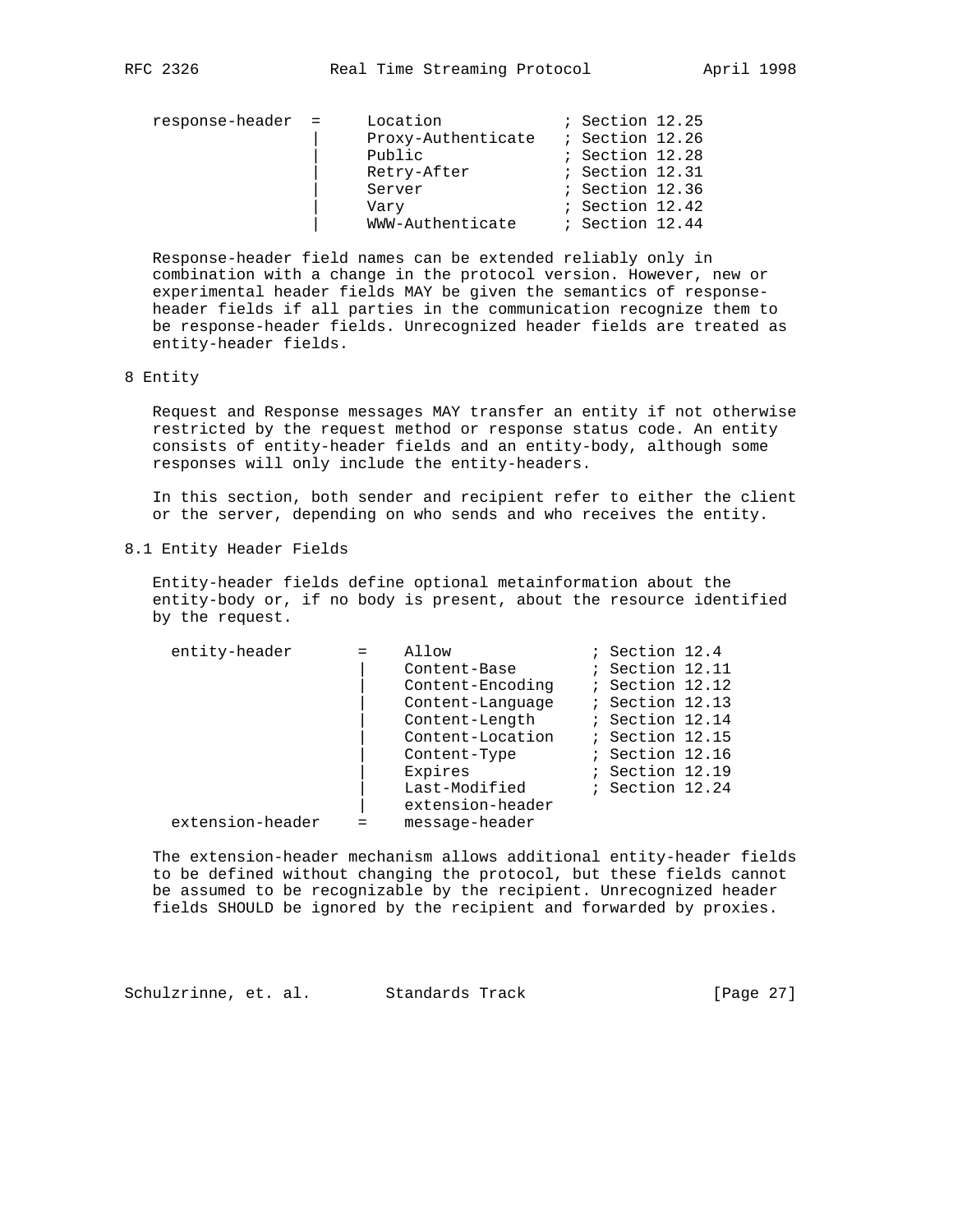```
   response-header  =     Location             ; Section 12.25
                    |     Proxy-Authenticate   ; Section 12.26
                    |     Public               ; Section 12.28
                    |     Retry-After          ; Section 12.31
                    |     Server               ; Section 12.36
                    |     Vary                 ; Section 12.42
                    |     WWW-Authenticate     ; Section 12.44
```

Response-header field names can be extended reliably only in combination with a change in the protocol version. However, new or experimental header fields MAY be given the semantics of response-header fields if all parties in the communication recognize them to be response-header fields. Unrecognized header fields are treated as entity-header fields.

# 8 Entity

Request and Response messages MAY transfer an entity if not otherwise restricted by the request method or response status code. An entity consists of entity-header fields and an entity-body, although some responses will only include the entity-headers.

In this section, both sender and recipient refer to either the client or the server, depending on who sends and who receives the entity.

## 8.1 Entity Header Fields

Entity-header fields define optional metainformation about the entity-body or, if no body is present, about the resource identified by the request.

```
     entity-header       =    Allow               ; Section 12.4
                         |    Content-Base        ; Section 12.11
                         |    Content-Encoding    ; Section 12.12
                         |    Content-Language    ; Section 12.13
                         |    Content-Length      ; Section 12.14
                         |    Content-Location    ; Section 12.15
                         |    Content-Type        ; Section 12.16
                         |    Expires             ; Section 12.19
                         |    Last-Modified       ; Section 12.24
                         |    extension-header
     extension-header    =    message-header
```

The extension-header mechanism allows additional entity-header fields to be defined without changing the protocol, but these fields cannot be assumed to be recognizable by the recipient. Unrecognized header fields SHOULD be ignored by the recipient and forwarded by proxies.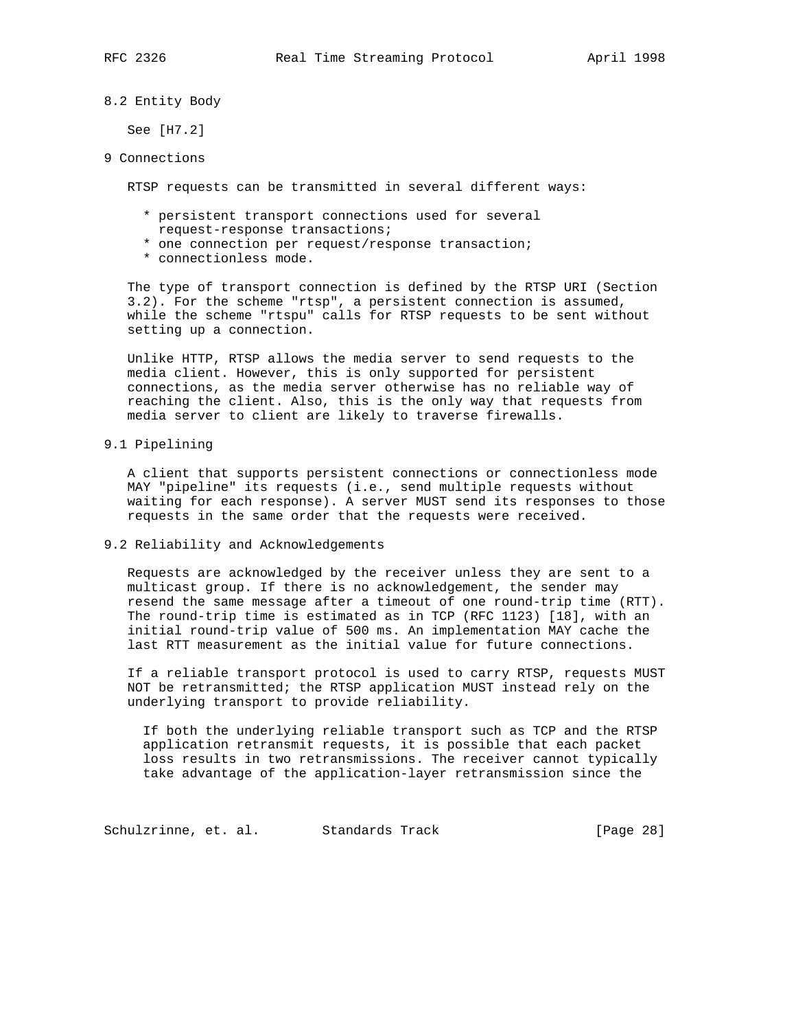## 8.2 Entity Body

See [H7.2]

# 9 Connections

RTSP requests can be transmitted in several different ways:

* persistent transport connections used for several request-response transactions;
* one connection per request/response transaction;
* connectionless mode.

The type of transport connection is defined by the RTSP URI (Section 3.2). For the scheme "rtsp", a persistent connection is assumed, while the scheme "rtspu" calls for RTSP requests to be sent without setting up a connection.

Unlike HTTP, RTSP allows the media server to send requests to the media client. However, this is only supported for persistent connections, as the media server otherwise has no reliable way of reaching the client. Also, this is the only way that requests from media server to client are likely to traverse firewalls.

## 9.1 Pipelining

A client that supports persistent connections or connectionless mode MAY "pipeline" its requests (i.e., send multiple requests without waiting for each response). A server MUST send its responses to those requests in the same order that the requests were received.

## 9.2 Reliability and Acknowledgements

Requests are acknowledged by the receiver unless they are sent to a multicast group. If there is no acknowledgement, the sender may resend the same message after a timeout of one round-trip time (RTT). The round-trip time is estimated as in TCP (RFC 1123) [18], with an initial round-trip value of 500 ms. An implementation MAY cache the last RTT measurement as the initial value for future connections.

If a reliable transport protocol is used to carry RTSP, requests MUST NOT be retransmitted; the RTSP application MUST instead rely on the underlying transport to provide reliability.

> If both the underlying reliable transport such as TCP and the RTSP application retransmit requests, it is possible that each packet loss results in two retransmissions. The receiver cannot typically take advantage of the application-layer retransmission since the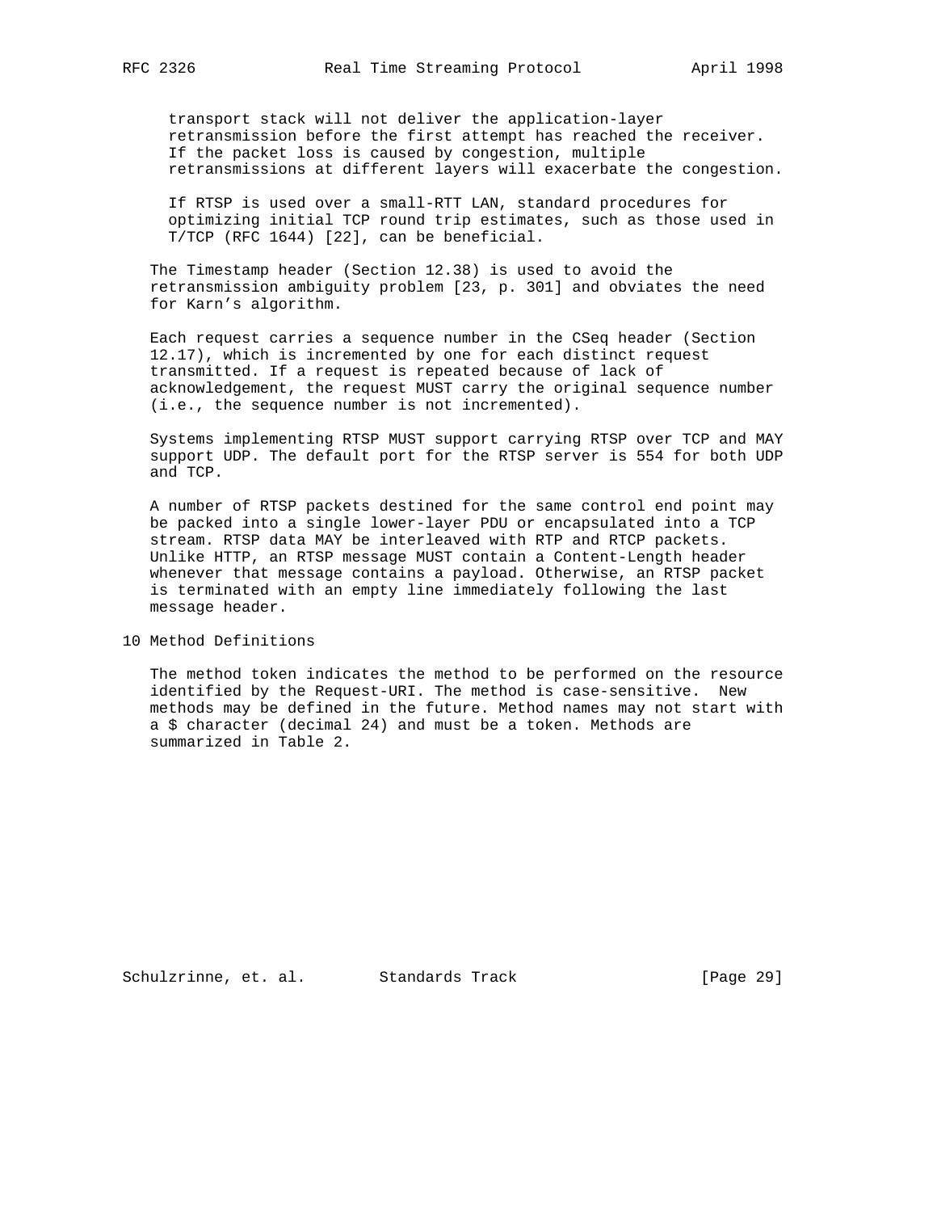transport stack will not deliver the application-layer retransmission before the first attempt has reached the receiver. If the packet loss is caused by congestion, multiple retransmissions at different layers will exacerbate the congestion.

If RTSP is used over a small-RTT LAN, standard procedures for optimizing initial TCP round trip estimates, such as those used in T/TCP (RFC 1644) [22], can be beneficial.

The Timestamp header (Section 12.38) is used to avoid the retransmission ambiguity problem [23, p. 301] and obviates the need for Karn's algorithm.

Each request carries a sequence number in the CSeq header (Section 12.17), which is incremented by one for each distinct request transmitted. If a request is repeated because of lack of acknowledgement, the request MUST carry the original sequence number (i.e., the sequence number is not incremented).

Systems implementing RTSP MUST support carrying RTSP over TCP and MAY support UDP. The default port for the RTSP server is 554 for both UDP and TCP.

A number of RTSP packets destined for the same control end point may be packed into a single lower-layer PDU or encapsulated into a TCP stream. RTSP data MAY be interleaved with RTP and RTCP packets. Unlike HTTP, an RTSP message MUST contain a Content-Length header whenever that message contains a payload. Otherwise, an RTSP packet is terminated with an empty line immediately following the last message header.

# 10 Method Definitions

The method token indicates the method to be performed on the resource identified by the Request-URI. The method is case-sensitive. New methods may be defined in the future. Method names may not start with a $ character (decimal 24) and must be a token. Methods are summarized in Table 2.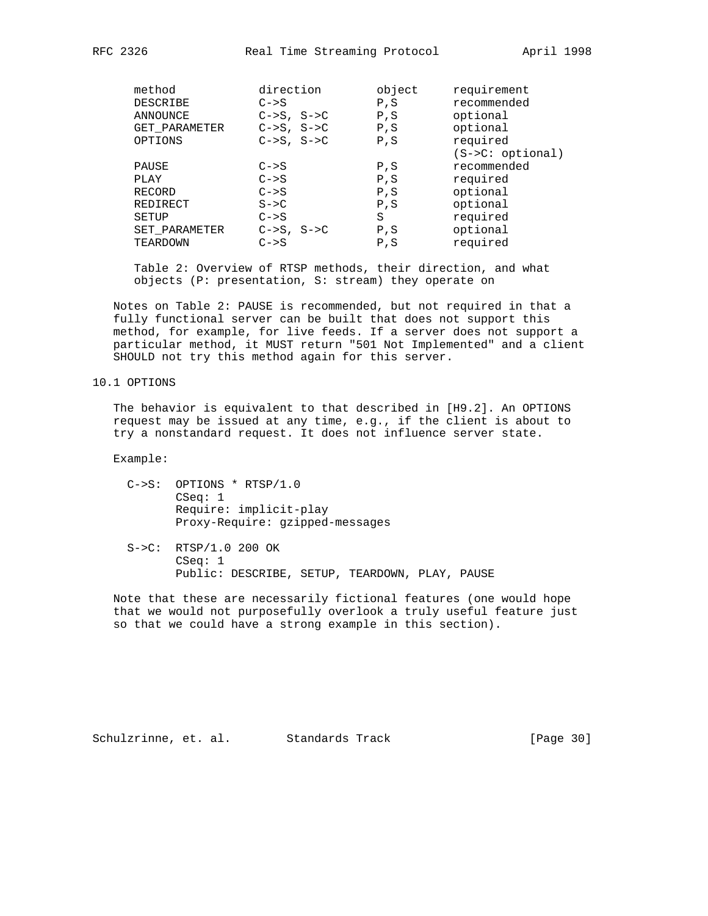| method | direction | object | requirement |
|---|---|---|---|
| DESCRIBE | C->S | P,S | recommended |
| ANNOUNCE | C->S, S->C | P,S | optional |
| GET_PARAMETER | C->S, S->C | P,S | optional |
| OPTIONS | C->S, S->C | P,S | required (S->C: optional) |
| PAUSE | C->S | P,S | recommended |
| PLAY | C->S | P,S | required |
| RECORD | C->S | P,S | optional |
| REDIRECT | S->C | P,S | optional |
| SETUP | C->S | S | required |
| SET_PARAMETER | C->S, S->C | P,S | optional |
| TEARDOWN | C->S | P,S | required |

Table 2: Overview of RTSP methods, their direction, and what objects (P: presentation, S: stream) they operate on

Notes on Table 2: PAUSE is recommended, but not required in that a fully functional server can be built that does not support this method, for example, for live feeds. If a server does not support a particular method, it MUST return "501 Not Implemented" and a client SHOULD not try this method again for this server.

## 10.1 OPTIONS

The behavior is equivalent to that described in [H9.2]. An OPTIONS request may be issued at any time, e.g., if the client is about to try a nonstandard request. It does not influence server state.

Example:

```
C->S:  OPTIONS * RTSP/1.0
       CSeq: 1
       Require: implicit-play
       Proxy-Require: gzipped-messages

S->C:  RTSP/1.0 200 OK
       CSeq: 1
       Public: DESCRIBE, SETUP, TEARDOWN, PLAY, PAUSE
```

Note that these are necessarily fictional features (one would hope that we would not purposefully overlook a truly useful feature just so that we could have a strong example in this section).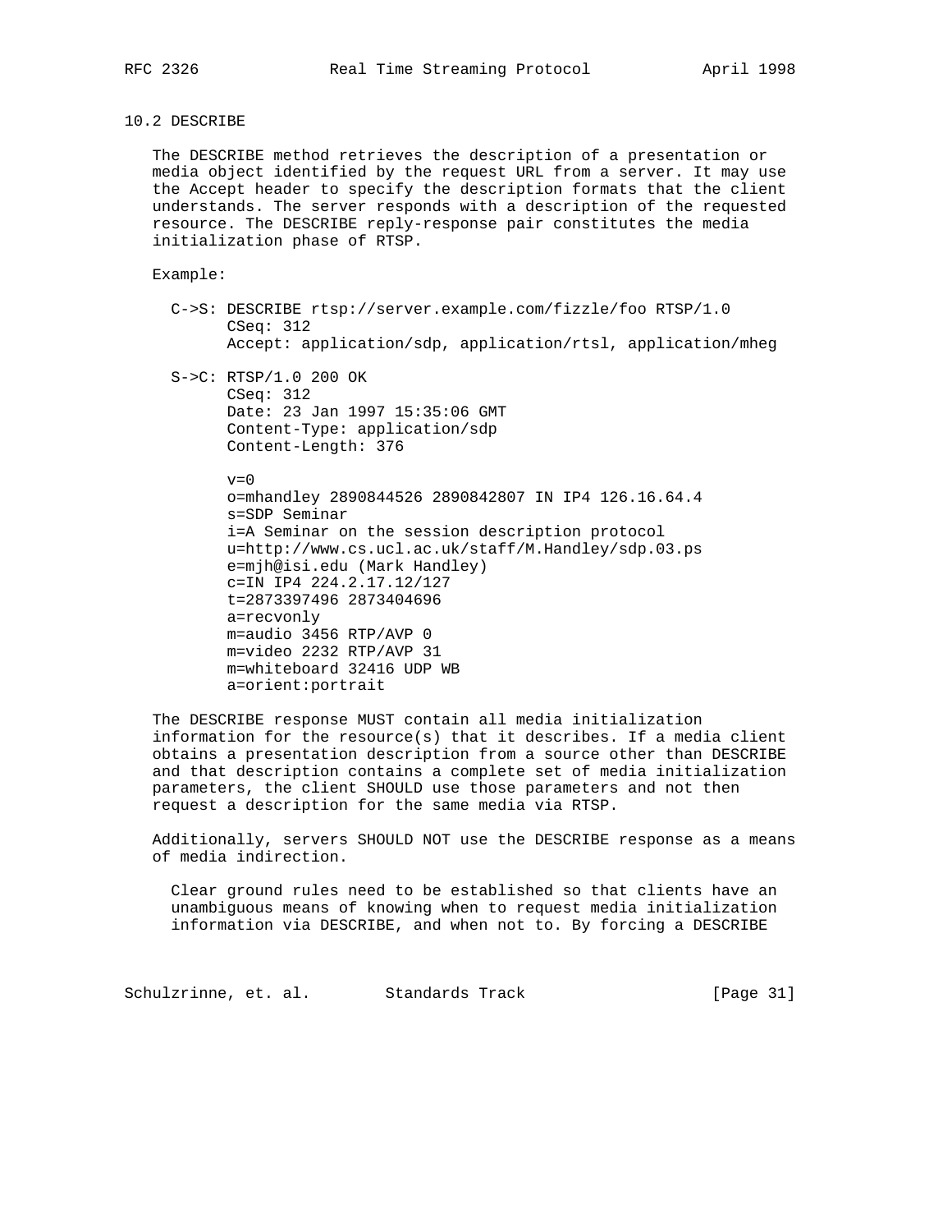## 10.2 DESCRIBE

The DESCRIBE method retrieves the description of a presentation or media object identified by the request URL from a server. It may use the Accept header to specify the description formats that the client understands. The server responds with a description of the requested resource. The DESCRIBE reply-response pair constitutes the media initialization phase of RTSP.

Example:

```
C->S: DESCRIBE rtsp://server.example.com/fizzle/foo RTSP/1.0
      CSeq: 312
      Accept: application/sdp, application/rtsl, application/mheg

S->C: RTSP/1.0 200 OK
      CSeq: 312
      Date: 23 Jan 1997 15:35:06 GMT
      Content-Type: application/sdp
      Content-Length: 376

      v=0
      o=mhandley 2890844526 2890842807 IN IP4 126.16.64.4
      s=SDP Seminar
      i=A Seminar on the session description protocol
      u=http://www.cs.ucl.ac.uk/staff/M.Handley/sdp.03.ps
      e=mjh@isi.edu (Mark Handley)
      c=IN IP4 224.2.17.12/127
      t=2873397496 2873404696
      a=recvonly
      m=audio 3456 RTP/AVP 0
      m=video 2232 RTP/AVP 31
      m=whiteboard 32416 UDP WB
      a=orient:portrait
```

The DESCRIBE response MUST contain all media initialization information for the resource(s) that it describes. If a media client obtains a presentation description from a source other than DESCRIBE and that description contains a complete set of media initialization parameters, the client SHOULD use those parameters and not then request a description for the same media via RTSP.

Additionally, servers SHOULD NOT use the DESCRIBE response as a means of media indirection.

> Clear ground rules need to be established so that clients have an unambiguous means of knowing when to request media initialization information via DESCRIBE, and when not to. By forcing a DESCRIBE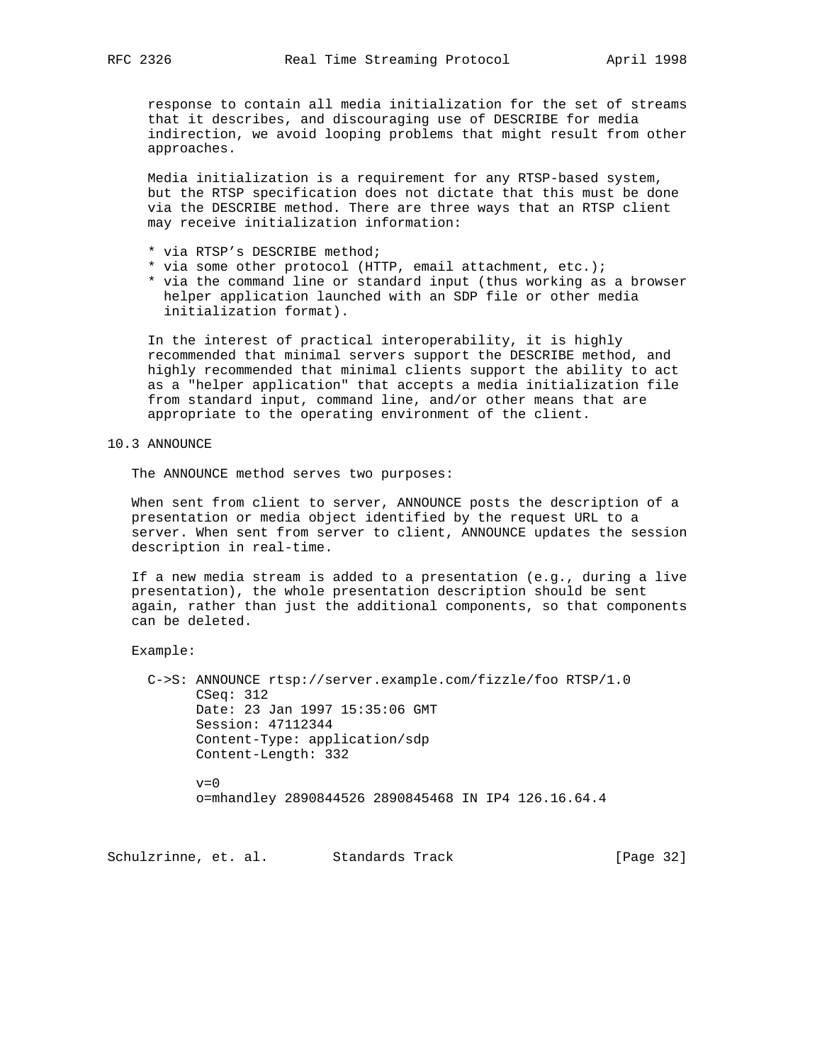response to contain all media initialization for the set of streams that it describes, and discouraging use of DESCRIBE for media indirection, we avoid looping problems that might result from other approaches.

Media initialization is a requirement for any RTSP-based system, but the RTSP specification does not dictate that this must be done via the DESCRIBE method. There are three ways that an RTSP client may receive initialization information:

* via RTSP’s DESCRIBE method;
* via some other protocol (HTTP, email attachment, etc.);
* via the command line or standard input (thus working as a browser helper application launched with an SDP file or other media initialization format).

In the interest of practical interoperability, it is highly recommended that minimal servers support the DESCRIBE method, and highly recommended that minimal clients support the ability to act as a "helper application" that accepts a media initialization file from standard input, command line, and/or other means that are appropriate to the operating environment of the client.

## 10.3 ANNOUNCE

The ANNOUNCE method serves two purposes:

When sent from client to server, ANNOUNCE posts the description of a presentation or media object identified by the request URL to a server. When sent from server to client, ANNOUNCE updates the session description in real-time.

If a new media stream is added to a presentation (e.g., during a live presentation), the whole presentation description should be sent again, rather than just the additional components, so that components can be deleted.

Example:

```
C->S: ANNOUNCE rtsp://server.example.com/fizzle/foo RTSP/1.0
      CSeq: 312
      Date: 23 Jan 1997 15:35:06 GMT
      Session: 47112344
      Content-Type: application/sdp
      Content-Length: 332

      v=0
      o=mhandley 2890844526 2890845468 IN IP4 126.16.64.4
```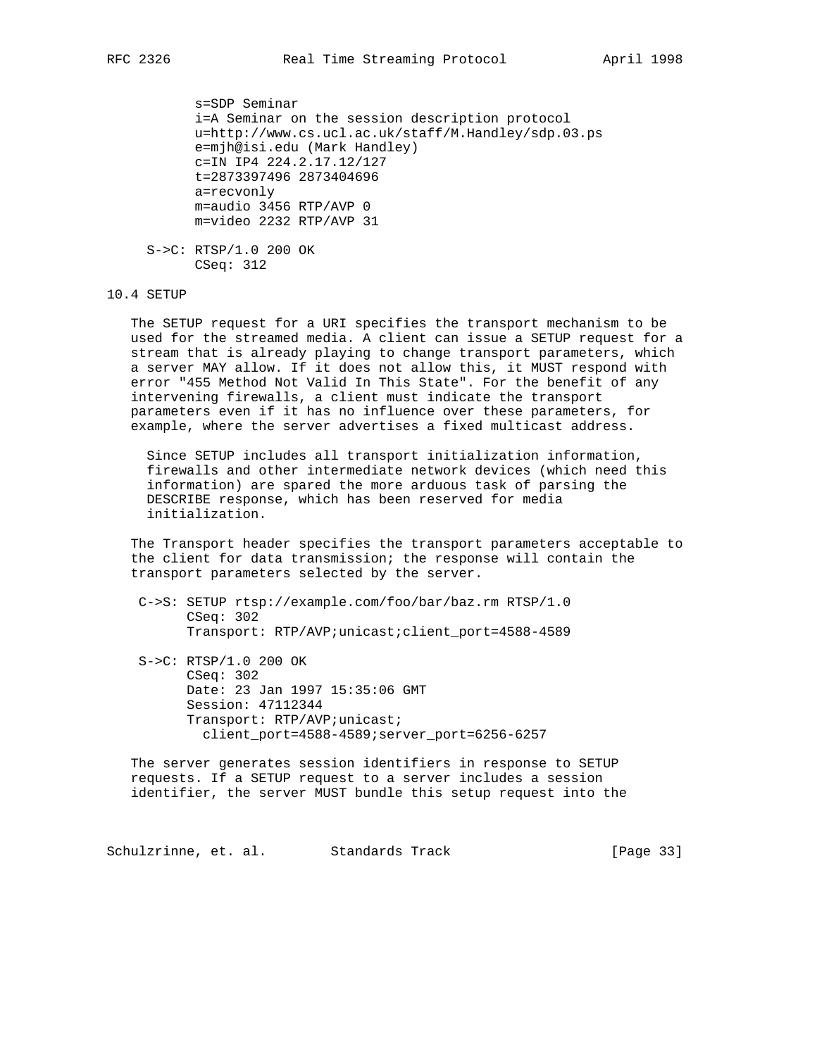```
s=SDP Seminar
i=A Seminar on the session description protocol
u=http://www.cs.ucl.ac.uk/staff/M.Handley/sdp.03.ps
e=mjh@isi.edu (Mark Handley)
c=IN IP4 224.2.17.12/127
t=2873397496 2873404696
a=recvonly
m=audio 3456 RTP/AVP 0
m=video 2232 RTP/AVP 31
```

```
S->C: RTSP/1.0 200 OK
      CSeq: 312
```

## 10.4 SETUP

The SETUP request for a URI specifies the transport mechanism to be used for the streamed media. A client can issue a SETUP request for a stream that is already playing to change transport parameters, which a server MAY allow. If it does not allow this, it MUST respond with error "455 Method Not Valid In This State". For the benefit of any intervening firewalls, a client must indicate the transport parameters even if it has no influence over these parameters, for example, where the server advertises a fixed multicast address.

> Since SETUP includes all transport initialization information, firewalls and other intermediate network devices (which need this information) are spared the more arduous task of parsing the DESCRIBE response, which has been reserved for media initialization.

The Transport header specifies the transport parameters acceptable to the client for data transmission; the response will contain the transport parameters selected by the server.

```
C->S: SETUP rtsp://example.com/foo/bar/baz.rm RTSP/1.0
      CSeq: 302
      Transport: RTP/AVP;unicast;client_port=4588-4589

S->C: RTSP/1.0 200 OK
      CSeq: 302
      Date: 23 Jan 1997 15:35:06 GMT
      Session: 47112344
      Transport: RTP/AVP;unicast;
        client_port=4588-4589;server_port=6256-6257
```

The server generates session identifiers in response to SETUP requests. If a SETUP request to a server includes a session identifier, the server MUST bundle this setup request into the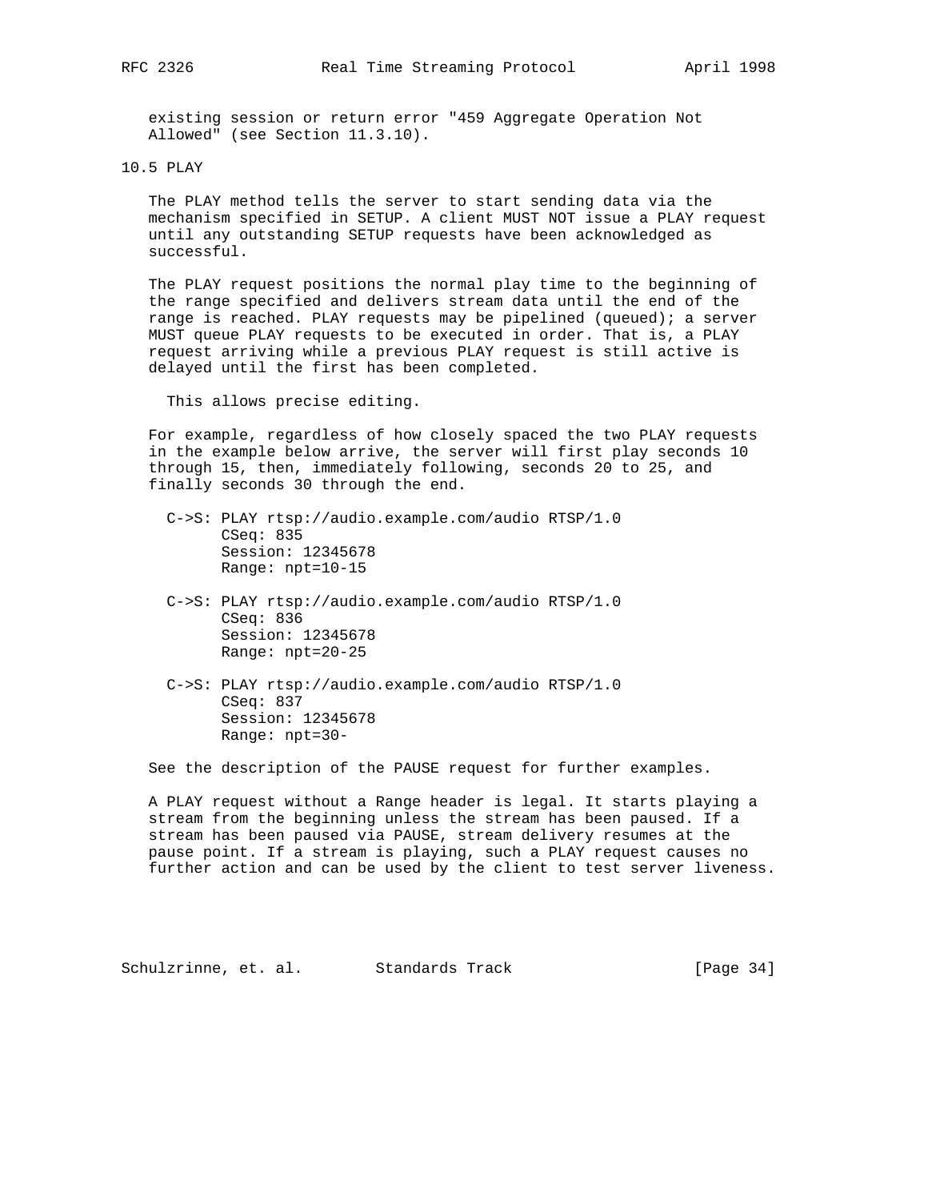existing session or return error "459 Aggregate Operation Not Allowed" (see Section 11.3.10).

## 10.5 PLAY

The PLAY method tells the server to start sending data via the mechanism specified in SETUP. A client MUST NOT issue a PLAY request until any outstanding SETUP requests have been acknowledged as successful.

The PLAY request positions the normal play time to the beginning of the range specified and delivers stream data until the end of the range is reached. PLAY requests may be pipelined (queued); a server MUST queue PLAY requests to be executed in order. That is, a PLAY request arriving while a previous PLAY request is still active is delayed until the first has been completed.

This allows precise editing.

For example, regardless of how closely spaced the two PLAY requests in the example below arrive, the server will first play seconds 10 through 15, then, immediately following, seconds 20 to 25, and finally seconds 30 through the end.

```
C->S: PLAY rtsp://audio.example.com/audio RTSP/1.0
      CSeq: 835
      Session: 12345678
      Range: npt=10-15

C->S: PLAY rtsp://audio.example.com/audio RTSP/1.0
      CSeq: 836
      Session: 12345678
      Range: npt=20-25

C->S: PLAY rtsp://audio.example.com/audio RTSP/1.0
      CSeq: 837
      Session: 12345678
      Range: npt=30-
```

See the description of the PAUSE request for further examples.

A PLAY request without a Range header is legal. It starts playing a stream from the beginning unless the stream has been paused. If a stream has been paused via PAUSE, stream delivery resumes at the pause point. If a stream is playing, such a PLAY request causes no further action and can be used by the client to test server liveness.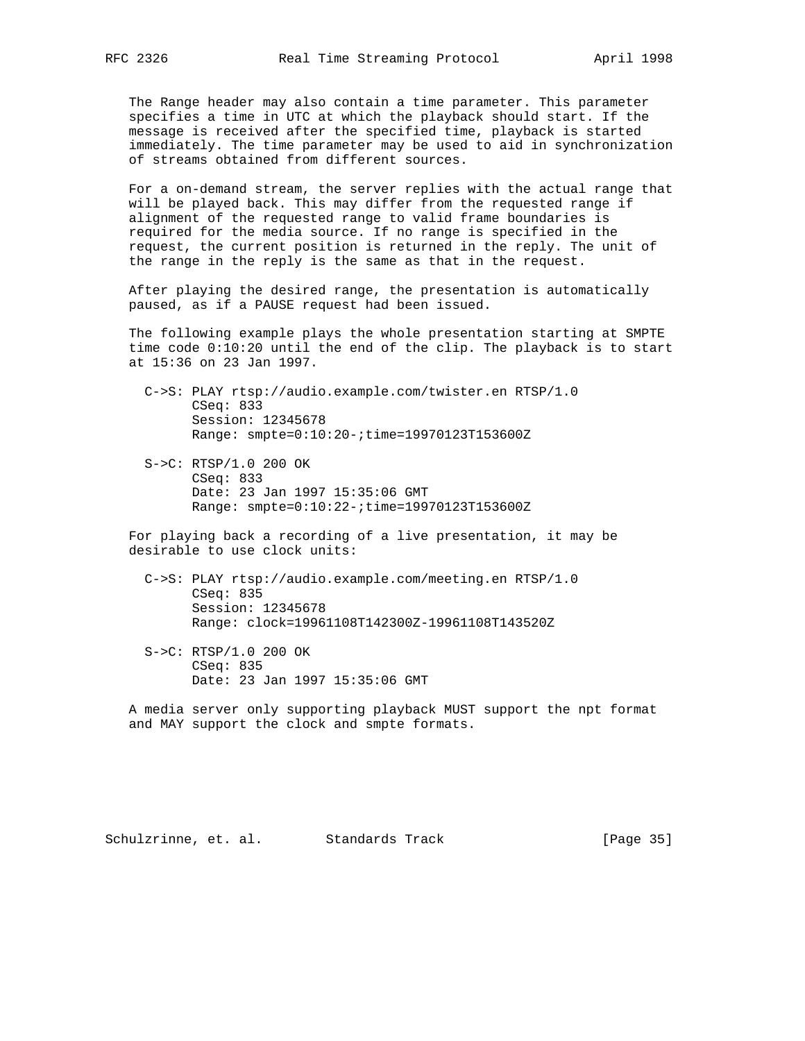The Range header may also contain a time parameter. This parameter specifies a time in UTC at which the playback should start. If the message is received after the specified time, playback is started immediately. The time parameter may be used to aid in synchronization of streams obtained from different sources.

For a on-demand stream, the server replies with the actual range that will be played back. This may differ from the requested range if alignment of the requested range to valid frame boundaries is required for the media source. If no range is specified in the request, the current position is returned in the reply. The unit of the range in the reply is the same as that in the request.

After playing the desired range, the presentation is automatically paused, as if a PAUSE request had been issued.

The following example plays the whole presentation starting at SMPTE time code 0:10:20 until the end of the clip. The playback is to start at 15:36 on 23 Jan 1997.

```
C->S: PLAY rtsp://audio.example.com/twister.en RTSP/1.0
      CSeq: 833
      Session: 12345678
      Range: smpte=0:10:20-;time=19970123T153600Z

S->C: RTSP/1.0 200 OK
      CSeq: 833
      Date: 23 Jan 1997 15:35:06 GMT
      Range: smpte=0:10:22-;time=19970123T153600Z
```

For playing back a recording of a live presentation, it may be desirable to use clock units:

```
C->S: PLAY rtsp://audio.example.com/meeting.en RTSP/1.0
      CSeq: 835
      Session: 12345678
      Range: clock=19961108T142300Z-19961108T143520Z

S->C: RTSP/1.0 200 OK
      CSeq: 835
      Date: 23 Jan 1997 15:35:06 GMT
```

A media server only supporting playback MUST support the npt format and MAY support the clock and smpte formats.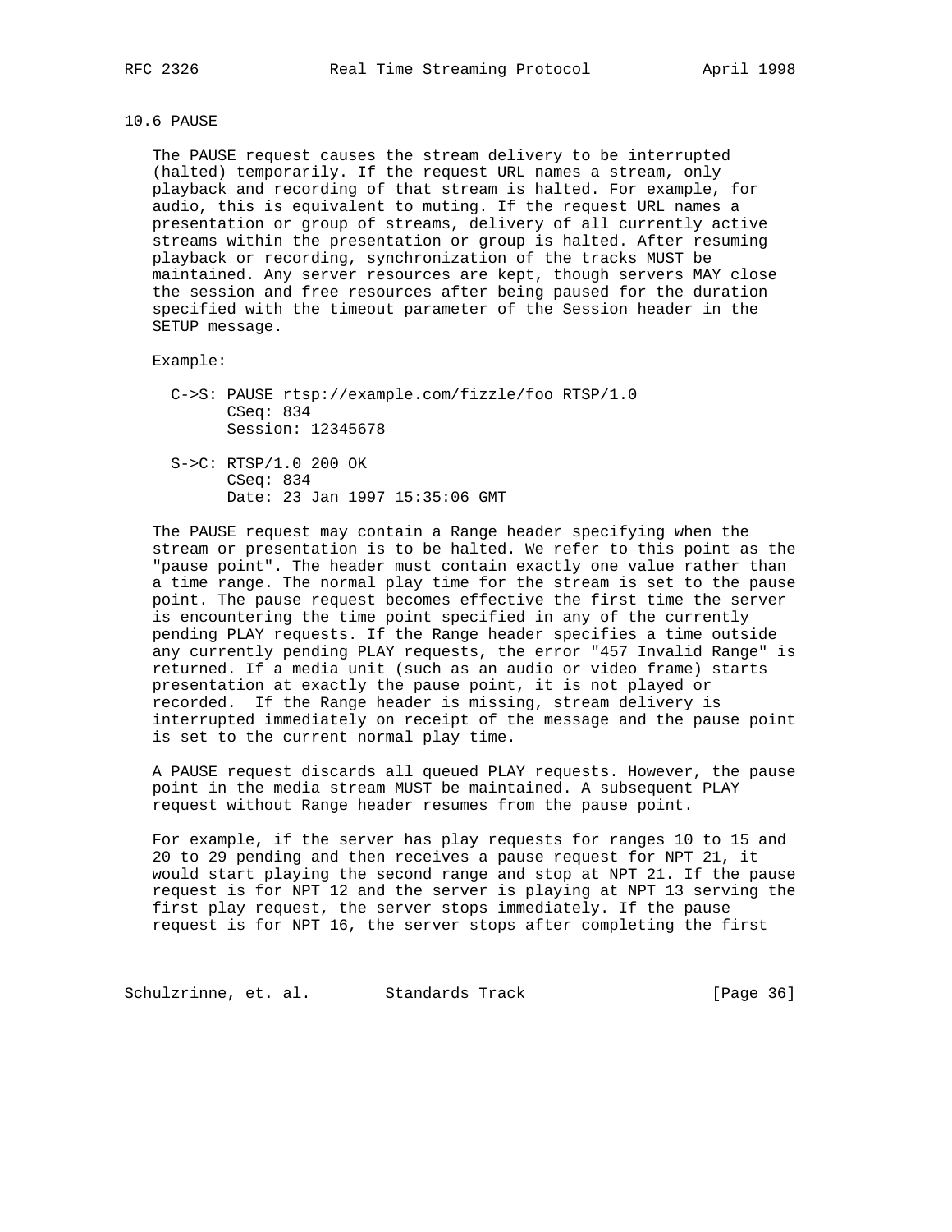### 10.6 PAUSE

The PAUSE request causes the stream delivery to be interrupted (halted) temporarily. If the request URL names a stream, only playback and recording of that stream is halted. For example, for audio, this is equivalent to muting. If the request URL names a presentation or group of streams, delivery of all currently active streams within the presentation or group is halted. After resuming playback or recording, synchronization of the tracks MUST be maintained. Any server resources are kept, though servers MAY close the session and free resources after being paused for the duration specified with the timeout parameter of the Session header in the SETUP message.

Example:

```
C->S: PAUSE rtsp://example.com/fizzle/foo RTSP/1.0
      CSeq: 834
      Session: 12345678

S->C: RTSP/1.0 200 OK
      CSeq: 834
      Date: 23 Jan 1997 15:35:06 GMT
```

The PAUSE request may contain a Range header specifying when the stream or presentation is to be halted. We refer to this point as the "pause point". The header must contain exactly one value rather than a time range. The normal play time for the stream is set to the pause point. The pause request becomes effective the first time the server is encountering the time point specified in any of the currently pending PLAY requests. If the Range header specifies a time outside any currently pending PLAY requests, the error "457 Invalid Range" is returned. If a media unit (such as an audio or video frame) starts presentation at exactly the pause point, it is not played or recorded. If the Range header is missing, stream delivery is interrupted immediately on receipt of the message and the pause point is set to the current normal play time.

A PAUSE request discards all queued PLAY requests. However, the pause point in the media stream MUST be maintained. A subsequent PLAY request without Range header resumes from the pause point.

For example, if the server has play requests for ranges 10 to 15 and 20 to 29 pending and then receives a pause request for NPT 21, it would start playing the second range and stop at NPT 21. If the pause request is for NPT 12 and the server is playing at NPT 13 serving the first play request, the server stops immediately. If the pause request is for NPT 16, the server stops after completing the first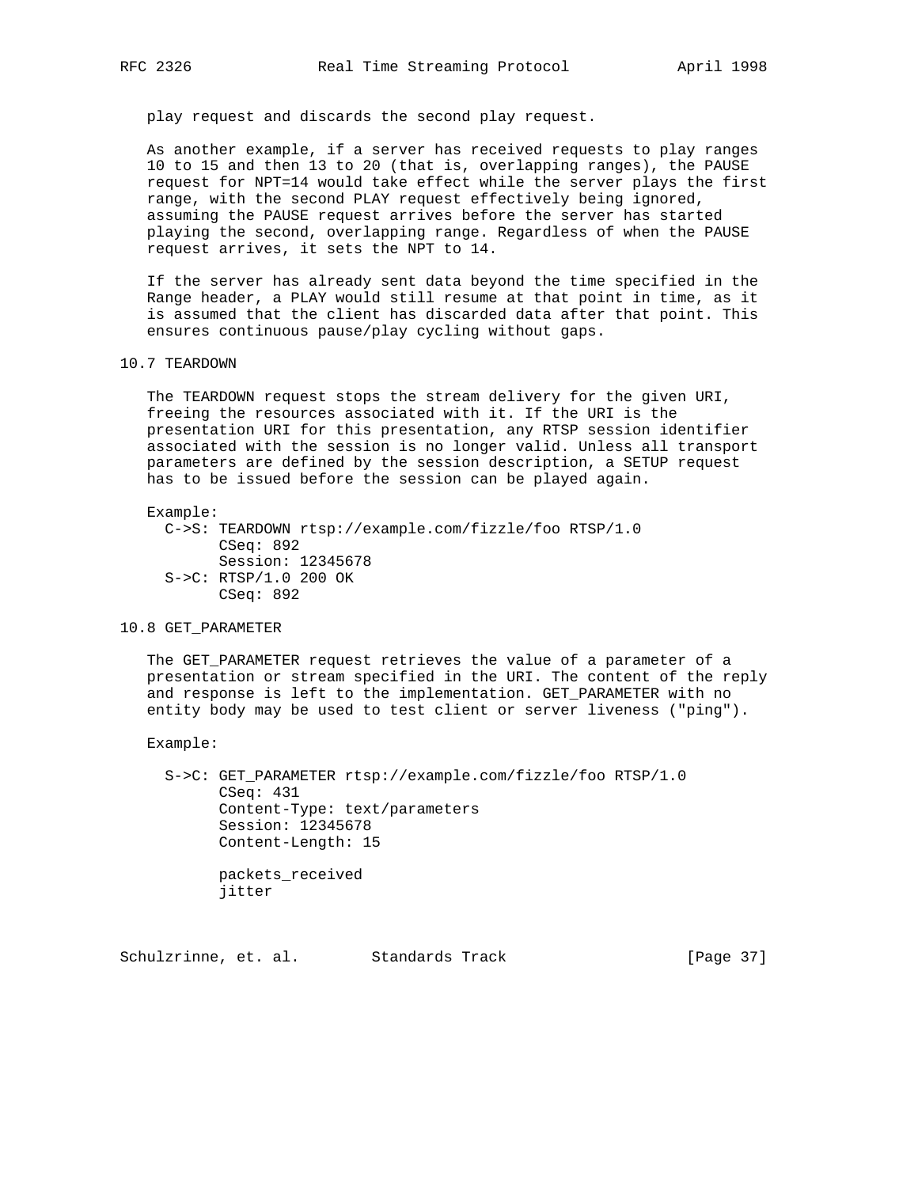play request and discards the second play request.

As another example, if a server has received requests to play ranges 10 to 15 and then 13 to 20 (that is, overlapping ranges), the PAUSE request for NPT=14 would take effect while the server plays the first range, with the second PLAY request effectively being ignored, assuming the PAUSE request arrives before the server has started playing the second, overlapping range. Regardless of when the PAUSE request arrives, it sets the NPT to 14.

If the server has already sent data beyond the time specified in the Range header, a PLAY would still resume at that point in time, as it is assumed that the client has discarded data after that point. This ensures continuous pause/play cycling without gaps.

## 10.7 TEARDOWN

The TEARDOWN request stops the stream delivery for the given URI, freeing the resources associated with it. If the URI is the presentation URI for this presentation, any RTSP session identifier associated with the session is no longer valid. Unless all transport parameters are defined by the session description, a SETUP request has to be issued before the session can be played again.

Example:

```
C->S: TEARDOWN rtsp://example.com/fizzle/foo RTSP/1.0
      CSeq: 892
      Session: 12345678
S->C: RTSP/1.0 200 OK
      CSeq: 892
```

## 10.8 GET_PARAMETER

The GET_PARAMETER request retrieves the value of a parameter of a presentation or stream specified in the URI. The content of the reply and response is left to the implementation. GET_PARAMETER with no entity body may be used to test client or server liveness ("ping").

Example:

```
S->C: GET_PARAMETER rtsp://example.com/fizzle/foo RTSP/1.0
      CSeq: 431
      Content-Type: text/parameters
      Session: 12345678
      Content-Length: 15

      packets_received
      jitter
```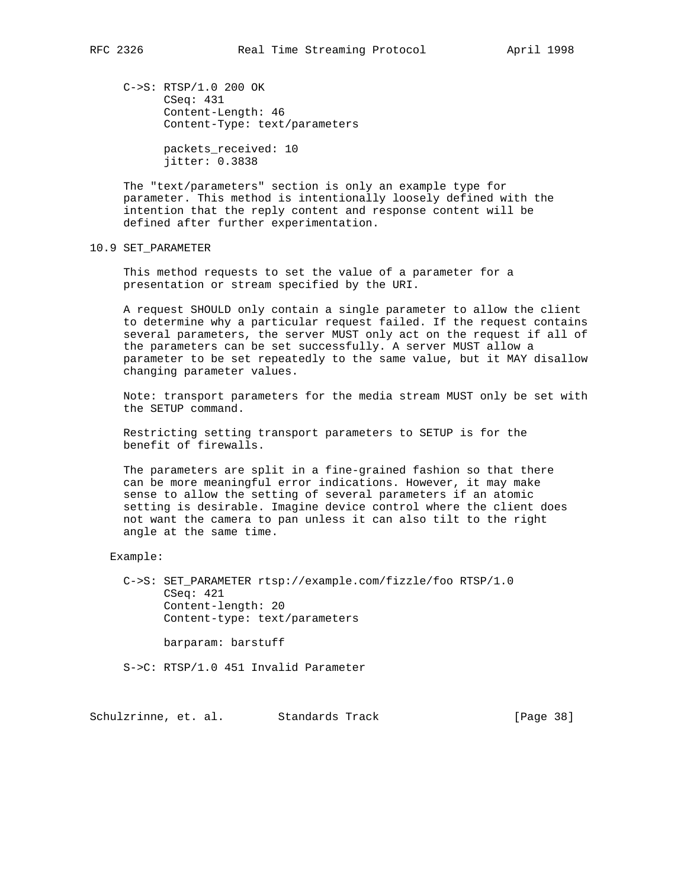```
C->S: RTSP/1.0 200 OK
      CSeq: 431
      Content-Length: 46
      Content-Type: text/parameters

      packets_received: 10
      jitter: 0.3838
```

The "text/parameters" section is only an example type for parameter. This method is intentionally loosely defined with the intention that the reply content and response content will be defined after further experimentation.

## 10.9 SET_PARAMETER

This method requests to set the value of a parameter for a presentation or stream specified by the URI.

A request SHOULD only contain a single parameter to allow the client to determine why a particular request failed. If the request contains several parameters, the server MUST only act on the request if all of the parameters can be set successfully. A server MUST allow a parameter to be set repeatedly to the same value, but it MAY disallow changing parameter values.

Note: transport parameters for the media stream MUST only be set with the SETUP command.

Restricting setting transport parameters to SETUP is for the benefit of firewalls.

The parameters are split in a fine-grained fashion so that there can be more meaningful error indications. However, it may make sense to allow the setting of several parameters if an atomic setting is desirable. Imagine device control where the client does not want the camera to pan unless it can also tilt to the right angle at the same time.

Example:

```
C->S: SET_PARAMETER rtsp://example.com/fizzle/foo RTSP/1.0
      CSeq: 421
      Content-length: 20
      Content-type: text/parameters

      barparam: barstuff

S->C: RTSP/1.0 451 Invalid Parameter
```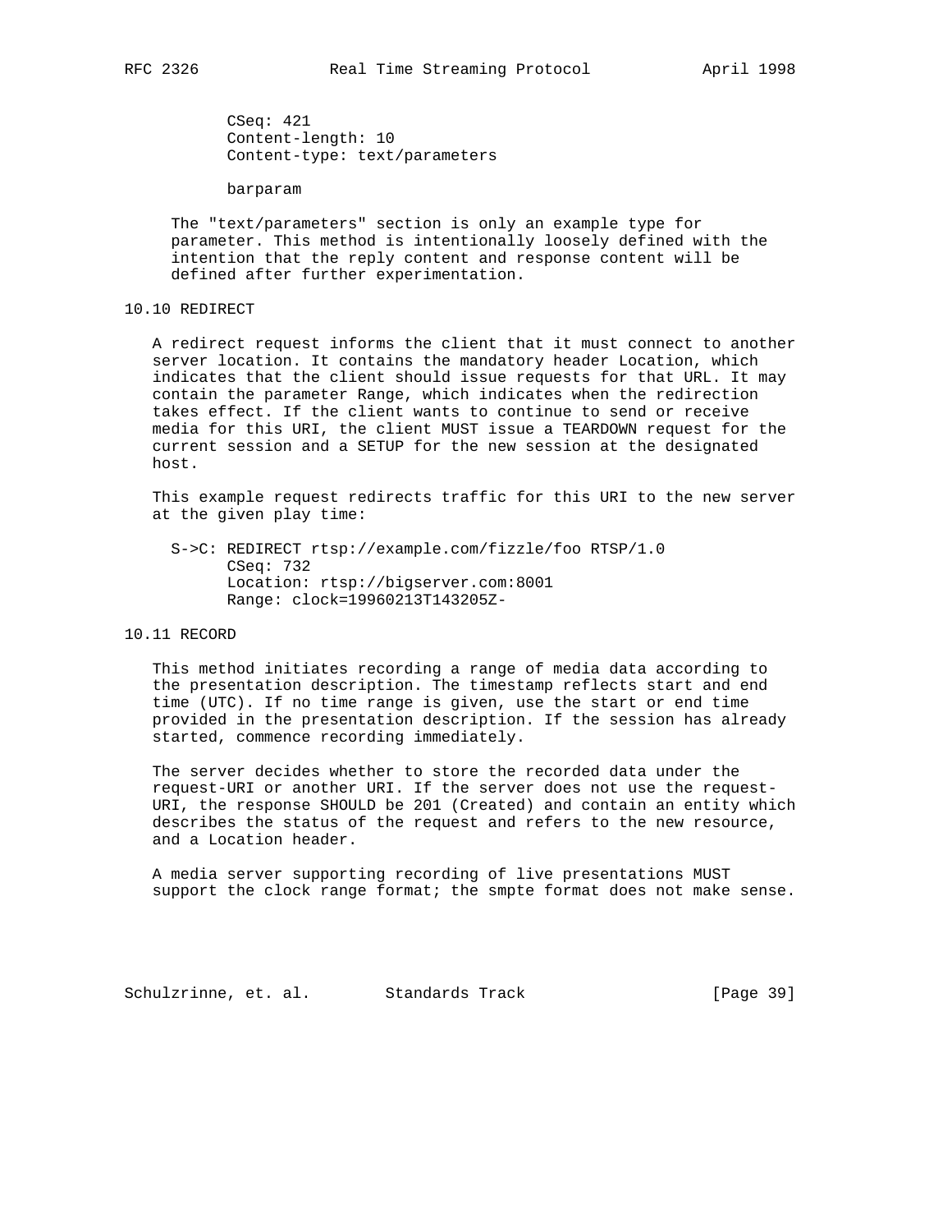```
CSeq: 421
Content-length: 10
Content-type: text/parameters

barparam
```

The "text/parameters" section is only an example type for parameter. This method is intentionally loosely defined with the intention that the reply content and response content will be defined after further experimentation.

### 10.10 REDIRECT

A redirect request informs the client that it must connect to another server location. It contains the mandatory header Location, which indicates that the client should issue requests for that URL. It may contain the parameter Range, which indicates when the redirection takes effect. If the client wants to continue to send or receive media for this URI, the client MUST issue a TEARDOWN request for the current session and a SETUP for the new session at the designated host.

This example request redirects traffic for this URI to the new server at the given play time:

```
S->C: REDIRECT rtsp://example.com/fizzle/foo RTSP/1.0
      CSeq: 732
      Location: rtsp://bigserver.com:8001
      Range: clock=19960213T143205Z-
```

### 10.11 RECORD

This method initiates recording a range of media data according to the presentation description. The timestamp reflects start and end time (UTC). If no time range is given, use the start or end time provided in the presentation description. If the session has already started, commence recording immediately.

The server decides whether to store the recorded data under the request-URI or another URI. If the server does not use the request-URI, the response SHOULD be 201 (Created) and contain an entity which describes the status of the request and refers to the new resource, and a Location header.

A media server supporting recording of live presentations MUST support the clock range format; the smpte format does not make sense.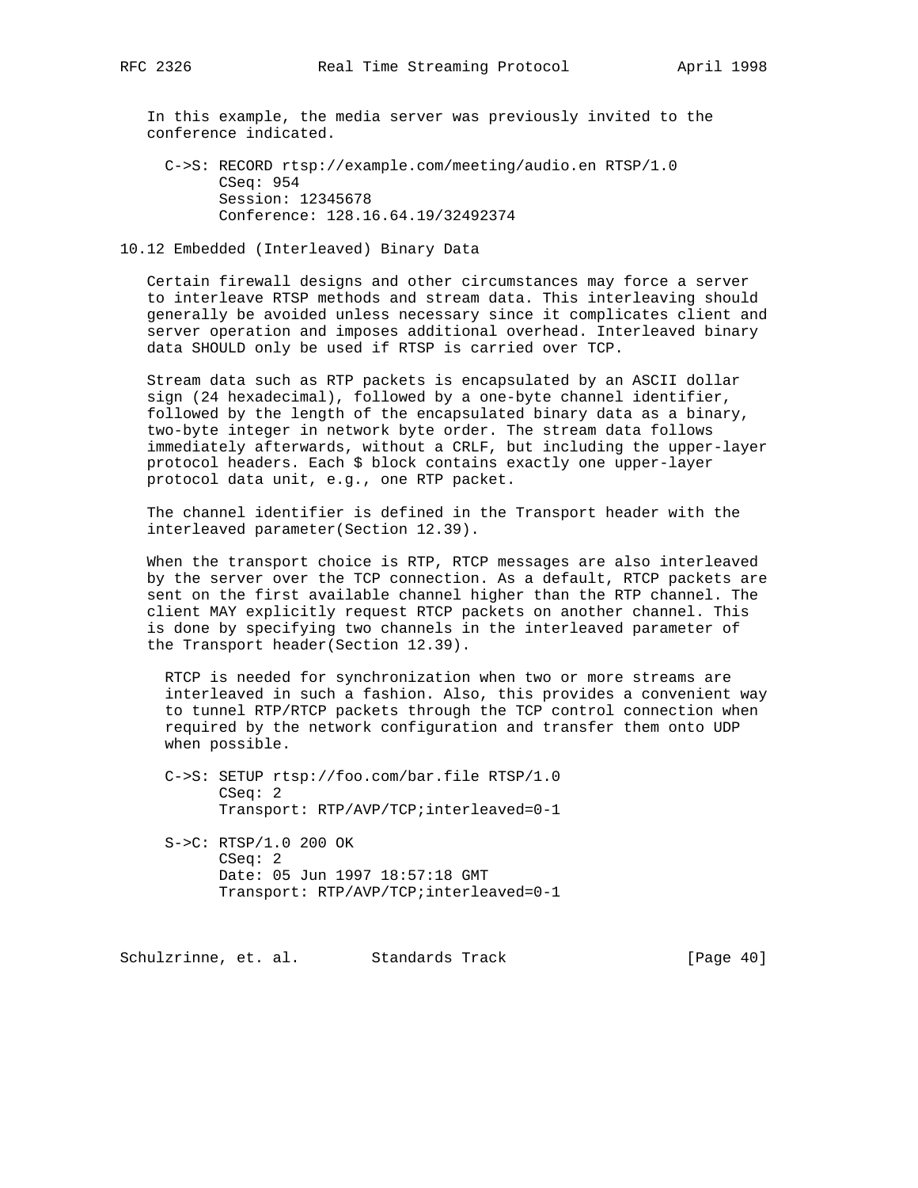In this example, the media server was previously invited to the conference indicated.

```
C->S: RECORD rtsp://example.com/meeting/audio.en RTSP/1.0
      CSeq: 954
      Session: 12345678
      Conference: 128.16.64.19/32492374
```

## 10.12 Embedded (Interleaved) Binary Data

Certain firewall designs and other circumstances may force a server to interleave RTSP methods and stream data. This interleaving should generally be avoided unless necessary since it complicates client and server operation and imposes additional overhead. Interleaved binary data SHOULD only be used if RTSP is carried over TCP.

Stream data such as RTP packets is encapsulated by an ASCII dollar sign (24 hexadecimal), followed by a one-byte channel identifier, followed by the length of the encapsulated binary data as a binary, two-byte integer in network byte order. The stream data follows immediately afterwards, without a CRLF, but including the upper-layer protocol headers. Each $ block contains exactly one upper-layer protocol data unit, e.g., one RTP packet.

The channel identifier is defined in the Transport header with the interleaved parameter(Section 12.39).

When the transport choice is RTP, RTCP messages are also interleaved by the server over the TCP connection. As a default, RTCP packets are sent on the first available channel higher than the RTP channel. The client MAY explicitly request RTCP packets on another channel. This is done by specifying two channels in the interleaved parameter of the Transport header(Section 12.39).

RTCP is needed for synchronization when two or more streams are interleaved in such a fashion. Also, this provides a convenient way to tunnel RTP/RTCP packets through the TCP control connection when required by the network configuration and transfer them onto UDP when possible.

```
C->S: SETUP rtsp://foo.com/bar.file RTSP/1.0
      CSeq: 2
      Transport: RTP/AVP/TCP;interleaved=0-1

S->C: RTSP/1.0 200 OK
      CSeq: 2
      Date: 05 Jun 1997 18:57:18 GMT
      Transport: RTP/AVP/TCP;interleaved=0-1
```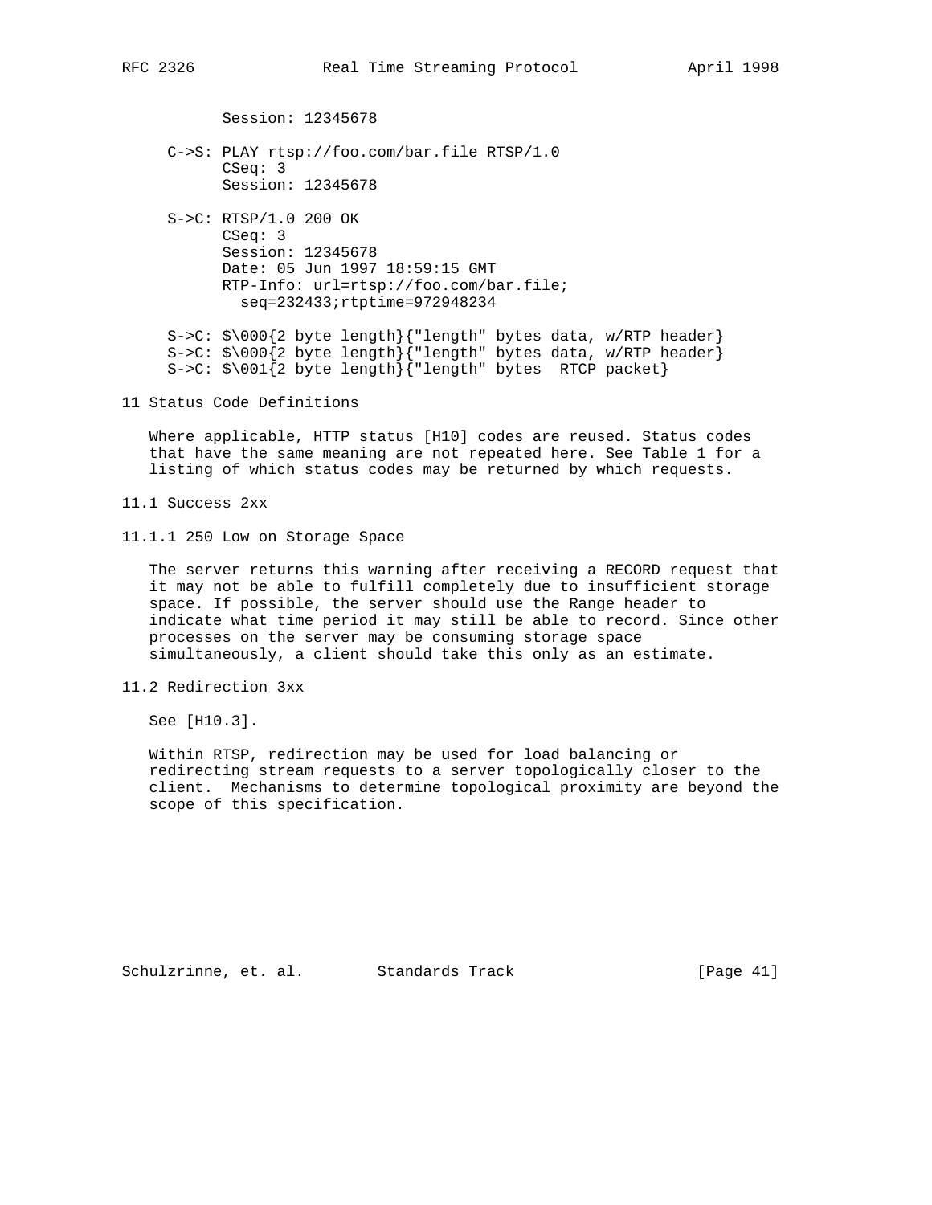```
           Session: 12345678

     C->S: PLAY rtsp://foo.com/bar.file RTSP/1.0
           CSeq: 3
           Session: 12345678

     S->C: RTSP/1.0 200 OK
           CSeq: 3
           Session: 12345678
           Date: 05 Jun 1997 18:59:15 GMT
           RTP-Info: url=rtsp://foo.com/bar.file;
             seq=232433;rtptime=972948234

     S->C: $\000{2 byte length}{"length" bytes data, w/RTP header}
     S->C: $\000{2 byte length}{"length" bytes data, w/RTP header}
     S->C: $\001{2 byte length}{"length" bytes  RTCP packet}
```

# 11 Status Code Definitions

Where applicable, HTTP status [H10] codes are reused. Status codes that have the same meaning are not repeated here. See Table 1 for a listing of which status codes may be returned by which requests.

## 11.1 Success 2xx

### 11.1.1 250 Low on Storage Space

The server returns this warning after receiving a RECORD request that it may not be able to fulfill completely due to insufficient storage space. If possible, the server should use the Range header to indicate what time period it may still be able to record. Since other processes on the server may be consuming storage space simultaneously, a client should take this only as an estimate.

## 11.2 Redirection 3xx

See [H10.3].

Within RTSP, redirection may be used for load balancing or redirecting stream requests to a server topologically closer to the client. Mechanisms to determine topological proximity are beyond the scope of this specification.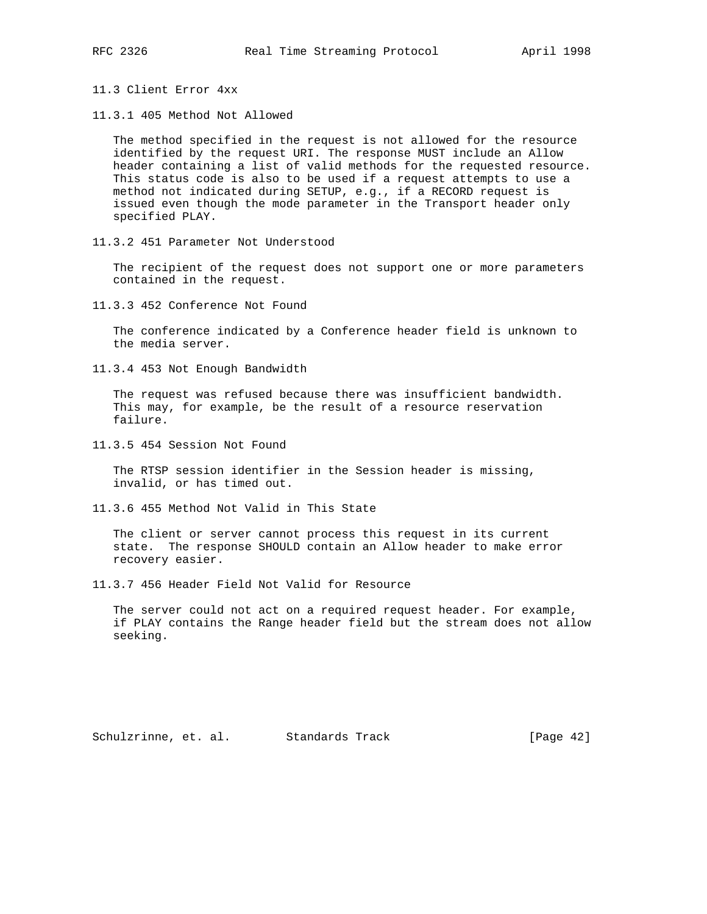### 11.3 Client Error 4xx

#### 11.3.1 405 Method Not Allowed

The method specified in the request is not allowed for the resource identified by the request URI. The response MUST include an Allow header containing a list of valid methods for the requested resource. This status code is also to be used if a request attempts to use a method not indicated during SETUP, e.g., if a RECORD request is issued even though the mode parameter in the Transport header only specified PLAY.

#### 11.3.2 451 Parameter Not Understood

The recipient of the request does not support one or more parameters contained in the request.

#### 11.3.3 452 Conference Not Found

The conference indicated by a Conference header field is unknown to the media server.

#### 11.3.4 453 Not Enough Bandwidth

The request was refused because there was insufficient bandwidth. This may, for example, be the result of a resource reservation failure.

#### 11.3.5 454 Session Not Found

The RTSP session identifier in the Session header is missing, invalid, or has timed out.

#### 11.3.6 455 Method Not Valid in This State

The client or server cannot process this request in its current state. The response SHOULD contain an Allow header to make error recovery easier.

#### 11.3.7 456 Header Field Not Valid for Resource

The server could not act on a required request header. For example, if PLAY contains the Range header field but the stream does not allow seeking.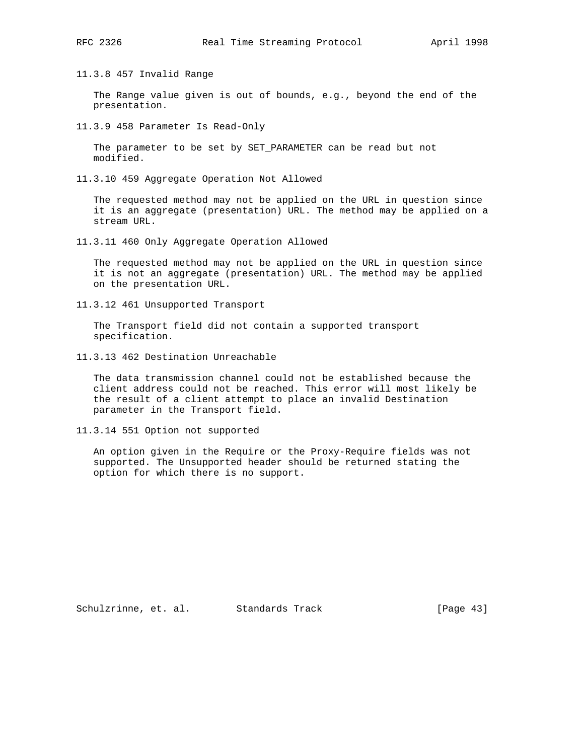#### 11.3.8 457 Invalid Range

The Range value given is out of bounds, e.g., beyond the end of the presentation.

#### 11.3.9 458 Parameter Is Read-Only

The parameter to be set by SET_PARAMETER can be read but not modified.

#### 11.3.10 459 Aggregate Operation Not Allowed

The requested method may not be applied on the URL in question since it is an aggregate (presentation) URL. The method may be applied on a stream URL.

#### 11.3.11 460 Only Aggregate Operation Allowed

The requested method may not be applied on the URL in question since it is not an aggregate (presentation) URL. The method may be applied on the presentation URL.

#### 11.3.12 461 Unsupported Transport

The Transport field did not contain a supported transport specification.

#### 11.3.13 462 Destination Unreachable

The data transmission channel could not be established because the client address could not be reached. This error will most likely be the result of a client attempt to place an invalid Destination parameter in the Transport field.

#### 11.3.14 551 Option not supported

An option given in the Require or the Proxy-Require fields was not supported. The Unsupported header should be returned stating the option for which there is no support.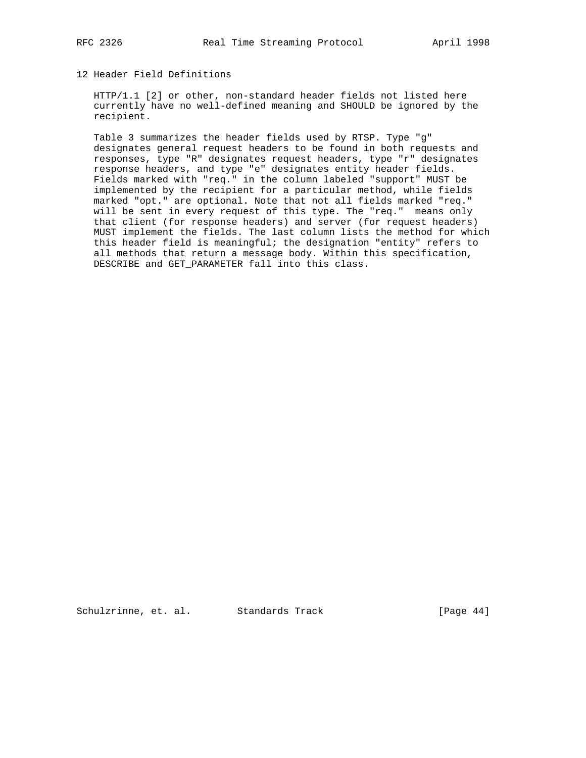# 12 Header Field Definitions

HTTP/1.1 [2] or other, non-standard header fields not listed here currently have no well-defined meaning and SHOULD be ignored by the recipient.

Table 3 summarizes the header fields used by RTSP. Type "g" designates general request headers to be found in both requests and responses, type "R" designates request headers, type "r" designates response headers, and type "e" designates entity header fields. Fields marked with "req." in the column labeled "support" MUST be implemented by the recipient for a particular method, while fields marked "opt." are optional. Note that not all fields marked "req." will be sent in every request of this type. The "req." means only that client (for response headers) and server (for request headers) MUST implement the fields. The last column lists the method for which this header field is meaningful; the designation "entity" refers to all methods that return a message body. Within this specification, DESCRIBE and GET_PARAMETER fall into this class.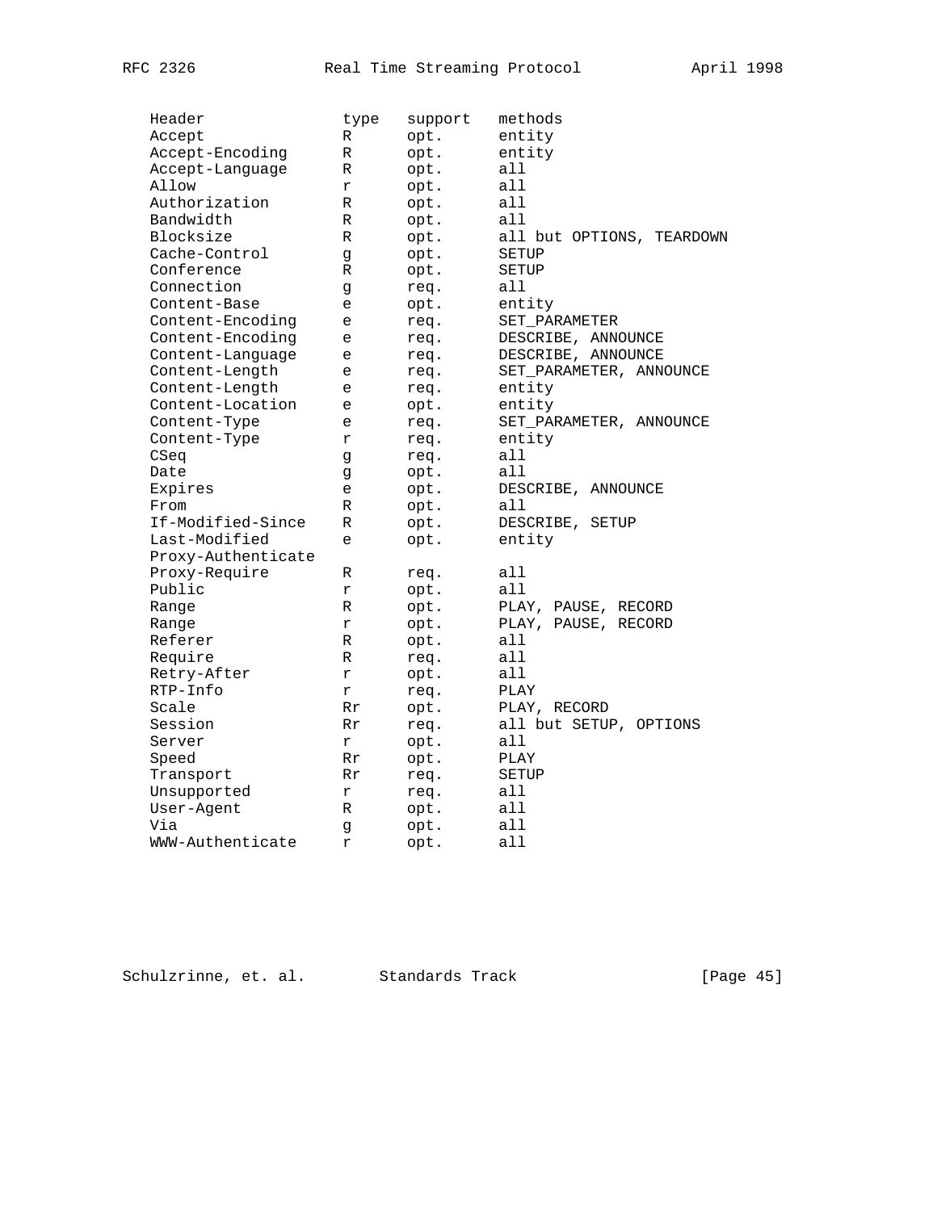| Header | type | support | methods |
|---|---|---|---|
| Accept | R | opt. | entity |
| Accept-Encoding | R | opt. | entity |
| Accept-Language | R | opt. | all |
| Allow | r | opt. | all |
| Authorization | R | opt. | all |
| Bandwidth | R | opt. | all |
| Blocksize | R | opt. | all but OPTIONS, TEARDOWN |
| Cache-Control | g | opt. | SETUP |
| Conference | R | opt. | SETUP |
| Connection | g | req. | all |
| Content-Base | e | opt. | entity |
| Content-Encoding | e | req. | SET_PARAMETER |
| Content-Encoding | e | req. | DESCRIBE, ANNOUNCE |
| Content-Language | e | req. | DESCRIBE, ANNOUNCE |
| Content-Length | e | req. | SET_PARAMETER, ANNOUNCE |
| Content-Length | e | req. | entity |
| Content-Location | e | opt. | entity |
| Content-Type | e | req. | SET_PARAMETER, ANNOUNCE |
| Content-Type | r | req. | entity |
| CSeq | g | req. | all |
| Date | g | opt. | all |
| Expires | e | opt. | DESCRIBE, ANNOUNCE |
| From | R | opt. | all |
| If-Modified-Since | R | opt. | DESCRIBE, SETUP |
| Last-Modified | e | opt. | entity |
| Proxy-Authenticate | | | |
| Proxy-Require | R | req. | all |
| Public | r | opt. | all |
| Range | R | opt. | PLAY, PAUSE, RECORD |
| Range | r | opt. | PLAY, PAUSE, RECORD |
| Referer | R | opt. | all |
| Require | R | req. | all |
| Retry-After | r | opt. | all |
| RTP-Info | r | req. | PLAY |
| Scale | Rr | opt. | PLAY, RECORD |
| Session | Rr | req. | all but SETUP, OPTIONS |
| Server | r | opt. | all |
| Speed | Rr | opt. | PLAY |
| Transport | Rr | req. | SETUP |
| Unsupported | r | req. | all |
| User-Agent | R | opt. | all |
| Via | g | opt. | all |
| WWW-Authenticate | r | opt. | all |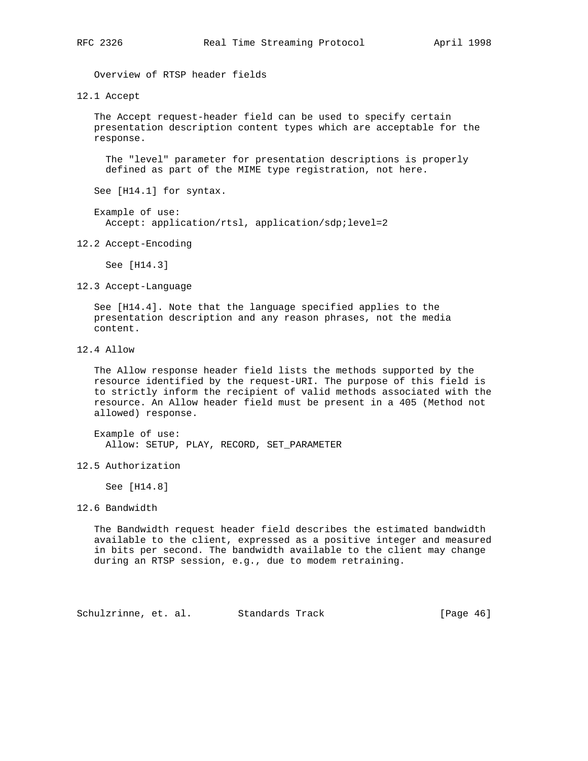Overview of RTSP header fields

## 12.1 Accept

The Accept request-header field can be used to specify certain presentation description content types which are acceptable for the response.

> The "level" parameter for presentation descriptions is properly defined as part of the MIME type registration, not here.

See [H14.1] for syntax.

Example of use:

```
Accept: application/rtsl, application/sdp;level=2
```

## 12.2 Accept-Encoding

See [H14.3]

## 12.3 Accept-Language

See [H14.4]. Note that the language specified applies to the presentation description and any reason phrases, not the media content.

## 12.4 Allow

The Allow response header field lists the methods supported by the resource identified by the request-URI. The purpose of this field is to strictly inform the recipient of valid methods associated with the resource. An Allow header field must be present in a 405 (Method not allowed) response.

Example of use:

```
Allow: SETUP, PLAY, RECORD, SET_PARAMETER
```

## 12.5 Authorization

See [H14.8]

## 12.6 Bandwidth

The Bandwidth request header field describes the estimated bandwidth available to the client, expressed as a positive integer and measured in bits per second. The bandwidth available to the client may change during an RTSP session, e.g., due to modem retraining.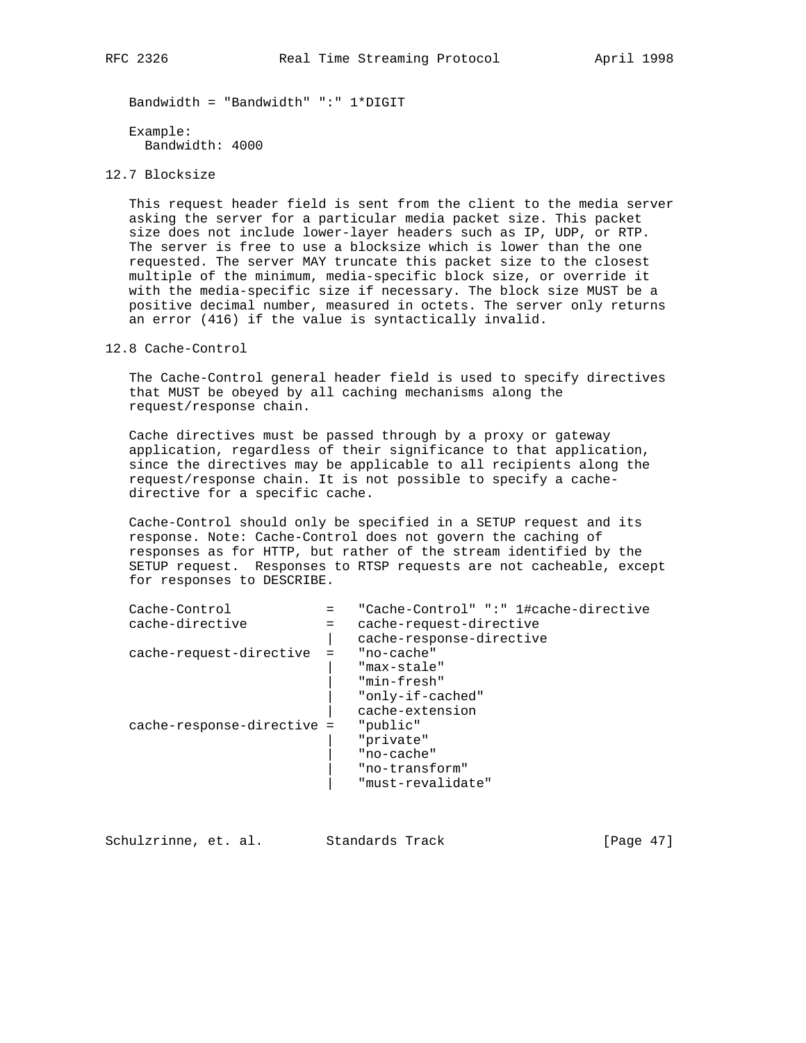```
Bandwidth = "Bandwidth" ":" 1*DIGIT
```

Example:

```
Bandwidth: 4000
```

## 12.7 Blocksize

This request header field is sent from the client to the media server asking the server for a particular media packet size. This packet size does not include lower-layer headers such as IP, UDP, or RTP. The server is free to use a blocksize which is lower than the one requested. The server MAY truncate this packet size to the closest multiple of the minimum, media-specific block size, or override it with the media-specific size if necessary. The block size MUST be a positive decimal number, measured in octets. The server only returns an error (416) if the value is syntactically invalid.

## 12.8 Cache-Control

The Cache-Control general header field is used to specify directives that MUST be obeyed by all caching mechanisms along the request/response chain.

Cache directives must be passed through by a proxy or gateway application, regardless of their significance to that application, since the directives may be applicable to all recipients along the request/response chain. It is not possible to specify a cache-directive for a specific cache.

Cache-Control should only be specified in a SETUP request and its response. Note: Cache-Control does not govern the caching of responses as for HTTP, but rather of the stream identified by the SETUP request. Responses to RTSP requests are not cacheable, except for responses to DESCRIBE.

```
Cache-Control            =   "Cache-Control" ":" 1#cache-directive
cache-directive          =   cache-request-directive
                         |   cache-response-directive
cache-request-directive  =   "no-cache"
                         |   "max-stale"
                         |   "min-fresh"
                         |   "only-if-cached"
                         |   cache-extension
cache-response-directive =   "public"
                         |   "private"
                         |   "no-cache"
                         |   "no-transform"
                         |   "must-revalidate"
```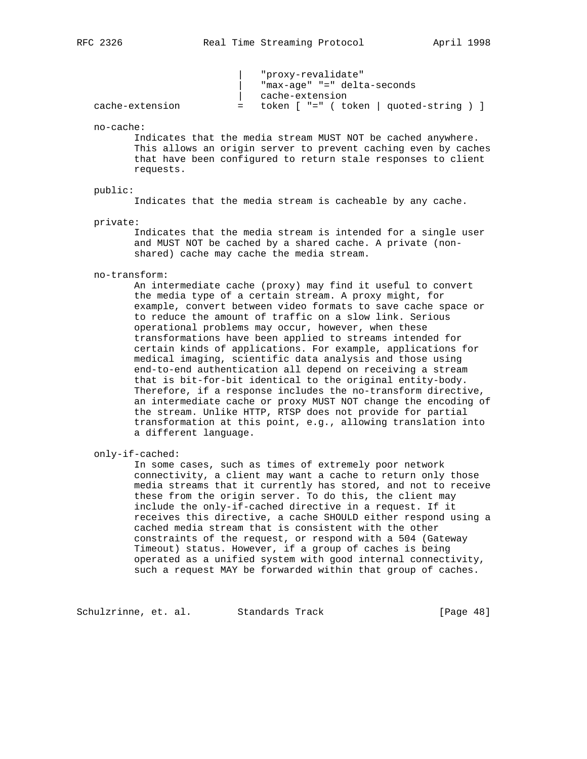```
                        |   "proxy-revalidate"
                        |   "max-age" "=" delta-seconds
                        |   cache-extension
cache-extension         =   token [ "=" ( token | quoted-string ) ]
```

no-cache:
Indicates that the media stream MUST NOT be cached anywhere. This allows an origin server to prevent caching even by caches that have been configured to return stale responses to client requests.

public:
Indicates that the media stream is cacheable by any cache.

private:
Indicates that the media stream is intended for a single user and MUST NOT be cached by a shared cache. A private (non-shared) cache may cache the media stream.

no-transform:
An intermediate cache (proxy) may find it useful to convert the media type of a certain stream. A proxy might, for example, convert between video formats to save cache space or to reduce the amount of traffic on a slow link. Serious operational problems may occur, however, when these transformations have been applied to streams intended for certain kinds of applications. For example, applications for medical imaging, scientific data analysis and those using end-to-end authentication all depend on receiving a stream that is bit-for-bit identical to the original entity-body. Therefore, if a response includes the no-transform directive, an intermediate cache or proxy MUST NOT change the encoding of the stream. Unlike HTTP, RTSP does not provide for partial transformation at this point, e.g., allowing translation into a different language.

only-if-cached:
In some cases, such as times of extremely poor network connectivity, a client may want a cache to return only those media streams that it currently has stored, and not to receive these from the origin server. To do this, the client may include the only-if-cached directive in a request. If it receives this directive, a cache SHOULD either respond using a cached media stream that is consistent with the other constraints of the request, or respond with a 504 (Gateway Timeout) status. However, if a group of caches is being operated as a unified system with good internal connectivity, such a request MAY be forwarded within that group of caches.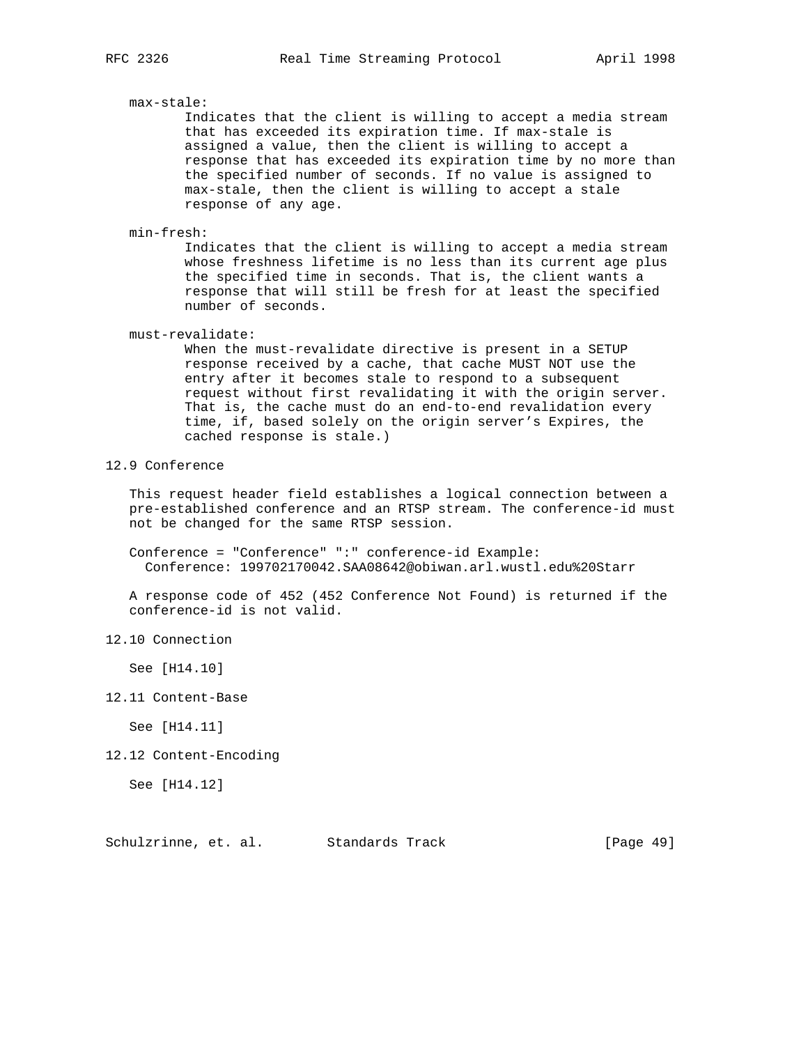max-stale:

Indicates that the client is willing to accept a media stream that has exceeded its expiration time. If max-stale is assigned a value, then the client is willing to accept a response that has exceeded its expiration time by no more than the specified number of seconds. If no value is assigned to max-stale, then the client is willing to accept a stale response of any age.

min-fresh:

Indicates that the client is willing to accept a media stream whose freshness lifetime is no less than its current age plus the specified time in seconds. That is, the client wants a response that will still be fresh for at least the specified number of seconds.

must-revalidate:

When the must-revalidate directive is present in a SETUP response received by a cache, that cache MUST NOT use the entry after it becomes stale to respond to a subsequent request without first revalidating it with the origin server. That is, the cache must do an end-to-end revalidation every time, if, based solely on the origin server's Expires, the cached response is stale.)

## 12.9 Conference

This request header field establishes a logical connection between a pre-established conference and an RTSP stream. The conference-id must not be changed for the same RTSP session.

```
Conference = "Conference" ":" conference-id Example:
  Conference: 199702170042.SAA08642@obiwan.arl.wustl.edu%20Starr
```

A response code of 452 (452 Conference Not Found) is returned if the conference-id is not valid.

## 12.10 Connection

See [H14.10]

## 12.11 Content-Base

See [H14.11]

## 12.12 Content-Encoding

See [H14.12]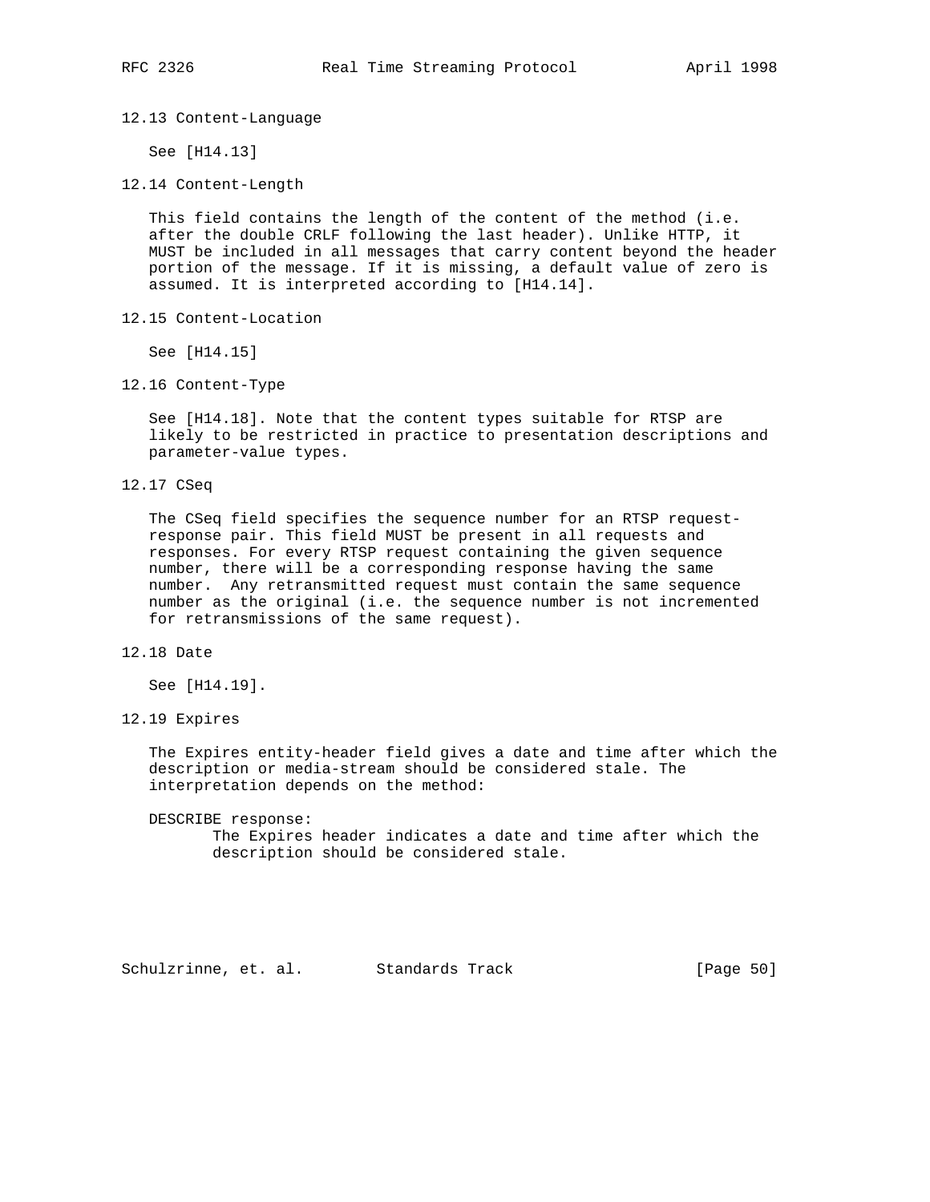### 12.13 Content-Language

See [H14.13]

### 12.14 Content-Length

This field contains the length of the content of the method (i.e. after the double CRLF following the last header). Unlike HTTP, it MUST be included in all messages that carry content beyond the header portion of the message. If it is missing, a default value of zero is assumed. It is interpreted according to [H14.14].

### 12.15 Content-Location

See [H14.15]

### 12.16 Content-Type

See [H14.18]. Note that the content types suitable for RTSP are likely to be restricted in practice to presentation descriptions and parameter-value types.

### 12.17 CSeq

The CSeq field specifies the sequence number for an RTSP request-response pair. This field MUST be present in all requests and responses. For every RTSP request containing the given sequence number, there will be a corresponding response having the same number. Any retransmitted request must contain the same sequence number as the original (i.e. the sequence number is not incremented for retransmissions of the same request).

### 12.18 Date

See [H14.19].

### 12.19 Expires

The Expires entity-header field gives a date and time after which the description or media-stream should be considered stale. The interpretation depends on the method:

DESCRIBE response:
   The Expires header indicates a date and time after which the description should be considered stale.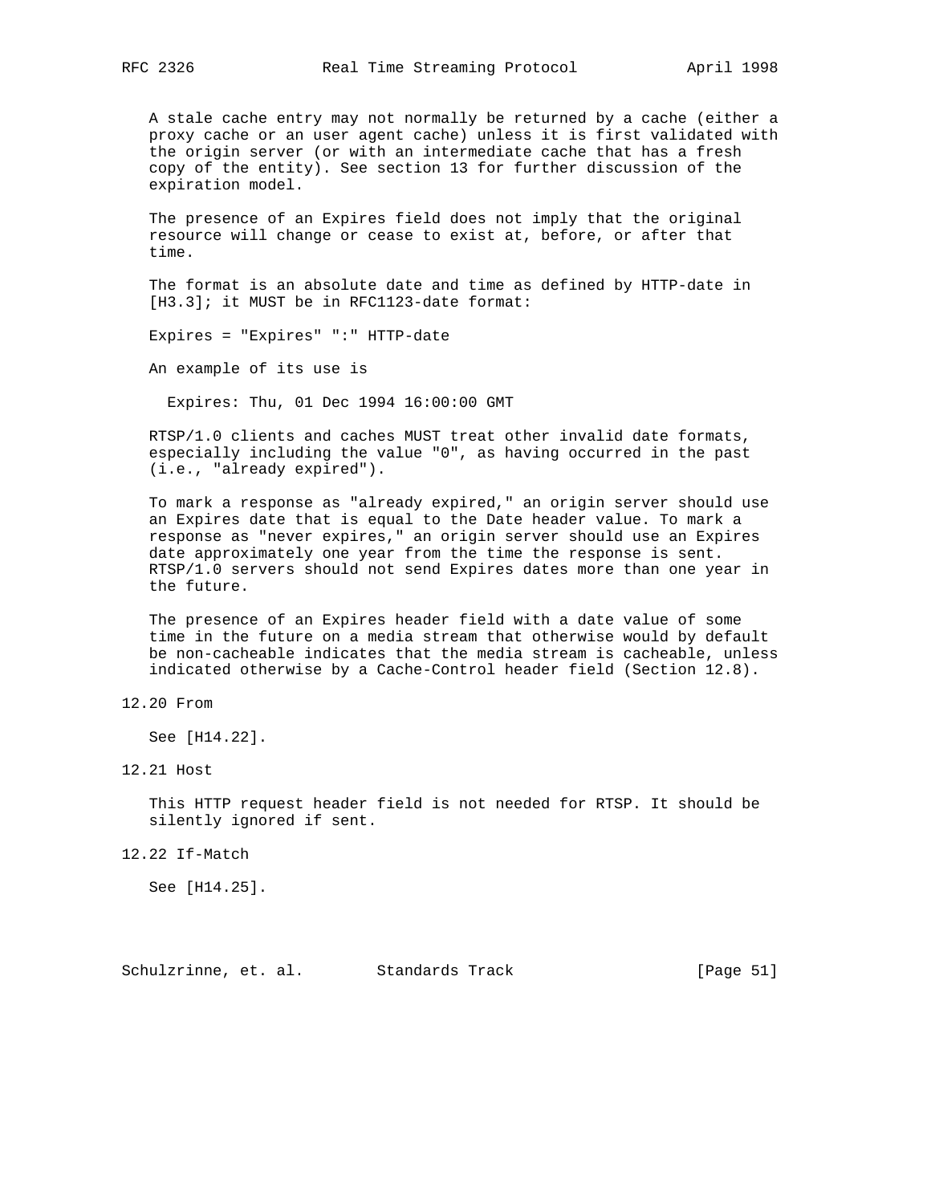A stale cache entry may not normally be returned by a cache (either a proxy cache or an user agent cache) unless it is first validated with the origin server (or with an intermediate cache that has a fresh copy of the entity). See section 13 for further discussion of the expiration model.

The presence of an Expires field does not imply that the original resource will change or cease to exist at, before, or after that time.

The format is an absolute date and time as defined by HTTP-date in [H3.3]; it MUST be in RFC1123-date format:

```
Expires = "Expires" ":" HTTP-date
```

An example of its use is

```
  Expires: Thu, 01 Dec 1994 16:00:00 GMT
```

RTSP/1.0 clients and caches MUST treat other invalid date formats, especially including the value "0", as having occurred in the past (i.e., "already expired").

To mark a response as "already expired," an origin server should use an Expires date that is equal to the Date header value. To mark a response as "never expires," an origin server should use an Expires date approximately one year from the time the response is sent. RTSP/1.0 servers should not send Expires dates more than one year in the future.

The presence of an Expires header field with a date value of some time in the future on a media stream that otherwise would by default be non-cacheable indicates that the media stream is cacheable, unless indicated otherwise by a Cache-Control header field (Section 12.8).

## 12.20 From

See [H14.22].

## 12.21 Host

This HTTP request header field is not needed for RTSP. It should be silently ignored if sent.

## 12.22 If-Match

See [H14.25].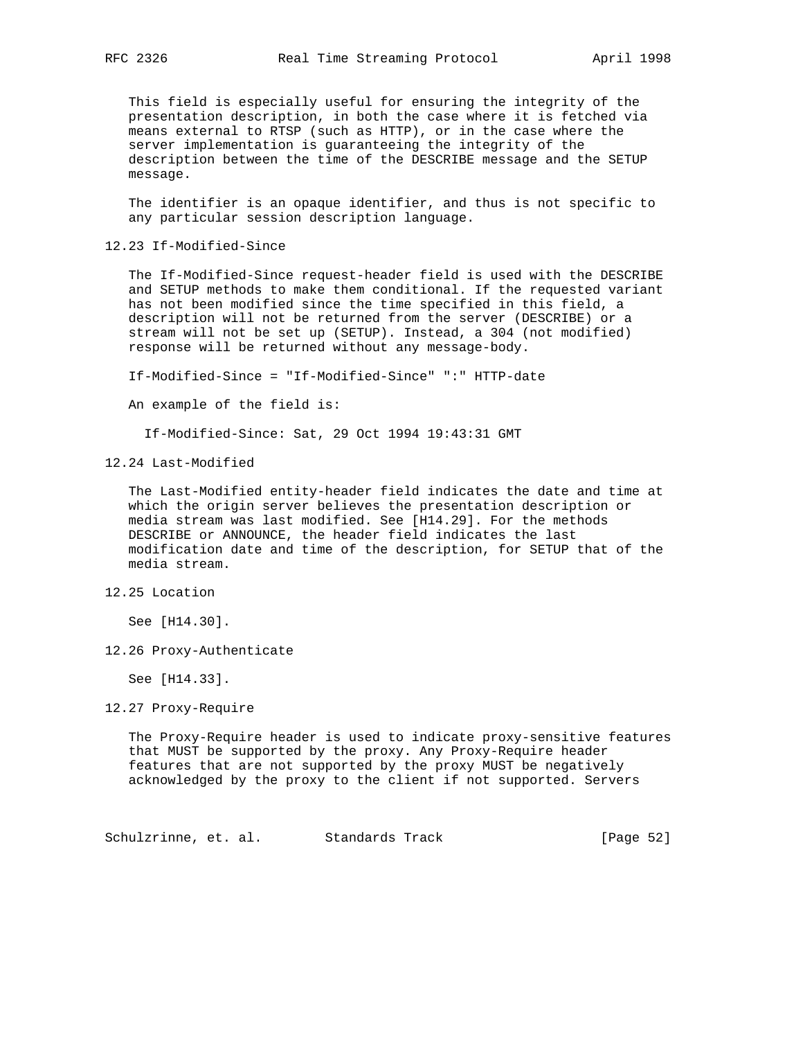This field is especially useful for ensuring the integrity of the presentation description, in both the case where it is fetched via means external to RTSP (such as HTTP), or in the case where the server implementation is guaranteeing the integrity of the description between the time of the DESCRIBE message and the SETUP message.

The identifier is an opaque identifier, and thus is not specific to any particular session description language.

### 12.23 If-Modified-Since

The If-Modified-Since request-header field is used with the DESCRIBE and SETUP methods to make them conditional. If the requested variant has not been modified since the time specified in this field, a description will not be returned from the server (DESCRIBE) or a stream will not be set up (SETUP). Instead, a 304 (not modified) response will be returned without any message-body.

```
If-Modified-Since = "If-Modified-Since" ":" HTTP-date
```

An example of the field is:

```
If-Modified-Since: Sat, 29 Oct 1994 19:43:31 GMT
```

### 12.24 Last-Modified

The Last-Modified entity-header field indicates the date and time at which the origin server believes the presentation description or media stream was last modified. See [H14.29]. For the methods DESCRIBE or ANNOUNCE, the header field indicates the last modification date and time of the description, for SETUP that of the media stream.

### 12.25 Location

See [H14.30].

### 12.26 Proxy-Authenticate

See [H14.33].

### 12.27 Proxy-Require

The Proxy-Require header is used to indicate proxy-sensitive features that MUST be supported by the proxy. Any Proxy-Require header features that are not supported by the proxy MUST be negatively acknowledged by the proxy to the client if not supported. Servers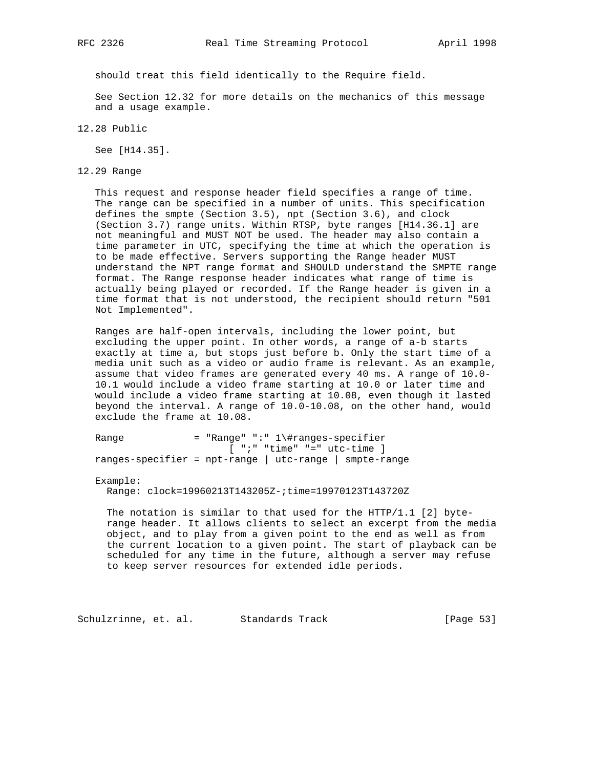should treat this field identically to the Require field.

See Section 12.32 for more details on the mechanics of this message and a usage example.

## 12.28 Public

See [H14.35].

## 12.29 Range

This request and response header field specifies a range of time. The range can be specified in a number of units. This specification defines the smpte (Section 3.5), npt (Section 3.6), and clock (Section 3.7) range units. Within RTSP, byte ranges [H14.36.1] are not meaningful and MUST NOT be used. The header may also contain a time parameter in UTC, specifying the time at which the operation is to be made effective. Servers supporting the Range header MUST understand the NPT range format and SHOULD understand the SMPTE range format. The Range response header indicates what range of time is actually being played or recorded. If the Range header is given in a time format that is not understood, the recipient should return "501 Not Implemented".

Ranges are half-open intervals, including the lower point, but excluding the upper point. In other words, a range of a-b starts exactly at time a, but stops just before b. Only the start time of a media unit such as a video or audio frame is relevant. As an example, assume that video frames are generated every 40 ms. A range of 10.0-10.1 would include a video frame starting at 10.0 or later time and would include a video frame starting at 10.08, even though it lasted beyond the interval. A range of 10.0-10.08, on the other hand, would exclude the frame at 10.08.

```
Range            = "Range" ":" 1\#ranges-specifier
                        [ ";" "time" "=" utc-time ]
ranges-specifier = npt-range | utc-range | smpte-range
```

Example:

```
Range: clock=19960213T143205Z-;time=19970123T143720Z
```

The notation is similar to that used for the HTTP/1.1 [2] byte-range header. It allows clients to select an excerpt from the media object, and to play from a given point to the end as well as from the current location to a given point. The start of playback can be scheduled for any time in the future, although a server may refuse to keep server resources for extended idle periods.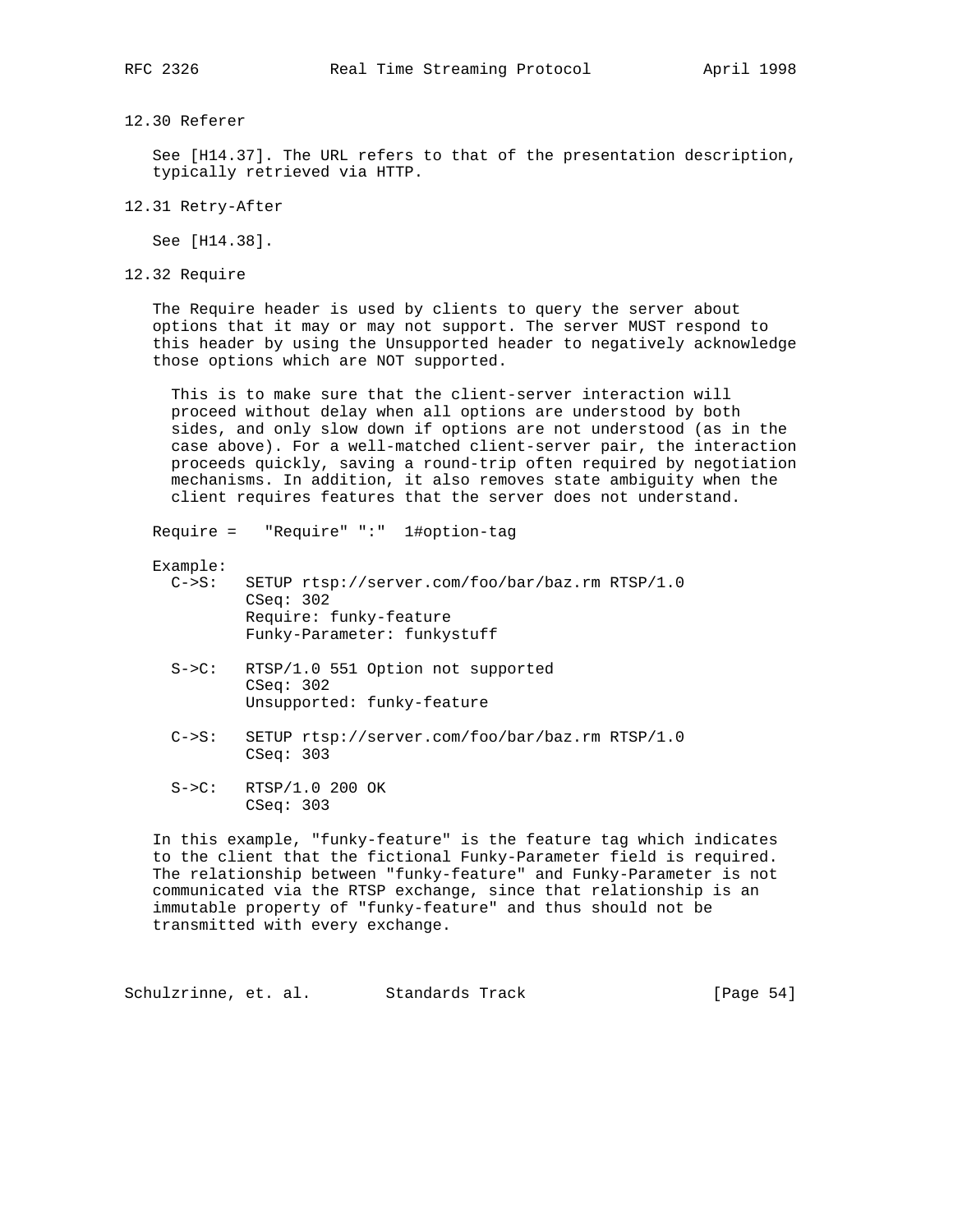### 12.30 Referer

See [H14.37]. The URL refers to that of the presentation description, typically retrieved via HTTP.

### 12.31 Retry-After

See [H14.38].

### 12.32 Require

The Require header is used by clients to query the server about options that it may or may not support. The server MUST respond to this header by using the Unsupported header to negatively acknowledge those options which are NOT supported.

> This is to make sure that the client-server interaction will proceed without delay when all options are understood by both sides, and only slow down if options are not understood (as in the case above). For a well-matched client-server pair, the interaction proceeds quickly, saving a round-trip often required by negotiation mechanisms. In addition, it also removes state ambiguity when the client requires features that the server does not understand.

```
Require =   "Require" ":"  1#option-tag
```

Example:

```
C->S:   SETUP rtsp://server.com/foo/bar/baz.rm RTSP/1.0
        CSeq: 302
        Require: funky-feature
        Funky-Parameter: funkystuff

S->C:   RTSP/1.0 551 Option not supported
        CSeq: 302
        Unsupported: funky-feature

C->S:   SETUP rtsp://server.com/foo/bar/baz.rm RTSP/1.0
        CSeq: 303

S->C:   RTSP/1.0 200 OK
        CSeq: 303
```

In this example, "funky-feature" is the feature tag which indicates to the client that the fictional Funky-Parameter field is required. The relationship between "funky-feature" and Funky-Parameter is not communicated via the RTSP exchange, since that relationship is an immutable property of "funky-feature" and thus should not be transmitted with every exchange.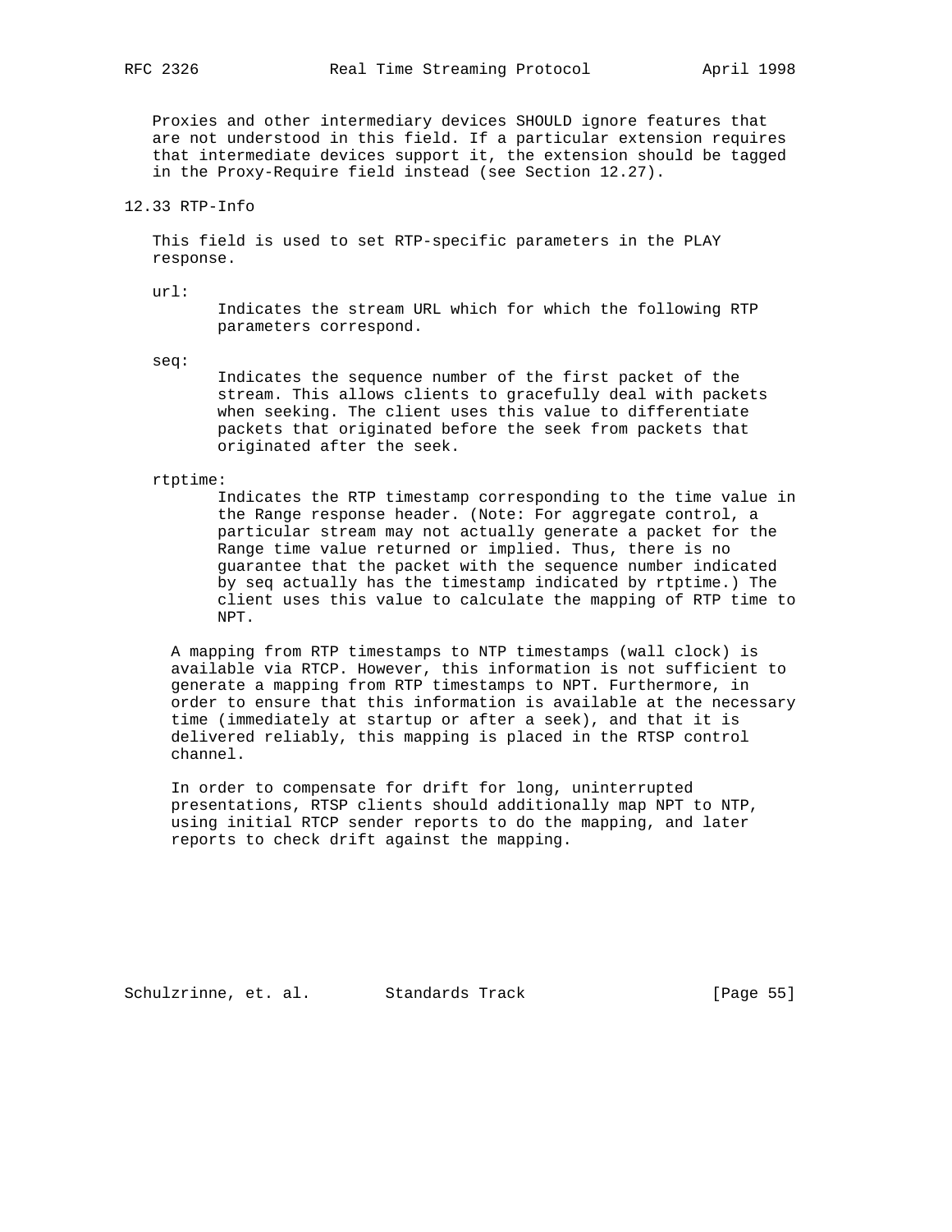Proxies and other intermediary devices SHOULD ignore features that are not understood in this field. If a particular extension requires that intermediate devices support it, the extension should be tagged in the Proxy-Require field instead (see Section 12.27).

## 12.33 RTP-Info

This field is used to set RTP-specific parameters in the PLAY response.

url:
: Indicates the stream URL which for which the following RTP parameters correspond.

seq:
: Indicates the sequence number of the first packet of the stream. This allows clients to gracefully deal with packets when seeking. The client uses this value to differentiate packets that originated before the seek from packets that originated after the seek.

rtptime:
: Indicates the RTP timestamp corresponding to the time value in the Range response header. (Note: For aggregate control, a particular stream may not actually generate a packet for the Range time value returned or implied. Thus, there is no guarantee that the packet with the sequence number indicated by seq actually has the timestamp indicated by rtptime.) The client uses this value to calculate the mapping of RTP time to NPT.

A mapping from RTP timestamps to NTP timestamps (wall clock) is available via RTCP. However, this information is not sufficient to generate a mapping from RTP timestamps to NPT. Furthermore, in order to ensure that this information is available at the necessary time (immediately at startup or after a seek), and that it is delivered reliably, this mapping is placed in the RTSP control channel.

In order to compensate for drift for long, uninterrupted presentations, RTSP clients should additionally map NPT to NTP, using initial RTCP sender reports to do the mapping, and later reports to check drift against the mapping.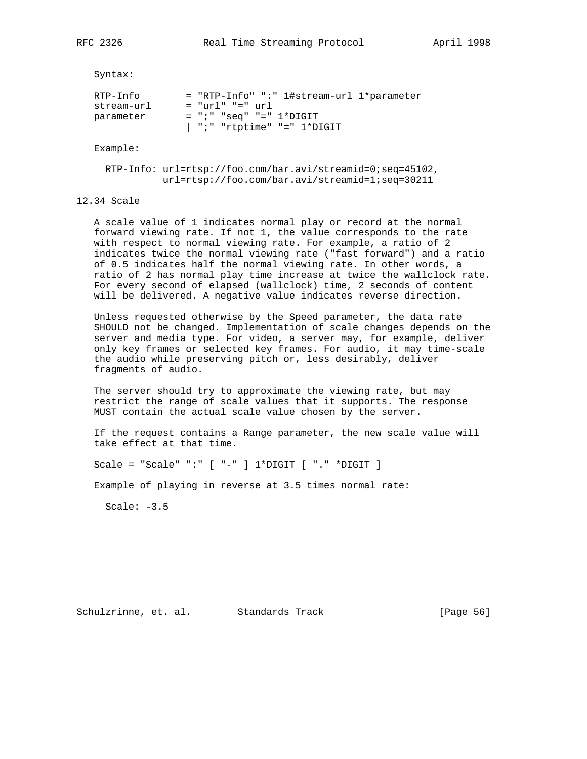Syntax:

```
RTP-Info        = "RTP-Info" ":" 1#stream-url 1*parameter
stream-url      = "url" "=" url
parameter       = ";" "seq" "=" 1*DIGIT
                | ";" "rtptime" "=" 1*DIGIT
```

Example:

```
RTP-Info: url=rtsp://foo.com/bar.avi/streamid=0;seq=45102,
          url=rtsp://foo.com/bar.avi/streamid=1;seq=30211
```

## 12.34 Scale

A scale value of 1 indicates normal play or record at the normal forward viewing rate. If not 1, the value corresponds to the rate with respect to normal viewing rate. For example, a ratio of 2 indicates twice the normal viewing rate ("fast forward") and a ratio of 0.5 indicates half the normal viewing rate. In other words, a ratio of 2 has normal play time increase at twice the wallclock rate. For every second of elapsed (wallclock) time, 2 seconds of content will be delivered. A negative value indicates reverse direction.

Unless requested otherwise by the Speed parameter, the data rate SHOULD not be changed. Implementation of scale changes depends on the server and media type. For video, a server may, for example, deliver only key frames or selected key frames. For audio, it may time-scale the audio while preserving pitch or, less desirably, deliver fragments of audio.

The server should try to approximate the viewing rate, but may restrict the range of scale values that it supports. The response MUST contain the actual scale value chosen by the server.

If the request contains a Range parameter, the new scale value will take effect at that time.

```
Scale = "Scale" ":" [ "-" ] 1*DIGIT [ "." *DIGIT ]
```

Example of playing in reverse at 3.5 times normal rate:

```
Scale: -3.5
```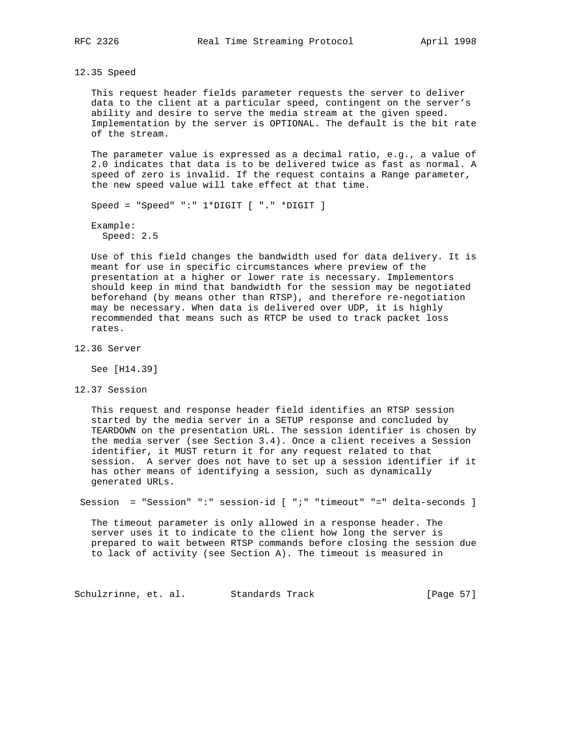## 12.35 Speed

This request header fields parameter requests the server to deliver data to the client at a particular speed, contingent on the server's ability and desire to serve the media stream at the given speed. Implementation by the server is OPTIONAL. The default is the bit rate of the stream.

The parameter value is expressed as a decimal ratio, e.g., a value of 2.0 indicates that data is to be delivered twice as fast as normal. A speed of zero is invalid. If the request contains a Range parameter, the new speed value will take effect at that time.

```
Speed = "Speed" ":" 1*DIGIT [ "." *DIGIT ]
```

Example:

```
  Speed: 2.5
```

Use of this field changes the bandwidth used for data delivery. It is meant for use in specific circumstances where preview of the presentation at a higher or lower rate is necessary. Implementors should keep in mind that bandwidth for the session may be negotiated beforehand (by means other than RTSP), and therefore re-negotiation may be necessary. When data is delivered over UDP, it is highly recommended that means such as RTCP be used to track packet loss rates.

## 12.36 Server

See [H14.39]

## 12.37 Session

This request and response header field identifies an RTSP session started by the media server in a SETUP response and concluded by TEARDOWN on the presentation URL. The session identifier is chosen by the media server (see Section 3.4). Once a client receives a Session identifier, it MUST return it for any request related to that session. A server does not have to set up a session identifier if it has other means of identifying a session, such as dynamically generated URLs.

```
Session  = "Session" ":" session-id [ ";" "timeout" "=" delta-seconds ]
```

The timeout parameter is only allowed in a response header. The server uses it to indicate to the client how long the server is prepared to wait between RTSP commands before closing the session due to lack of activity (see Section A). The timeout is measured in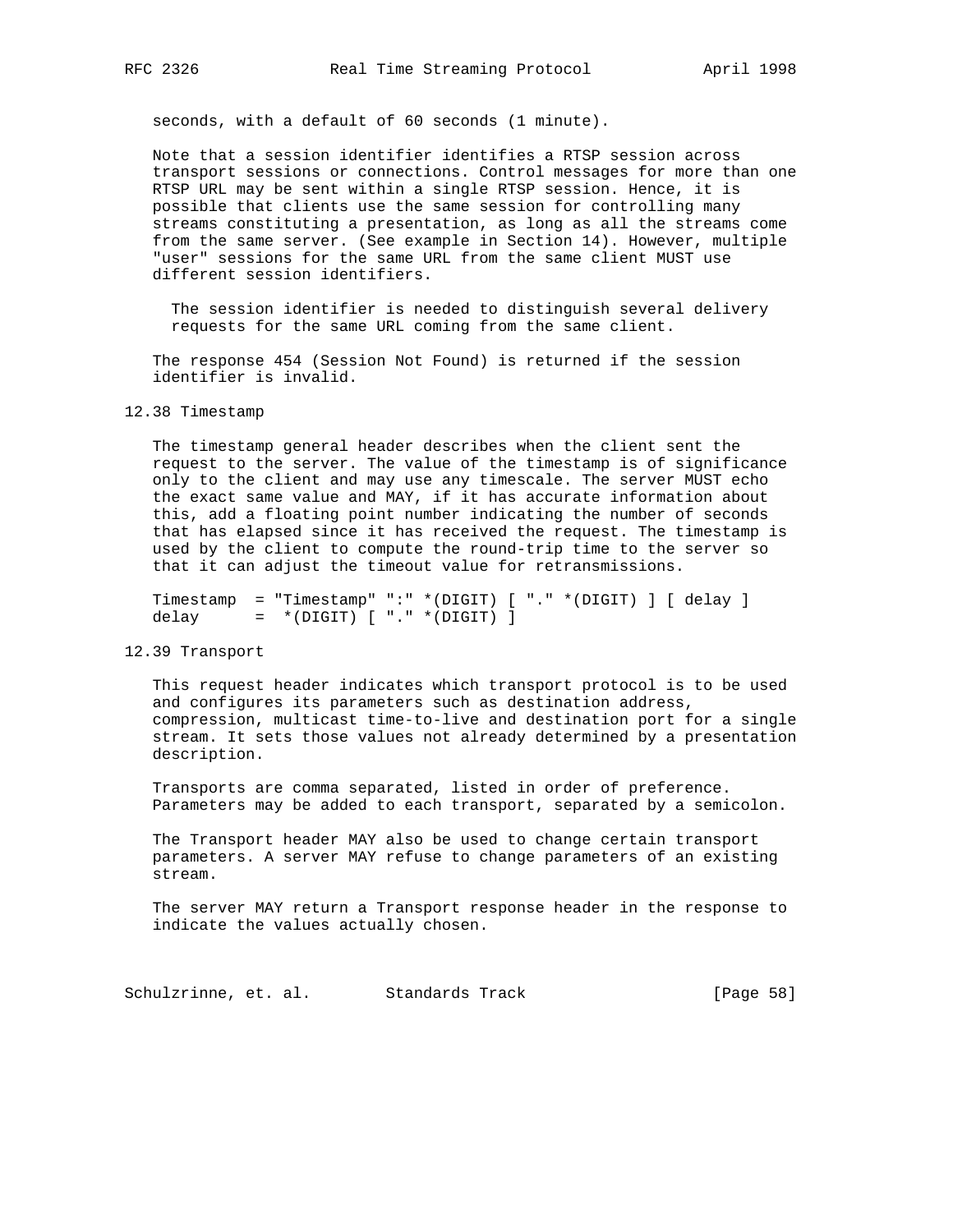seconds, with a default of 60 seconds (1 minute).

Note that a session identifier identifies a RTSP session across transport sessions or connections. Control messages for more than one RTSP URL may be sent within a single RTSP session. Hence, it is possible that clients use the same session for controlling many streams constituting a presentation, as long as all the streams come from the same server. (See example in Section 14). However, multiple "user" sessions for the same URL from the same client MUST use different session identifiers.

> The session identifier is needed to distinguish several delivery requests for the same URL coming from the same client.

The response 454 (Session Not Found) is returned if the session identifier is invalid.

## 12.38 Timestamp

The timestamp general header describes when the client sent the request to the server. The value of the timestamp is of significance only to the client and may use any timescale. The server MUST echo the exact same value and MAY, if it has accurate information about this, add a floating point number indicating the number of seconds that has elapsed since it has received the request. The timestamp is used by the client to compute the round-trip time to the server so that it can adjust the timeout value for retransmissions.

```
Timestamp  = "Timestamp" ":" *(DIGIT) [ "." *(DIGIT) ] [ delay ]
delay      =  *(DIGIT) [ "." *(DIGIT) ]
```

## 12.39 Transport

This request header indicates which transport protocol is to be used and configures its parameters such as destination address, compression, multicast time-to-live and destination port for a single stream. It sets those values not already determined by a presentation description.

Transports are comma separated, listed in order of preference. Parameters may be added to each transport, separated by a semicolon.

The Transport header MAY also be used to change certain transport parameters. A server MAY refuse to change parameters of an existing stream.

The server MAY return a Transport response header in the response to indicate the values actually chosen.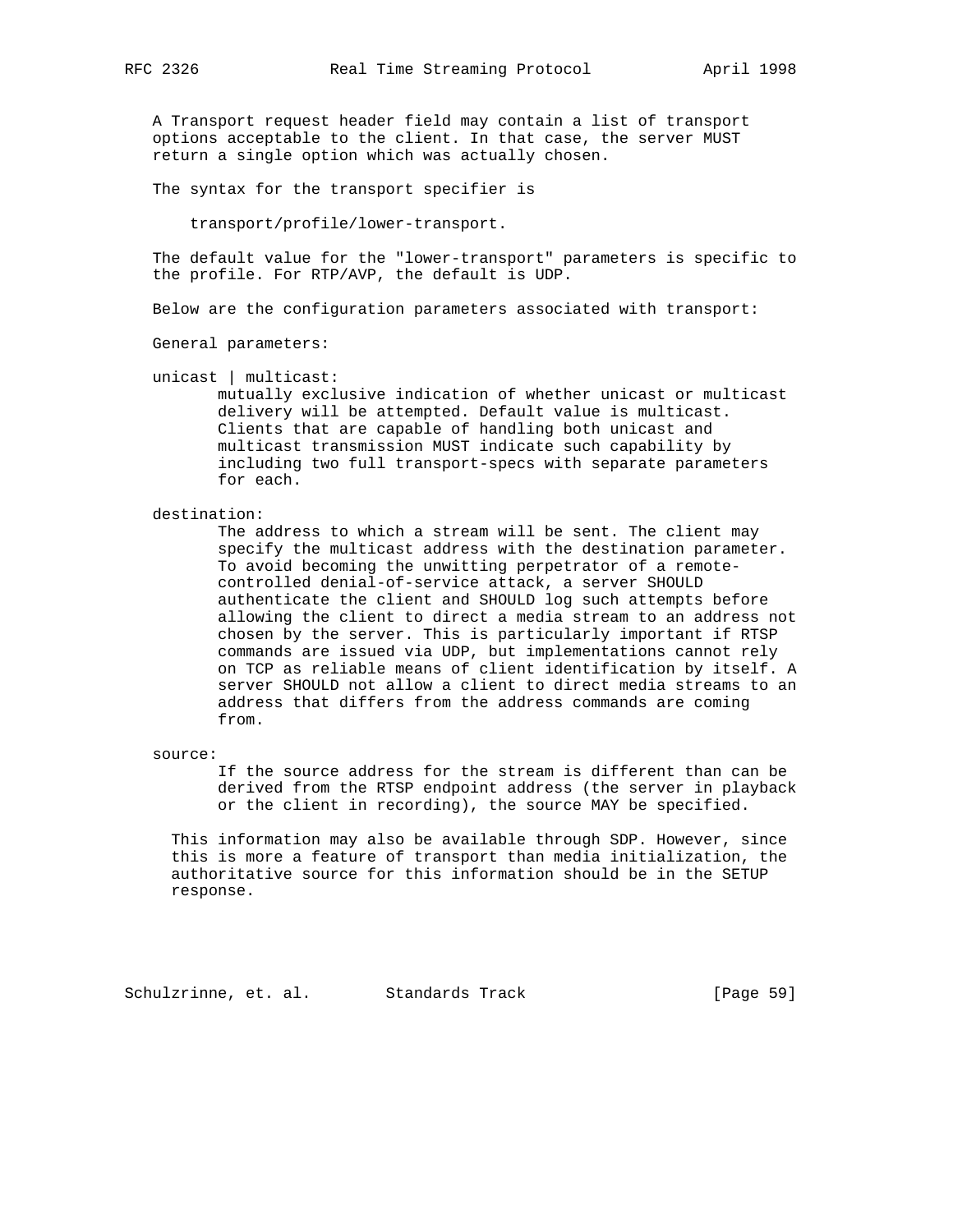A Transport request header field may contain a list of transport options acceptable to the client. In that case, the server MUST return a single option which was actually chosen.

The syntax for the transport specifier is

```
transport/profile/lower-transport.
```

The default value for the "lower-transport" parameters is specific to the profile. For RTP/AVP, the default is UDP.

Below are the configuration parameters associated with transport:

General parameters:

unicast | multicast:
: mutually exclusive indication of whether unicast or multicast delivery will be attempted. Default value is multicast. Clients that are capable of handling both unicast and multicast transmission MUST indicate such capability by including two full transport-specs with separate parameters for each.

destination:
: The address to which a stream will be sent. The client may specify the multicast address with the destination parameter. To avoid becoming the unwitting perpetrator of a remote-controlled denial-of-service attack, a server SHOULD authenticate the client and SHOULD log such attempts before allowing the client to direct a media stream to an address not chosen by the server. This is particularly important if RTSP commands are issued via UDP, but implementations cannot rely on TCP as reliable means of client identification by itself. A server SHOULD not allow a client to direct media streams to an address that differs from the address commands are coming from.

source:
: If the source address for the stream is different than can be derived from the RTSP endpoint address (the server in playback or the client in recording), the source MAY be specified.

This information may also be available through SDP. However, since this is more a feature of transport than media initialization, the authoritative source for this information should be in the SETUP response.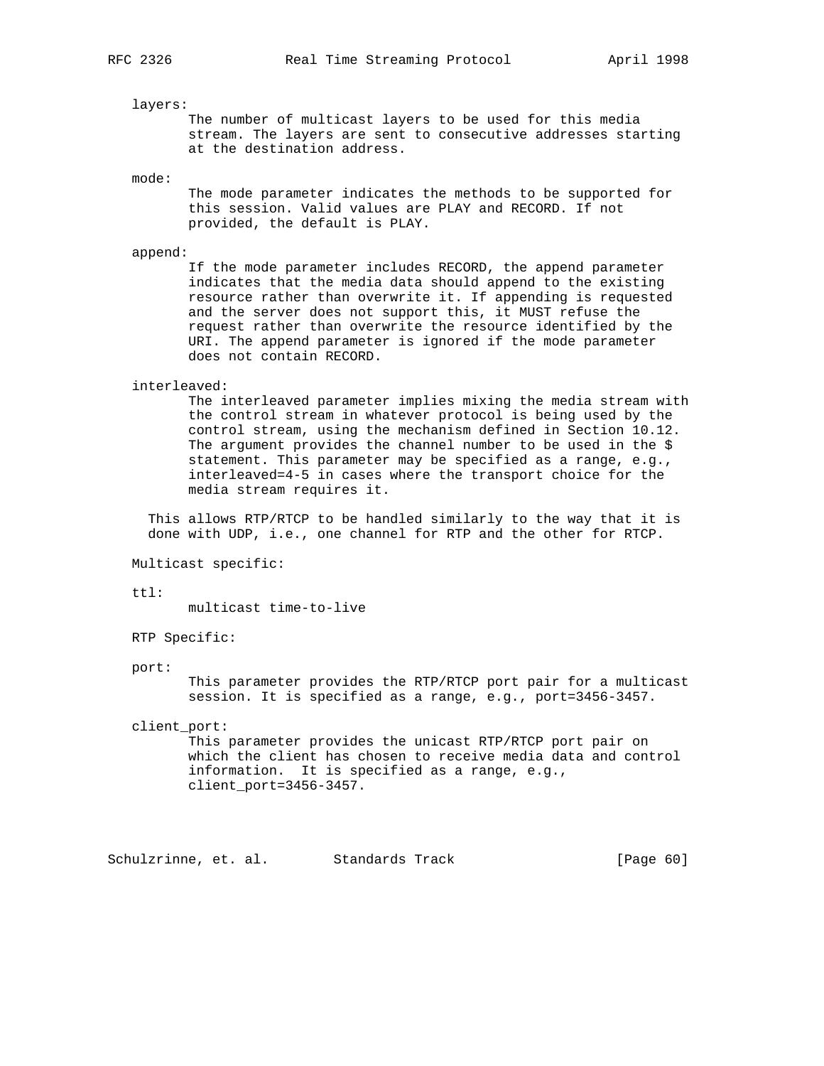layers:
The number of multicast layers to be used for this media stream. The layers are sent to consecutive addresses starting at the destination address.

mode:
The mode parameter indicates the methods to be supported for this session. Valid values are PLAY and RECORD. If not provided, the default is PLAY.

append:
If the mode parameter includes RECORD, the append parameter indicates that the media data should append to the existing resource rather than overwrite it. If appending is requested and the server does not support this, it MUST refuse the request rather than overwrite the resource identified by the URI. The append parameter is ignored if the mode parameter does not contain RECORD.

interleaved:
The interleaved parameter implies mixing the media stream with the control stream in whatever protocol is being used by the control stream, using the mechanism defined in Section 10.12. The argument provides the channel number to be used in the $ statement. This parameter may be specified as a range, e.g., interleaved=4-5 in cases where the transport choice for the media stream requires it.

This allows RTP/RTCP to be handled similarly to the way that it is done with UDP, i.e., one channel for RTP and the other for RTCP.

Multicast specific:

ttl:
multicast time-to-live

RTP Specific:

port:
This parameter provides the RTP/RTCP port pair for a multicast session. It is specified as a range, e.g., port=3456-3457.

client_port:
This parameter provides the unicast RTP/RTCP port pair on which the client has chosen to receive media data and control information. It is specified as a range, e.g., client_port=3456-3457.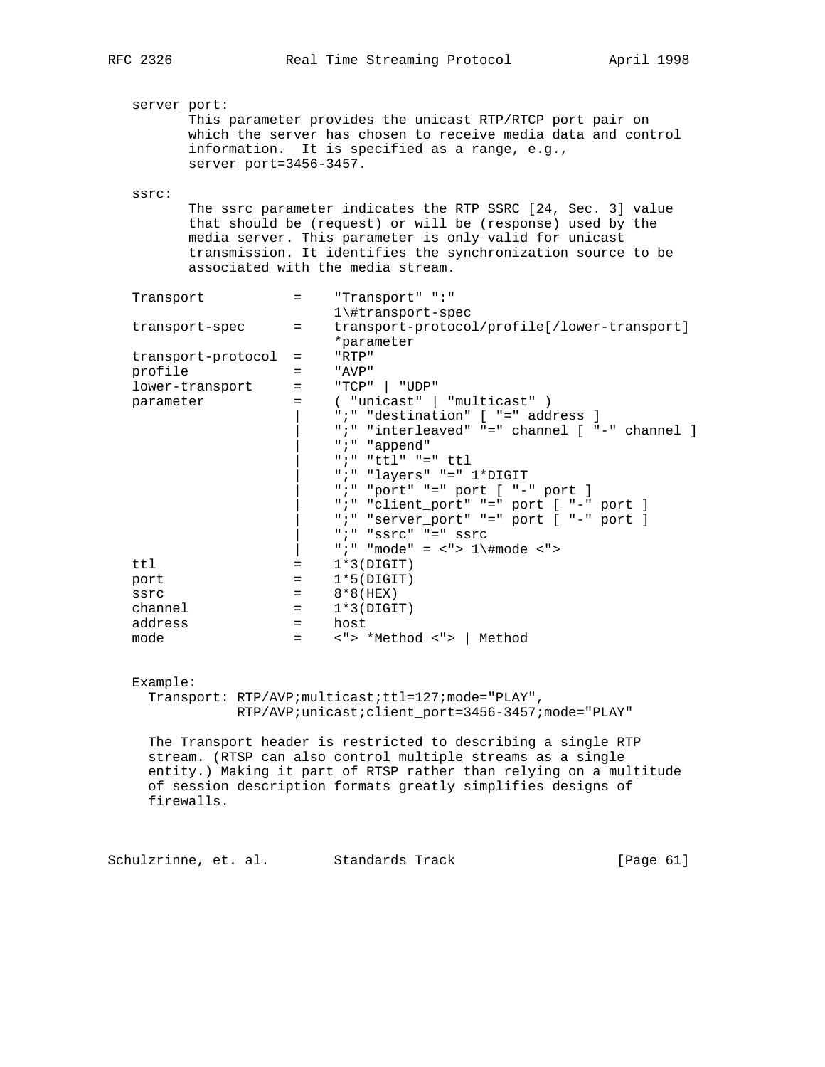server_port:
This parameter provides the unicast RTP/RTCP port pair on which the server has chosen to receive media data and control information. It is specified as a range, e.g., server_port=3456-3457.

ssrc:
The ssrc parameter indicates the RTP SSRC [24, Sec. 3] value that should be (request) or will be (response) used by the media server. This parameter is only valid for unicast transmission. It identifies the synchronization source to be associated with the media stream.

```
Transport           =    "Transport" ":"
                         1\#transport-spec
transport-spec      =    transport-protocol/profile[/lower-transport]
                         *parameter
transport-protocol  =    "RTP"
profile             =    "AVP"
lower-transport     =    "TCP" | "UDP"
parameter           =    ( "unicast" | "multicast" )
                    |    ";" "destination" [ "=" address ]
                    |    ";" "interleaved" "=" channel [ "-" channel ]
                    |    ";" "append"
                    |    ";" "ttl" "=" ttl
                    |    ";" "layers" "=" 1*DIGIT
                    |    ";" "port" "=" port [ "-" port ]
                    |    ";" "client_port" "=" port [ "-" port ]
                    |    ";" "server_port" "=" port [ "-" port ]
                    |    ";" "ssrc" "=" ssrc
                    |    ";" "mode" = <"> 1\#mode <">
ttl                 =    1*3(DIGIT)
port                =    1*5(DIGIT)
ssrc                =    8*8(HEX)
channel             =    1*3(DIGIT)
address             =    host
mode                =    <"> *Method <"> | Method
```

Example:

```
Transport: RTP/AVP;multicast;ttl=127;mode="PLAY",
           RTP/AVP;unicast;client_port=3456-3457;mode="PLAY"
```

The Transport header is restricted to describing a single RTP stream. (RTSP can also control multiple streams as a single entity.) Making it part of RTSP rather than relying on a multitude of session description formats greatly simplifies designs of firewalls.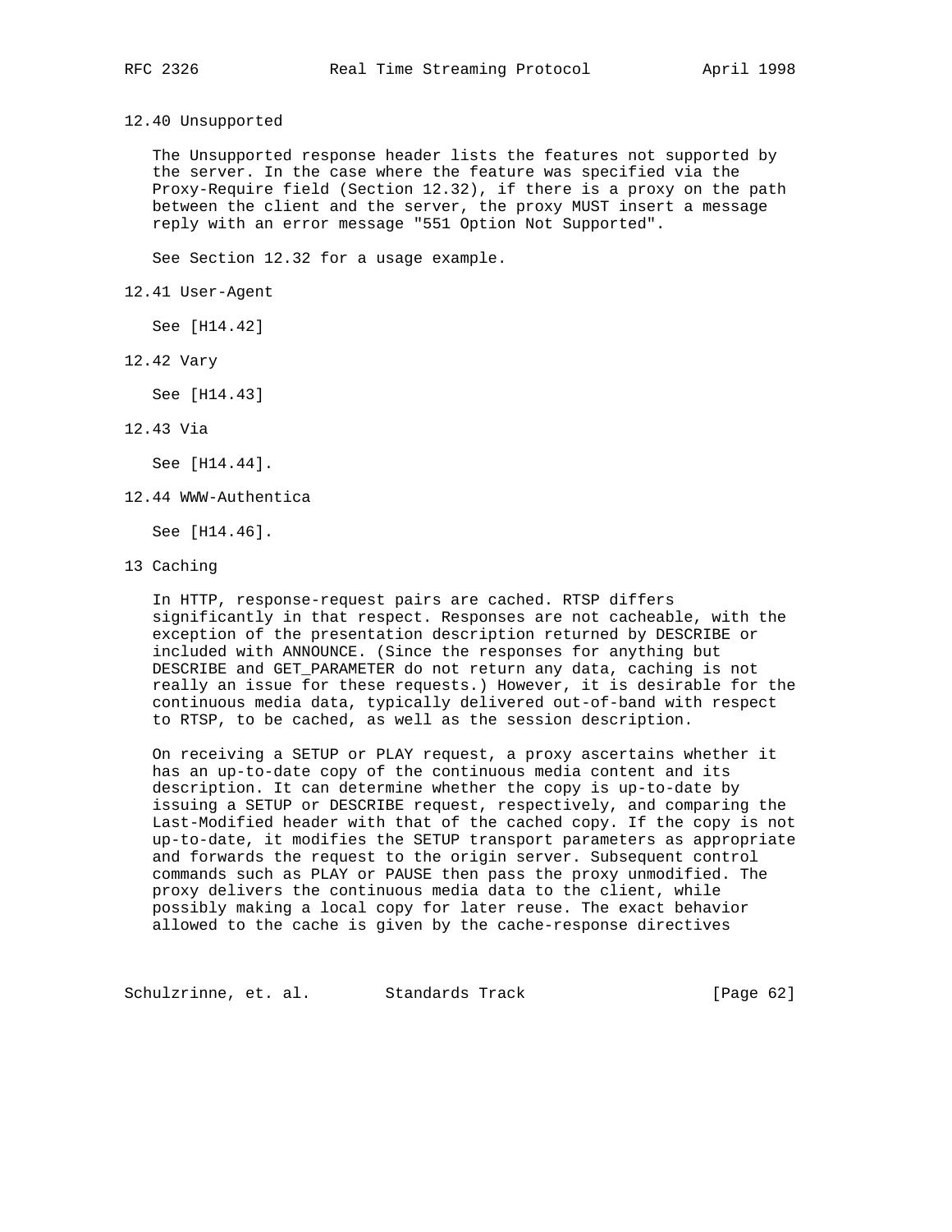### 12.40 Unsupported

The Unsupported response header lists the features not supported by the server. In the case where the feature was specified via the Proxy-Require field (Section 12.32), if there is a proxy on the path between the client and the server, the proxy MUST insert a message reply with an error message "551 Option Not Supported".

See Section 12.32 for a usage example.

### 12.41 User-Agent

See [H14.42]

### 12.42 Vary

See [H14.43]

### 12.43 Via

See [H14.44].

### 12.44 WWW-Authentica

See [H14.46].

## 13 Caching

In HTTP, response-request pairs are cached. RTSP differs significantly in that respect. Responses are not cacheable, with the exception of the presentation description returned by DESCRIBE or included with ANNOUNCE. (Since the responses for anything but DESCRIBE and GET_PARAMETER do not return any data, caching is not really an issue for these requests.) However, it is desirable for the continuous media data, typically delivered out-of-band with respect to RTSP, to be cached, as well as the session description.

On receiving a SETUP or PLAY request, a proxy ascertains whether it has an up-to-date copy of the continuous media content and its description. It can determine whether the copy is up-to-date by issuing a SETUP or DESCRIBE request, respectively, and comparing the Last-Modified header with that of the cached copy. If the copy is not up-to-date, it modifies the SETUP transport parameters as appropriate and forwards the request to the origin server. Subsequent control commands such as PLAY or PAUSE then pass the proxy unmodified. The proxy delivers the continuous media data to the client, while possibly making a local copy for later reuse. The exact behavior allowed to the cache is given by the cache-response directives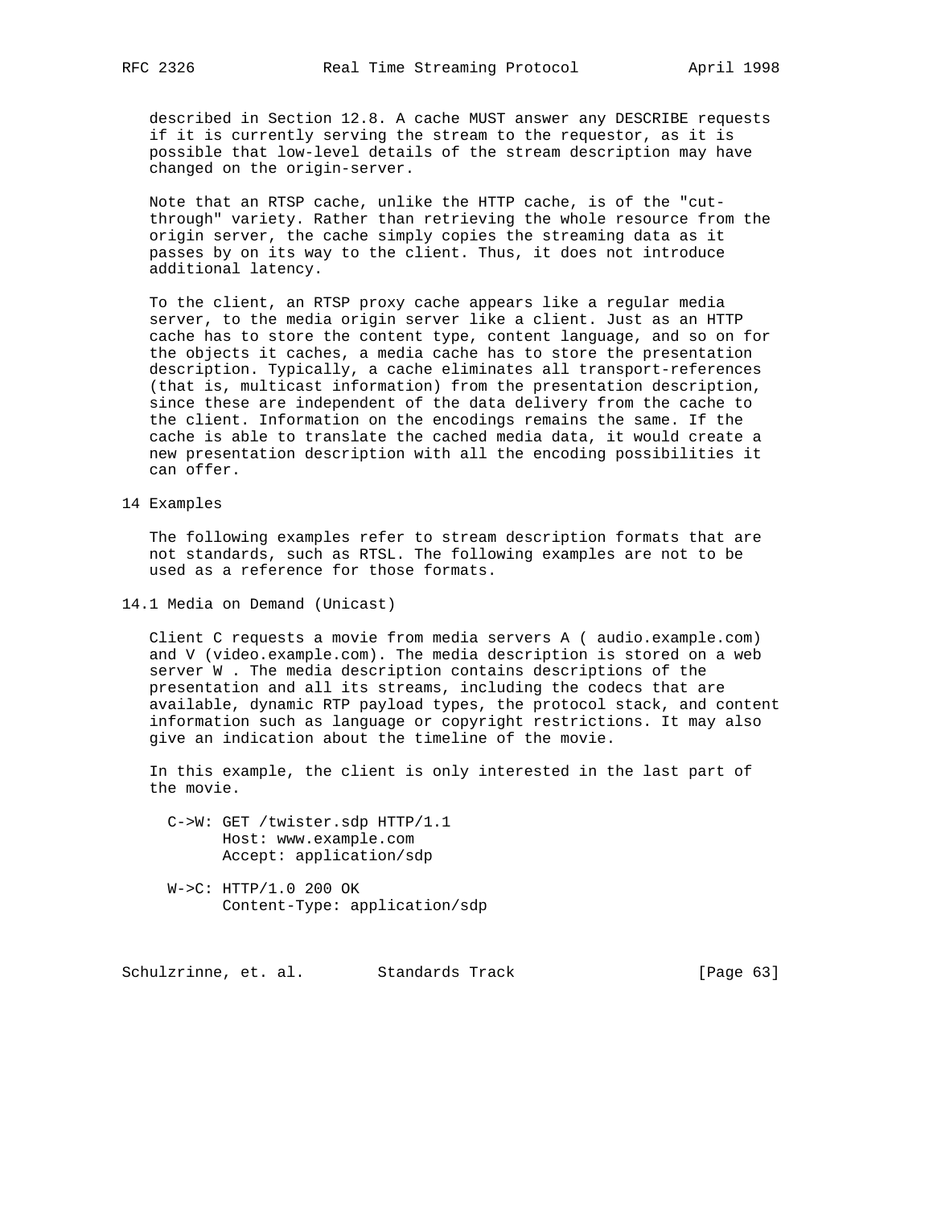described in Section 12.8. A cache MUST answer any DESCRIBE requests if it is currently serving the stream to the requestor, as it is possible that low-level details of the stream description may have changed on the origin-server.

Note that an RTSP cache, unlike the HTTP cache, is of the "cut-through" variety. Rather than retrieving the whole resource from the origin server, the cache simply copies the streaming data as it passes by on its way to the client. Thus, it does not introduce additional latency.

To the client, an RTSP proxy cache appears like a regular media server, to the media origin server like a client. Just as an HTTP cache has to store the content type, content language, and so on for the objects it caches, a media cache has to store the presentation description. Typically, a cache eliminates all transport-references (that is, multicast information) from the presentation description, since these are independent of the data delivery from the cache to the client. Information on the encodings remains the same. If the cache is able to translate the cached media data, it would create a new presentation description with all the encoding possibilities it can offer.

# 14 Examples

The following examples refer to stream description formats that are not standards, such as RTSL. The following examples are not to be used as a reference for those formats.

## 14.1 Media on Demand (Unicast)

Client C requests a movie from media servers A ( audio.example.com) and V (video.example.com). The media description is stored on a web server W . The media description contains descriptions of the presentation and all its streams, including the codecs that are available, dynamic RTP payload types, the protocol stack, and content information such as language or copyright restrictions. It may also give an indication about the timeline of the movie.

In this example, the client is only interested in the last part of the movie.

```
C->W: GET /twister.sdp HTTP/1.1
      Host: www.example.com
      Accept: application/sdp

W->C: HTTP/1.0 200 OK
      Content-Type: application/sdp
```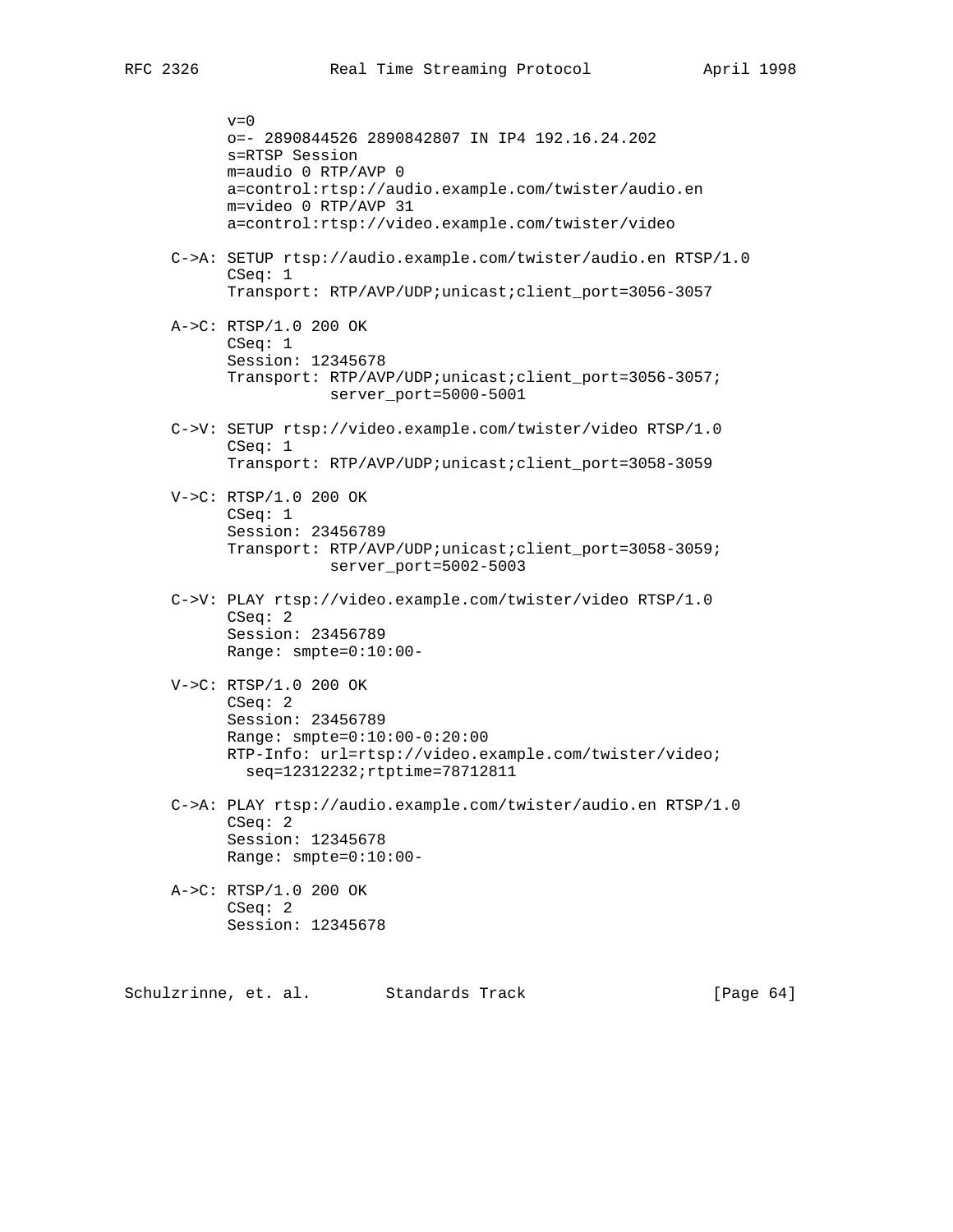```
     v=0
     o=- 2890844526 2890842807 IN IP4 192.16.24.202
     s=RTSP Session
     m=audio 0 RTP/AVP 0
     a=control:rtsp://audio.example.com/twister/audio.en
     m=video 0 RTP/AVP 31
     a=control:rtsp://video.example.com/twister/video

C->A: SETUP rtsp://audio.example.com/twister/audio.en RTSP/1.0
      CSeq: 1
      Transport: RTP/AVP/UDP;unicast;client_port=3056-3057

A->C: RTSP/1.0 200 OK
      CSeq: 1
      Session: 12345678
      Transport: RTP/AVP/UDP;unicast;client_port=3056-3057;
                 server_port=5000-5001

C->V: SETUP rtsp://video.example.com/twister/video RTSP/1.0
      CSeq: 1
      Transport: RTP/AVP/UDP;unicast;client_port=3058-3059

V->C: RTSP/1.0 200 OK
      CSeq: 1
      Session: 23456789
      Transport: RTP/AVP/UDP;unicast;client_port=3058-3059;
                 server_port=5002-5003

C->V: PLAY rtsp://video.example.com/twister/video RTSP/1.0
      CSeq: 2
      Session: 23456789
      Range: smpte=0:10:00-

V->C: RTSP/1.0 200 OK
      CSeq: 2
      Session: 23456789
      Range: smpte=0:10:00-0:20:00
      RTP-Info: url=rtsp://video.example.com/twister/video;
        seq=12312232;rtptime=78712811

C->A: PLAY rtsp://audio.example.com/twister/audio.en RTSP/1.0
      CSeq: 2
      Session: 12345678
      Range: smpte=0:10:00-

A->C: RTSP/1.0 200 OK
      CSeq: 2
      Session: 12345678
```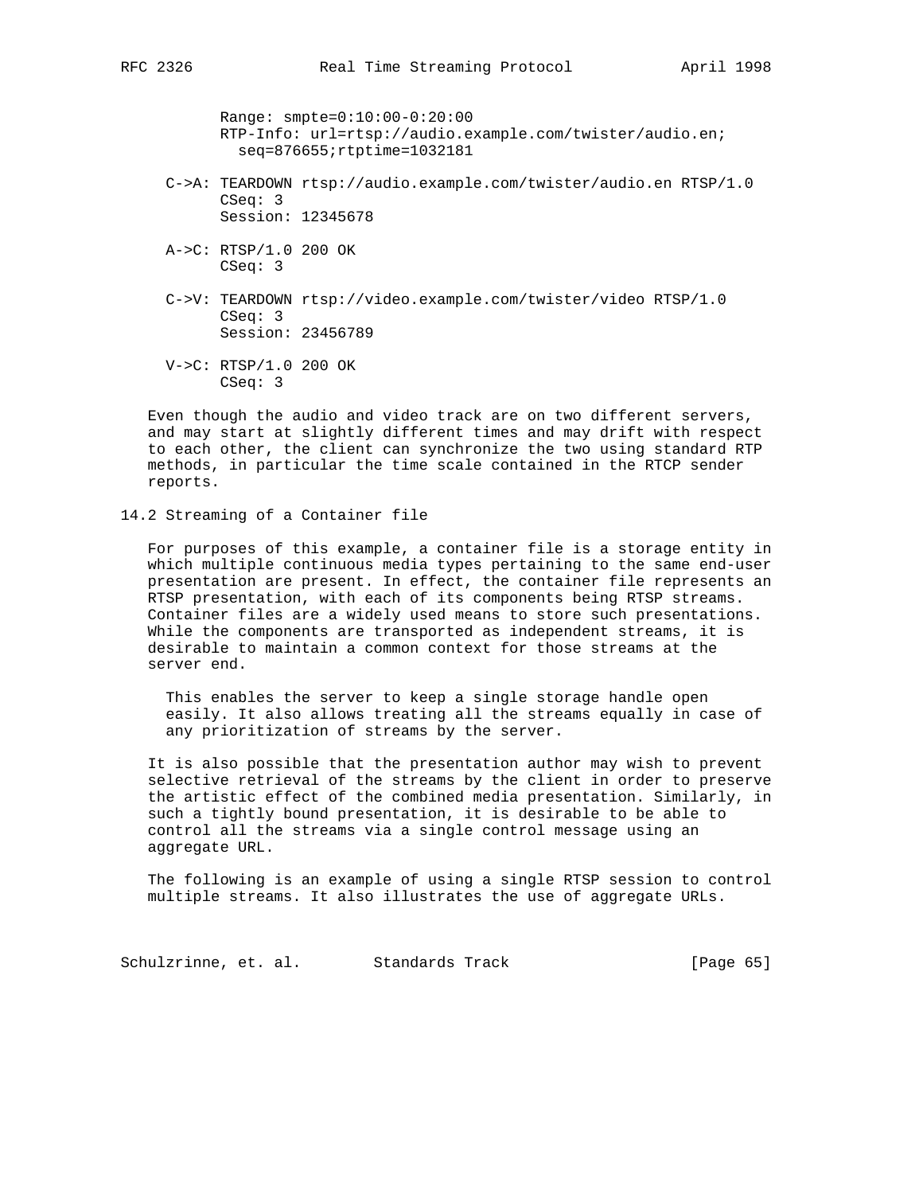```
     Range: smpte=0:10:00-0:20:00
     RTP-Info: url=rtsp://audio.example.com/twister/audio.en;
       seq=876655;rtptime=1032181

C->A: TEARDOWN rtsp://audio.example.com/twister/audio.en RTSP/1.0
      CSeq: 3
      Session: 12345678

A->C: RTSP/1.0 200 OK
      CSeq: 3

C->V: TEARDOWN rtsp://video.example.com/twister/video RTSP/1.0
      CSeq: 3
      Session: 23456789

V->C: RTSP/1.0 200 OK
      CSeq: 3
```

Even though the audio and video track are on two different servers, and may start at slightly different times and may drift with respect to each other, the client can synchronize the two using standard RTP methods, in particular the time scale contained in the RTCP sender reports.

## 14.2 Streaming of a Container file

For purposes of this example, a container file is a storage entity in which multiple continuous media types pertaining to the same end-user presentation are present. In effect, the container file represents an RTSP presentation, with each of its components being RTSP streams. Container files are a widely used means to store such presentations. While the components are transported as independent streams, it is desirable to maintain a common context for those streams at the server end.

> This enables the server to keep a single storage handle open easily. It also allows treating all the streams equally in case of any prioritization of streams by the server.

It is also possible that the presentation author may wish to prevent selective retrieval of the streams by the client in order to preserve the artistic effect of the combined media presentation. Similarly, in such a tightly bound presentation, it is desirable to be able to control all the streams via a single control message using an aggregate URL.

The following is an example of using a single RTSP session to control multiple streams. It also illustrates the use of aggregate URLs.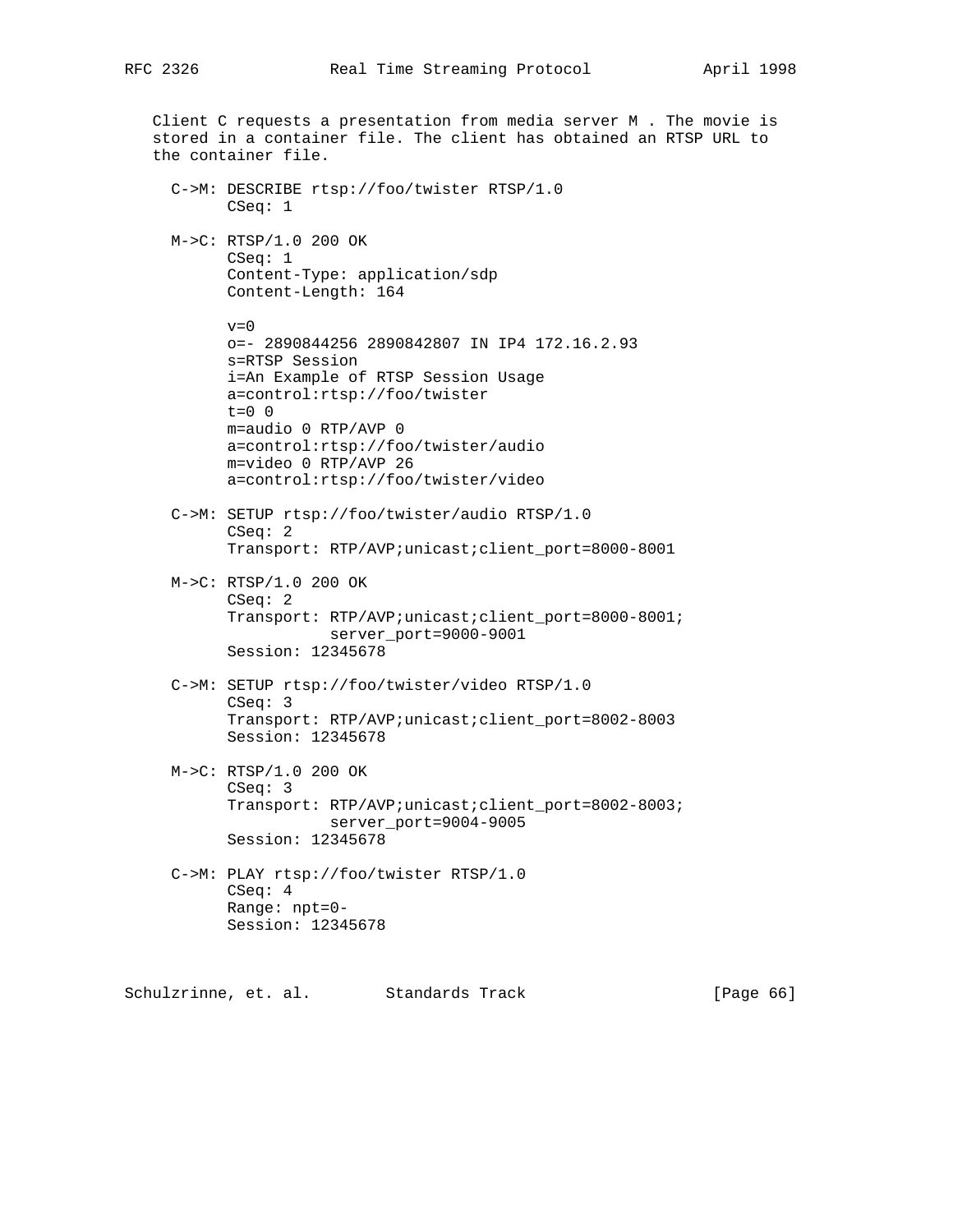Client C requests a presentation from media server M . The movie is stored in a container file. The client has obtained an RTSP URL to the container file.

```
C->M: DESCRIBE rtsp://foo/twister RTSP/1.0
      CSeq: 1

M->C: RTSP/1.0 200 OK
      CSeq: 1
      Content-Type: application/sdp
      Content-Length: 164

      v=0
      o=- 2890844256 2890842807 IN IP4 172.16.2.93
      s=RTSP Session
      i=An Example of RTSP Session Usage
      a=control:rtsp://foo/twister
      t=0 0
      m=audio 0 RTP/AVP 0
      a=control:rtsp://foo/twister/audio
      m=video 0 RTP/AVP 26
      a=control:rtsp://foo/twister/video

C->M: SETUP rtsp://foo/twister/audio RTSP/1.0
      CSeq: 2
      Transport: RTP/AVP;unicast;client_port=8000-8001

M->C: RTSP/1.0 200 OK
      CSeq: 2
      Transport: RTP/AVP;unicast;client_port=8000-8001;
                 server_port=9000-9001
      Session: 12345678

C->M: SETUP rtsp://foo/twister/video RTSP/1.0
      CSeq: 3
      Transport: RTP/AVP;unicast;client_port=8002-8003
      Session: 12345678

M->C: RTSP/1.0 200 OK
      CSeq: 3
      Transport: RTP/AVP;unicast;client_port=8002-8003;
                 server_port=9004-9005
      Session: 12345678

C->M: PLAY rtsp://foo/twister RTSP/1.0
      CSeq: 4
      Range: npt=0-
      Session: 12345678
```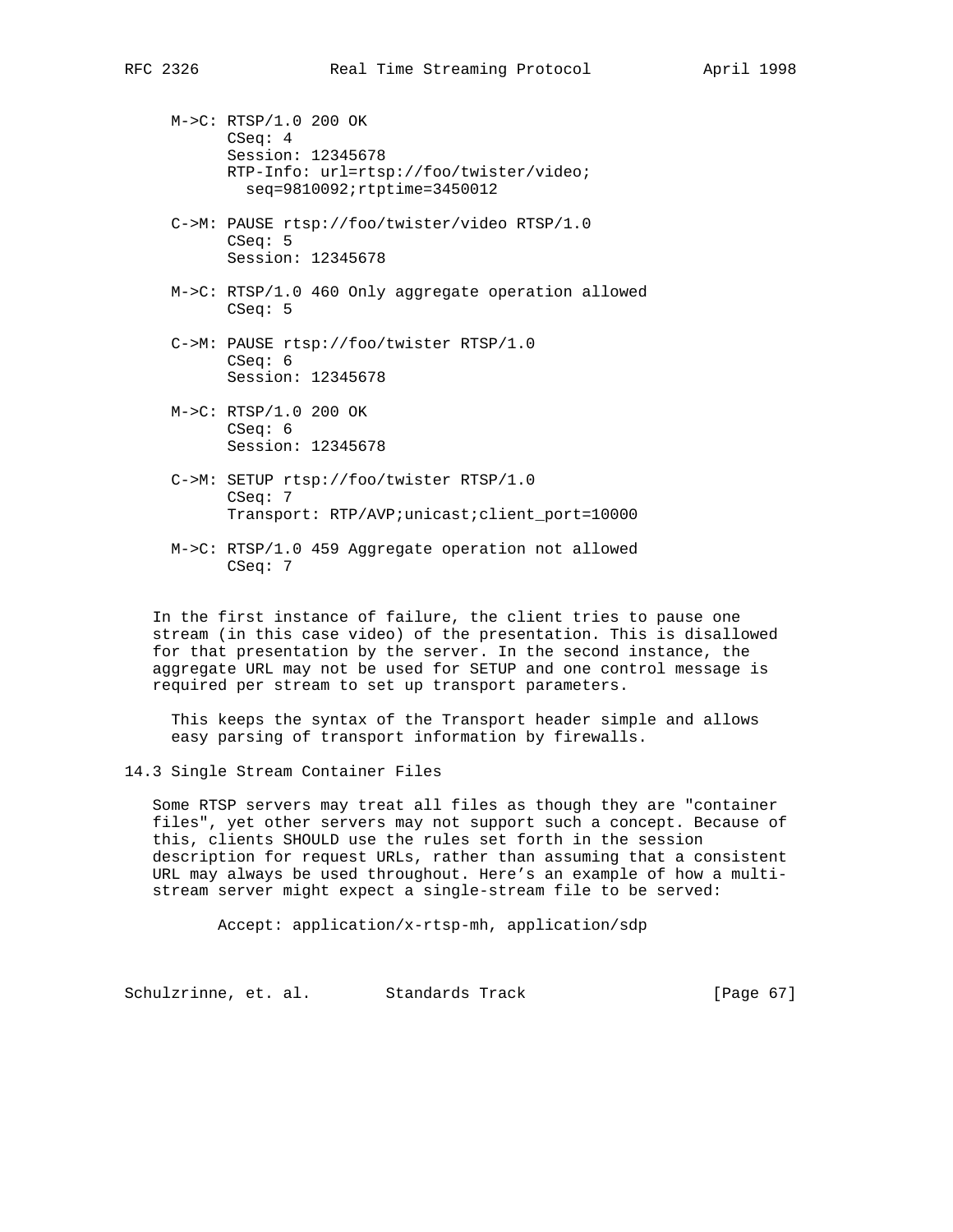```
M->C: RTSP/1.0 200 OK
      CSeq: 4
      Session: 12345678
      RTP-Info: url=rtsp://foo/twister/video;
        seq=9810092;rtptime=3450012

C->M: PAUSE rtsp://foo/twister/video RTSP/1.0
      CSeq: 5
      Session: 12345678

M->C: RTSP/1.0 460 Only aggregate operation allowed
      CSeq: 5

C->M: PAUSE rtsp://foo/twister RTSP/1.0
      CSeq: 6
      Session: 12345678

M->C: RTSP/1.0 200 OK
      CSeq: 6
      Session: 12345678

C->M: SETUP rtsp://foo/twister RTSP/1.0
      CSeq: 7
      Transport: RTP/AVP;unicast;client_port=10000

M->C: RTSP/1.0 459 Aggregate operation not allowed
      CSeq: 7
```

In the first instance of failure, the client tries to pause one stream (in this case video) of the presentation. This is disallowed for that presentation by the server. In the second instance, the aggregate URL may not be used for SETUP and one control message is required per stream to set up transport parameters.

This keeps the syntax of the Transport header simple and allows easy parsing of transport information by firewalls.

## 14.3 Single Stream Container Files

Some RTSP servers may treat all files as though they are "container files", yet other servers may not support such a concept. Because of this, clients SHOULD use the rules set forth in the session description for request URLs, rather than assuming that a consistent URL may always be used throughout. Here's an example of how a multi-stream server might expect a single-stream file to be served:

```
Accept: application/x-rtsp-mh, application/sdp
```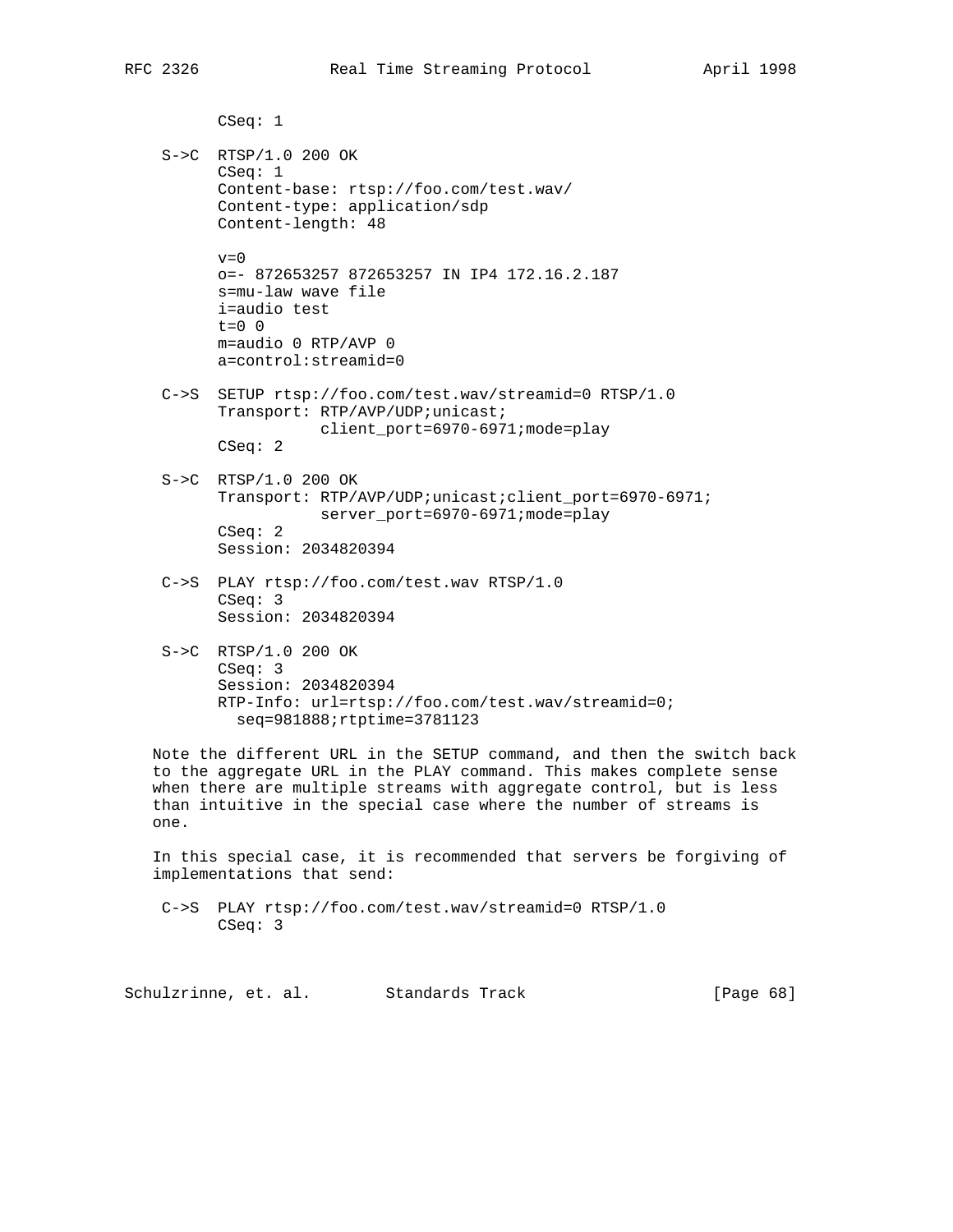```
     CSeq: 1

S->C RTSP/1.0 200 OK
     CSeq: 1
     Content-base: rtsp://foo.com/test.wav/
     Content-type: application/sdp
     Content-length: 48

     v=0
     o=- 872653257 872653257 IN IP4 172.16.2.187
     s=mu-law wave file
     i=audio test
     t=0 0
     m=audio 0 RTP/AVP 0
     a=control:streamid=0

C->S SETUP rtsp://foo.com/test.wav/streamid=0 RTSP/1.0
     Transport: RTP/AVP/UDP;unicast;
                client_port=6970-6971;mode=play
     CSeq: 2

S->C RTSP/1.0 200 OK
     Transport: RTP/AVP/UDP;unicast;client_port=6970-6971;
                server_port=6970-6971;mode=play
     CSeq: 2
     Session: 2034820394

C->S PLAY rtsp://foo.com/test.wav RTSP/1.0
     CSeq: 3
     Session: 2034820394

S->C RTSP/1.0 200 OK
     CSeq: 3
     Session: 2034820394
     RTP-Info: url=rtsp://foo.com/test.wav/streamid=0;
       seq=981888;rtptime=3781123
```

Note the different URL in the SETUP command, and then the switch back to the aggregate URL in the PLAY command. This makes complete sense when there are multiple streams with aggregate control, but is less than intuitive in the special case where the number of streams is one.

In this special case, it is recommended that servers be forgiving of implementations that send:

```
C->S PLAY rtsp://foo.com/test.wav/streamid=0 RTSP/1.0
     CSeq: 3
```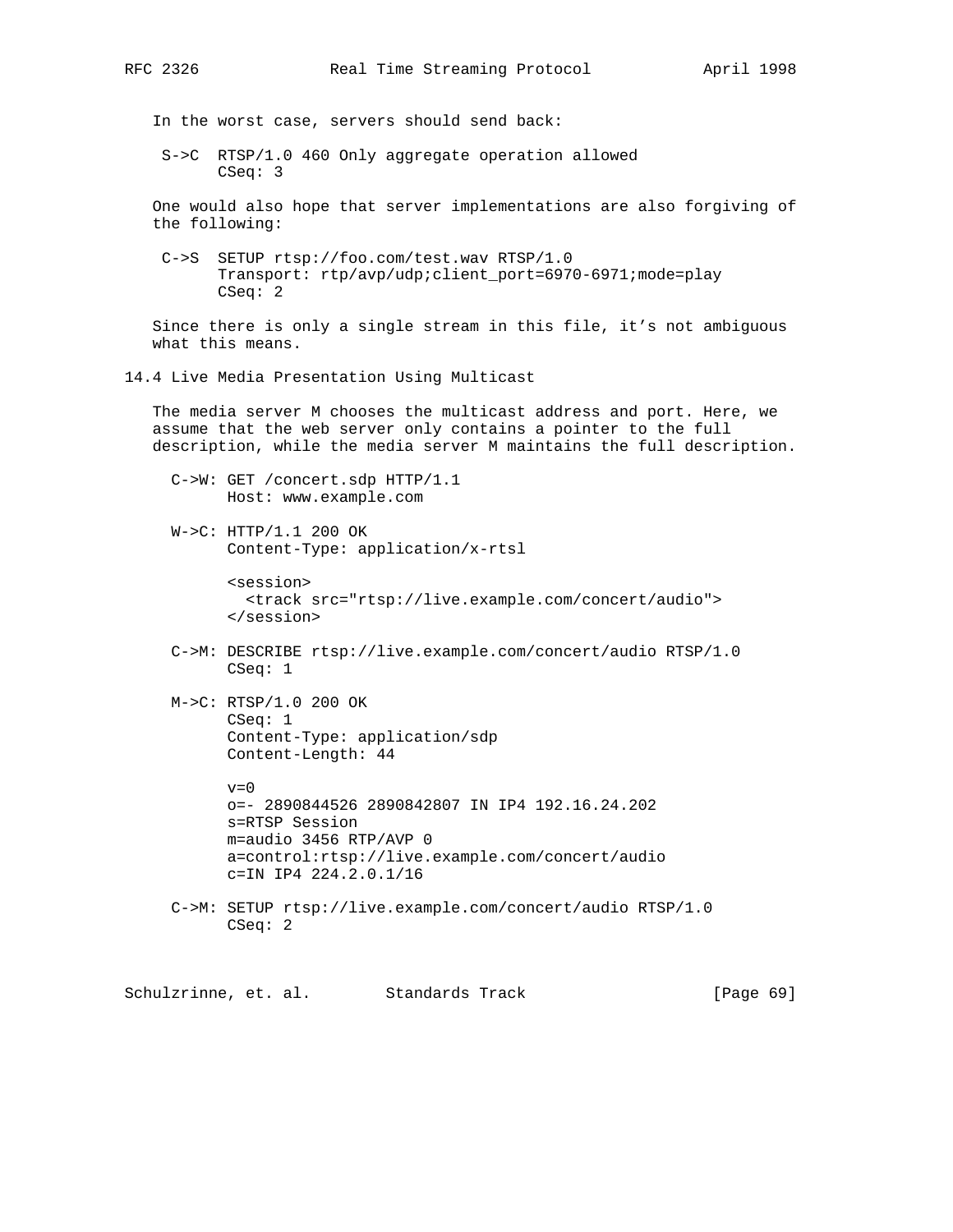In the worst case, servers should send back:

```
S->C  RTSP/1.0 460 Only aggregate operation allowed
      CSeq: 3
```

One would also hope that server implementations are also forgiving of the following:

```
C->S  SETUP rtsp://foo.com/test.wav RTSP/1.0
      Transport: rtp/avp/udp;client_port=6970-6971;mode=play
      CSeq: 2
```

Since there is only a single stream in this file, it’s not ambiguous what this means.

## 14.4 Live Media Presentation Using Multicast

The media server M chooses the multicast address and port. Here, we assume that the web server only contains a pointer to the full description, while the media server M maintains the full description.

```
C->W: GET /concert.sdp HTTP/1.1
      Host: www.example.com

W->C: HTTP/1.1 200 OK
      Content-Type: application/x-rtsl

      <session>
        <track src="rtsp://live.example.com/concert/audio">
      </session>

C->M: DESCRIBE rtsp://live.example.com/concert/audio RTSP/1.0
      CSeq: 1

M->C: RTSP/1.0 200 OK
      CSeq: 1
      Content-Type: application/sdp
      Content-Length: 44

      v=0
      o=- 2890844526 2890842807 IN IP4 192.16.24.202
      s=RTSP Session
      m=audio 3456 RTP/AVP 0
      a=control:rtsp://live.example.com/concert/audio
      c=IN IP4 224.2.0.1/16

C->M: SETUP rtsp://live.example.com/concert/audio RTSP/1.0
      CSeq: 2
```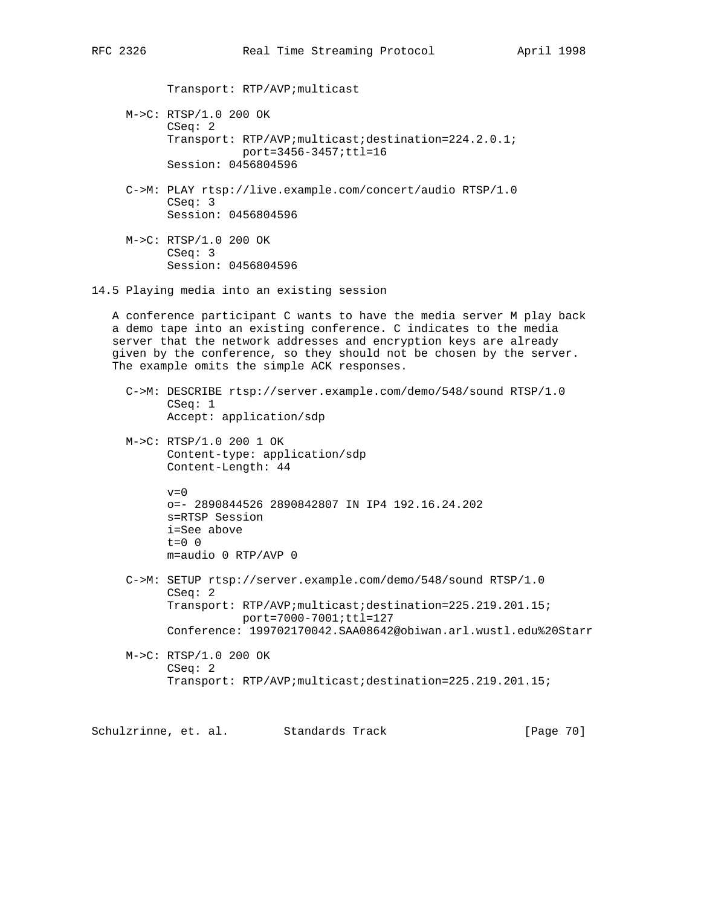```
       Transport: RTP/AVP;multicast

  M->C: RTSP/1.0 200 OK
       CSeq: 2
       Transport: RTP/AVP;multicast;destination=224.2.0.1;
                  port=3456-3457;ttl=16
       Session: 0456804596

  C->M: PLAY rtsp://live.example.com/concert/audio RTSP/1.0
       CSeq: 3
       Session: 0456804596

  M->C: RTSP/1.0 200 OK
       CSeq: 3
       Session: 0456804596
```

### 14.5 Playing media into an existing session

A conference participant C wants to have the media server M play back a demo tape into an existing conference. C indicates to the media server that the network addresses and encryption keys are already given by the conference, so they should not be chosen by the server. The example omits the simple ACK responses.

```
  C->M: DESCRIBE rtsp://server.example.com/demo/548/sound RTSP/1.0
       CSeq: 1
       Accept: application/sdp

  M->C: RTSP/1.0 200 1 OK
       Content-type: application/sdp
       Content-Length: 44

       v=0
       o=- 2890844526 2890842807 IN IP4 192.16.24.202
       s=RTSP Session
       i=See above
       t=0 0
       m=audio 0 RTP/AVP 0

  C->M: SETUP rtsp://server.example.com/demo/548/sound RTSP/1.0
       CSeq: 2
       Transport: RTP/AVP;multicast;destination=225.219.201.15;
                  port=7000-7001;ttl=127
       Conference: 199702170042.SAA08642@obiwan.arl.wustl.edu%20Starr

  M->C: RTSP/1.0 200 OK
       CSeq: 2
       Transport: RTP/AVP;multicast;destination=225.219.201.15;
```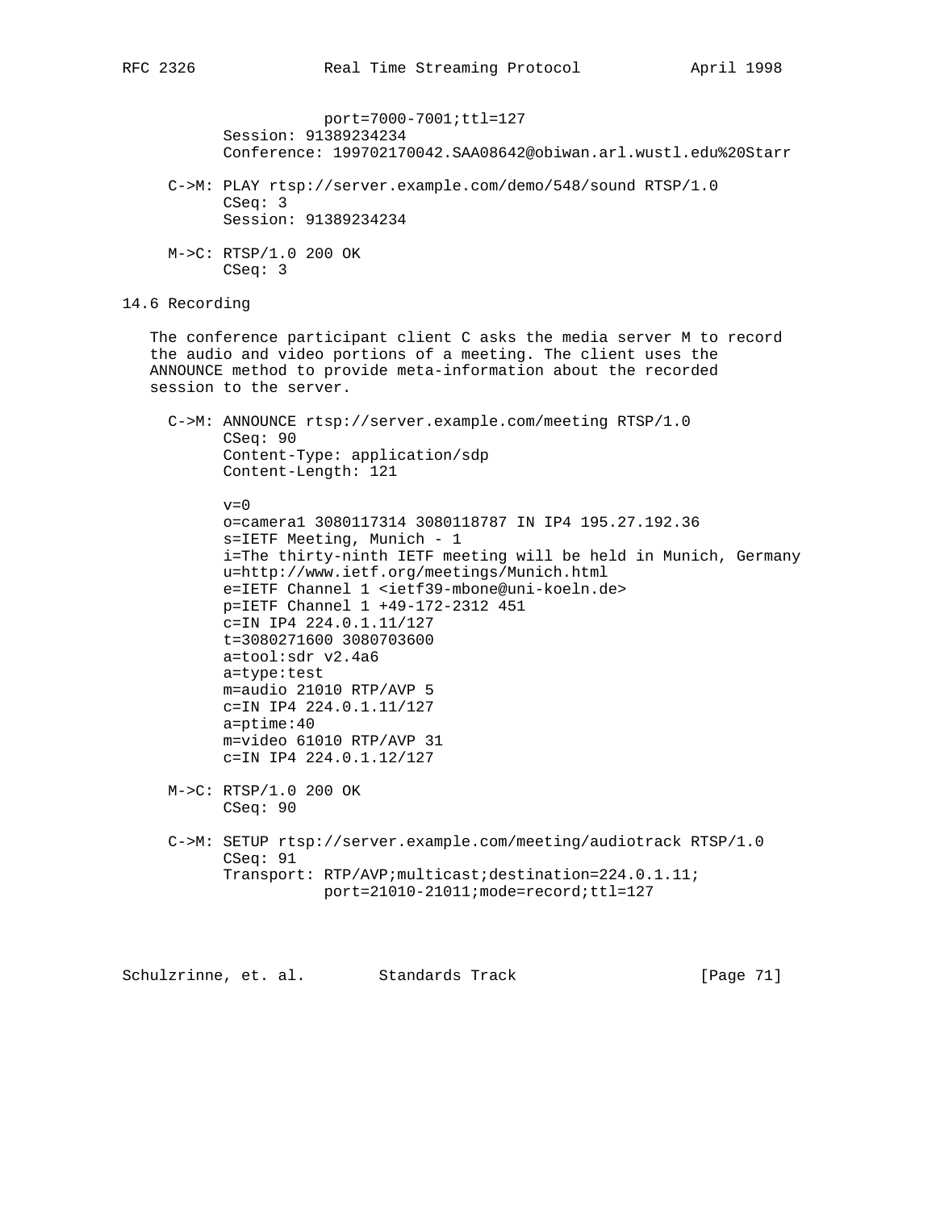```
                  port=7000-7001;ttl=127
        Session: 91389234234
        Conference: 199702170042.SAA08642@obiwan.arl.wustl.edu%20Starr

  C->M: PLAY rtsp://server.example.com/demo/548/sound RTSP/1.0
        CSeq: 3
        Session: 91389234234

  M->C: RTSP/1.0 200 OK
        CSeq: 3
```

## 14.6 Recording

The conference participant client C asks the media server M to record the audio and video portions of a meeting. The client uses the ANNOUNCE method to provide meta-information about the recorded session to the server.

```
  C->M: ANNOUNCE rtsp://server.example.com/meeting RTSP/1.0
        CSeq: 90
        Content-Type: application/sdp
        Content-Length: 121

        v=0
        o=camera1 3080117314 3080118787 IN IP4 195.27.192.36
        s=IETF Meeting, Munich - 1
        i=The thirty-ninth IETF meeting will be held in Munich, Germany
        u=http://www.ietf.org/meetings/Munich.html
        e=IETF Channel 1 <ietf39-mbone@uni-koeln.de>
        p=IETF Channel 1 +49-172-2312 451
        c=IN IP4 224.0.1.11/127
        t=3080271600 3080703600
        a=tool:sdr v2.4a6
        a=type:test
        m=audio 21010 RTP/AVP 5
        c=IN IP4 224.0.1.11/127
        a=ptime:40
        m=video 61010 RTP/AVP 31
        c=IN IP4 224.0.1.12/127

  M->C: RTSP/1.0 200 OK
        CSeq: 90

  C->M: SETUP rtsp://server.example.com/meeting/audiotrack RTSP/1.0
        CSeq: 91
        Transport: RTP/AVP;multicast;destination=224.0.1.11;
                   port=21010-21011;mode=record;ttl=127
```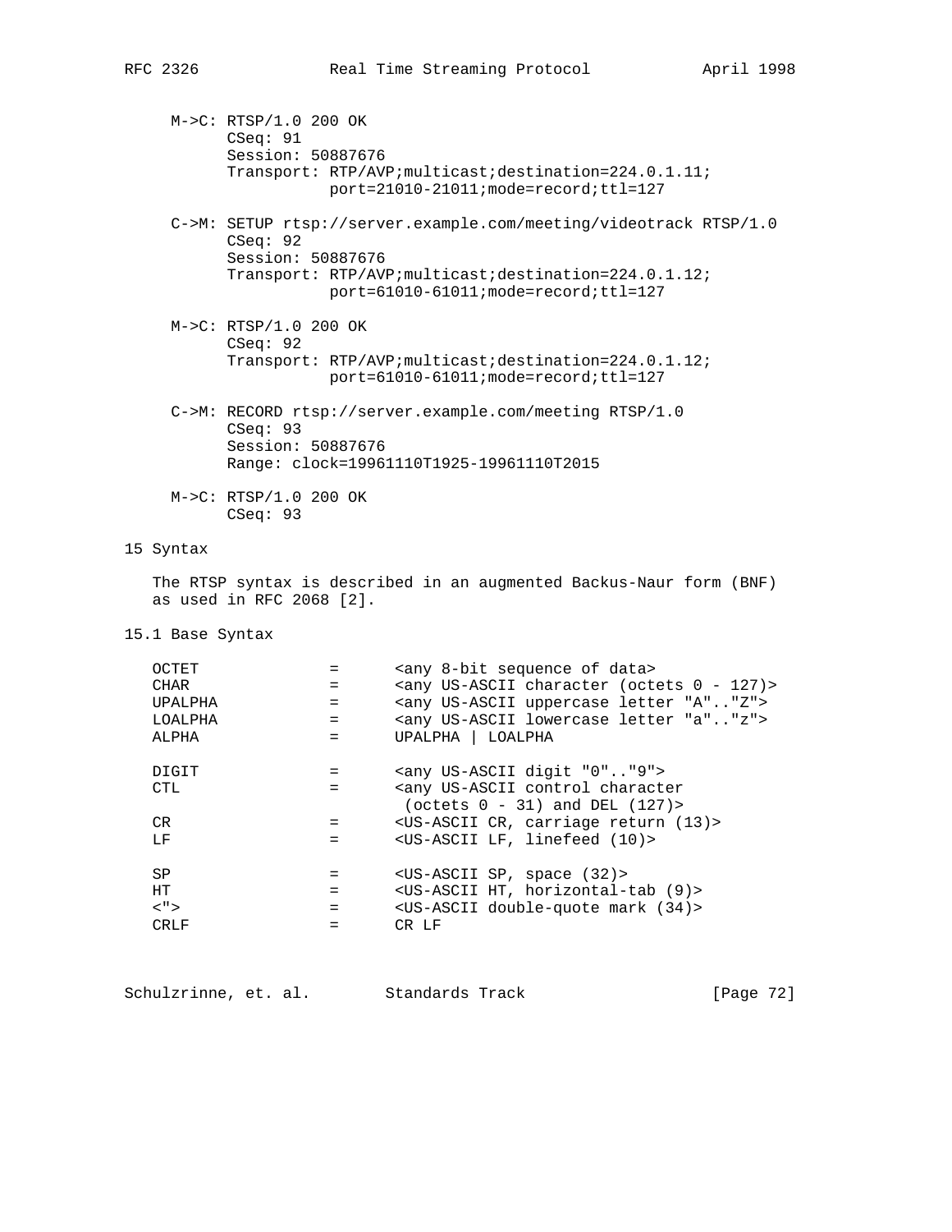```
     M->C: RTSP/1.0 200 OK
           CSeq: 91
           Session: 50887676
           Transport: RTP/AVP;multicast;destination=224.0.1.11;
                      port=21010-21011;mode=record;ttl=127

     C->M: SETUP rtsp://server.example.com/meeting/videotrack RTSP/1.0
           CSeq: 92
           Session: 50887676
           Transport: RTP/AVP;multicast;destination=224.0.1.12;
                      port=61010-61011;mode=record;ttl=127

     M->C: RTSP/1.0 200 OK
           CSeq: 92
           Transport: RTP/AVP;multicast;destination=224.0.1.12;
                      port=61010-61011;mode=record;ttl=127

     C->M: RECORD rtsp://server.example.com/meeting RTSP/1.0
           CSeq: 93
           Session: 50887676
           Range: clock=19961110T1925-19961110T2015

     M->C: RTSP/1.0 200 OK
           CSeq: 93
```

## 15 Syntax

The RTSP syntax is described in an augmented Backus-Naur form (BNF) as used in RFC 2068 [2].

### 15.1 Base Syntax

```
   OCTET             =      <any 8-bit sequence of data>
   CHAR              =      <any US-ASCII character (octets 0 - 127)>
   UPALPHA           =      <any US-ASCII uppercase letter "A".."Z">
   LOALPHA           =      <any US-ASCII lowercase letter "a".."z">
   ALPHA             =      UPALPHA | LOALPHA

   DIGIT             =      <any US-ASCII digit "0".."9">
   CTL               =      <any US-ASCII control character
                             (octets 0 - 31) and DEL (127)>
   CR                =      <US-ASCII CR, carriage return (13)>
   LF                =      <US-ASCII LF, linefeed (10)>

   SP                =      <US-ASCII SP, space (32)>
   HT                =      <US-ASCII HT, horizontal-tab (9)>
   <">               =      <US-ASCII double-quote mark (34)>
   CRLF              =      CR LF
```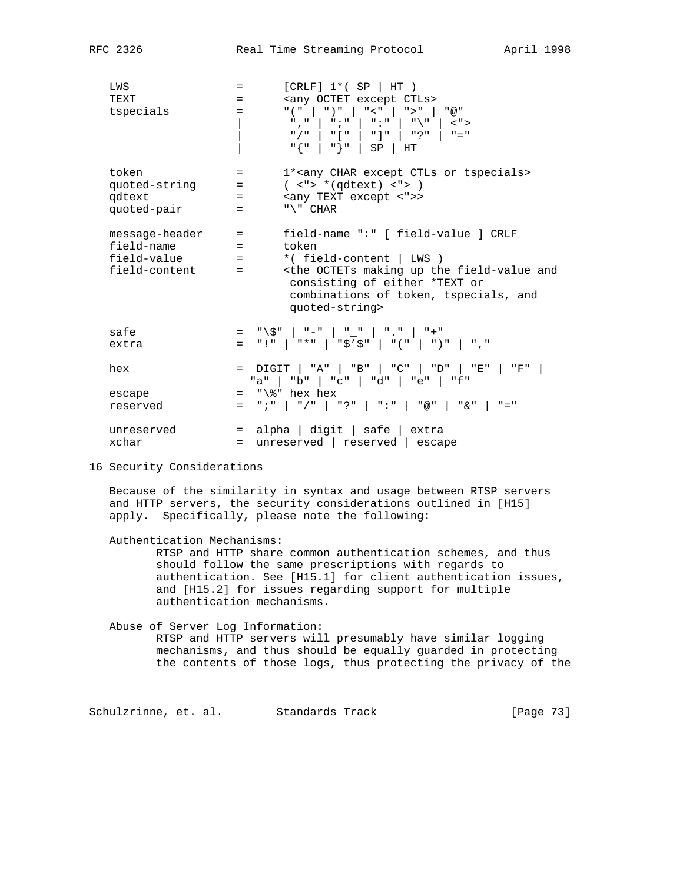```
   LWS              =      [CRLF] 1*( SP | HT )
   TEXT             =      <any OCTET except CTLs>
   tspecials        =      "(" | ")" | "<" | ">" | "@"
                    |       "," | ";" | ":" | "\" | <">
                    |       "/" | "[" | "]" | "?" | "="
                    |       "{" | "}" | SP | HT

   token            =      1*<any CHAR except CTLs or tspecials>
   quoted-string    =      ( <"> *(qdtext) <"> )
   qdtext           =      <any TEXT except <">>
   quoted-pair      =      "\" CHAR

   message-header   =      field-name ":" [ field-value ] CRLF
   field-name       =      token
   field-value      =      *( field-content | LWS )
   field-content    =      <the OCTETs making up the field-value and
                            consisting of either *TEXT or
                            combinations of token, tspecials, and
                            quoted-string>

   safe             =  "\$" | "-" | "_" | "." | "+"
   extra            =  "!" | "*" | "$'$" | "(" | ")" | ","

   hex              =  DIGIT | "A" | "B" | "C" | "D" | "E" | "F" |
                      "a" | "b" | "c" | "d" | "e" | "f"
   escape           =  "\%" hex hex
   reserved         =  ";" | "/" | "?" | ":" | "@" | "&" | "="

   unreserved       =  alpha | digit | safe | extra
   xchar            =  unreserved | reserved | escape
```

# 16 Security Considerations

Because of the similarity in syntax and usage between RTSP servers and HTTP servers, the security considerations outlined in [H15] apply. Specifically, please note the following:

Authentication Mechanisms:
RTSP and HTTP share common authentication schemes, and thus should follow the same prescriptions with regards to authentication. See [H15.1] for client authentication issues, and [H15.2] for issues regarding support for multiple authentication mechanisms.

Abuse of Server Log Information:
RTSP and HTTP servers will presumably have similar logging mechanisms, and thus should be equally guarded in protecting the contents of those logs, thus protecting the privacy of the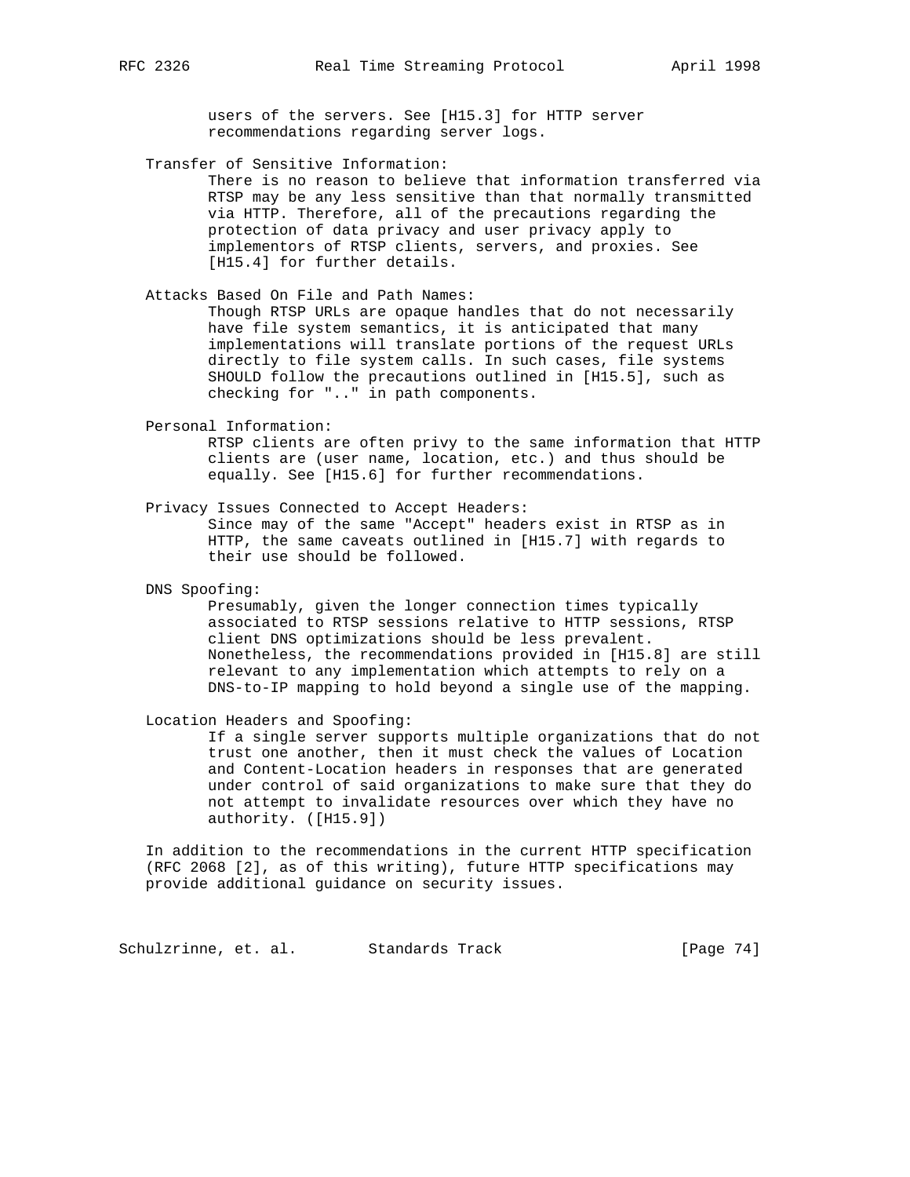users of the servers. See [H15.3] for HTTP server recommendations regarding server logs.

Transfer of Sensitive Information:
There is no reason to believe that information transferred via RTSP may be any less sensitive than that normally transmitted via HTTP. Therefore, all of the precautions regarding the protection of data privacy and user privacy apply to implementors of RTSP clients, servers, and proxies. See [H15.4] for further details.

Attacks Based On File and Path Names:
Though RTSP URLs are opaque handles that do not necessarily have file system semantics, it is anticipated that many implementations will translate portions of the request URLs directly to file system calls. In such cases, file systems SHOULD follow the precautions outlined in [H15.5], such as checking for ".." in path components.

Personal Information:
RTSP clients are often privy to the same information that HTTP clients are (user name, location, etc.) and thus should be equally. See [H15.6] for further recommendations.

Privacy Issues Connected to Accept Headers:
Since may of the same "Accept" headers exist in RTSP as in HTTP, the same caveats outlined in [H15.7] with regards to their use should be followed.

DNS Spoofing:
Presumably, given the longer connection times typically associated to RTSP sessions relative to HTTP sessions, RTSP client DNS optimizations should be less prevalent. Nonetheless, the recommendations provided in [H15.8] are still relevant to any implementation which attempts to rely on a DNS-to-IP mapping to hold beyond a single use of the mapping.

Location Headers and Spoofing:
If a single server supports multiple organizations that do not trust one another, then it must check the values of Location and Content-Location headers in responses that are generated under control of said organizations to make sure that they do not attempt to invalidate resources over which they have no authority. ([H15.9])

In addition to the recommendations in the current HTTP specification (RFC 2068 [2], as of this writing), future HTTP specifications may provide additional guidance on security issues.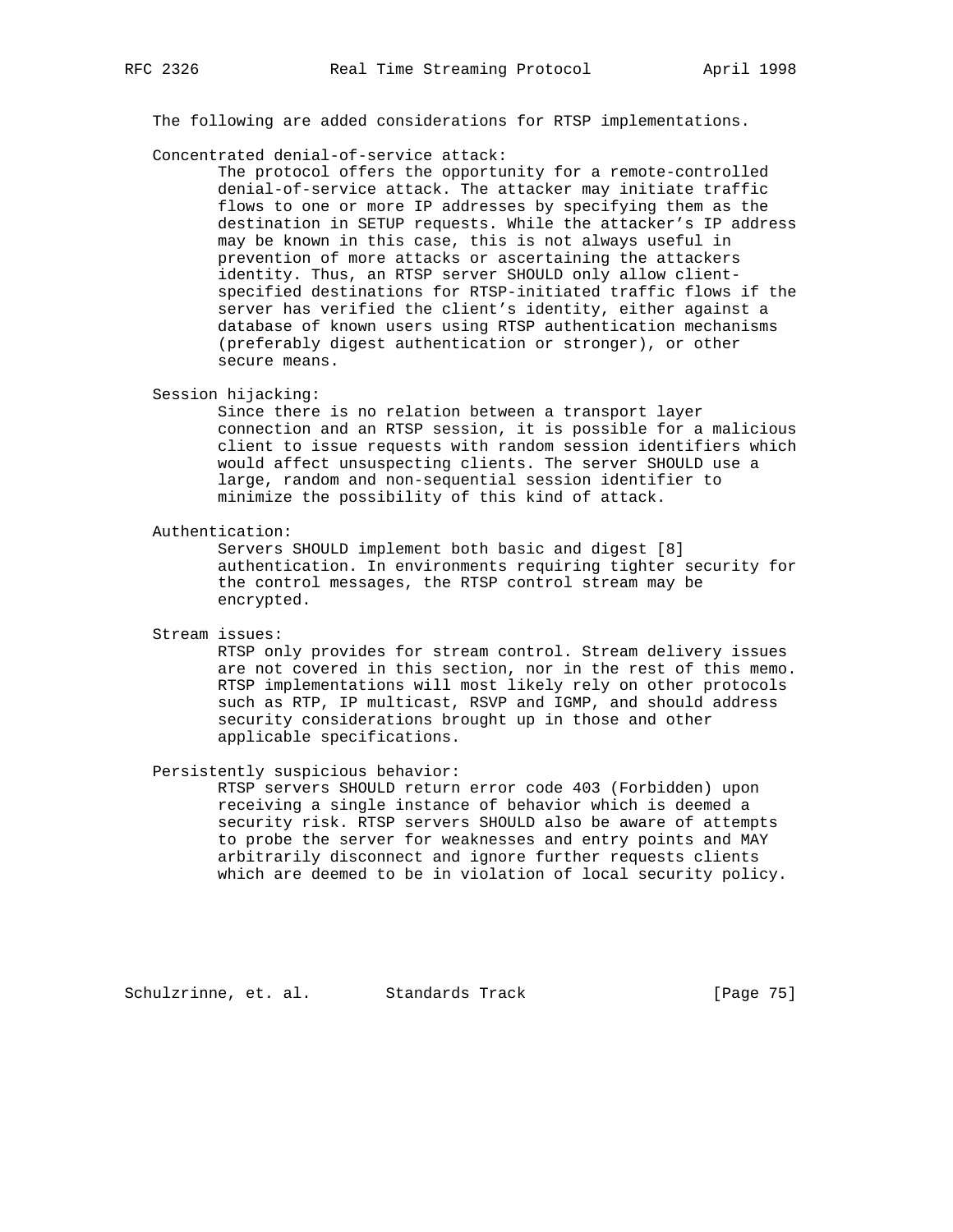The following are added considerations for RTSP implementations.

Concentrated denial-of-service attack:

The protocol offers the opportunity for a remote-controlled denial-of-service attack. The attacker may initiate traffic flows to one or more IP addresses by specifying them as the destination in SETUP requests. While the attacker's IP address may be known in this case, this is not always useful in prevention of more attacks or ascertaining the attackers identity. Thus, an RTSP server SHOULD only allow client-specified destinations for RTSP-initiated traffic flows if the server has verified the client's identity, either against a database of known users using RTSP authentication mechanisms (preferably digest authentication or stronger), or other secure means.

Session hijacking:

Since there is no relation between a transport layer connection and an RTSP session, it is possible for a malicious client to issue requests with random session identifiers which would affect unsuspecting clients. The server SHOULD use a large, random and non-sequential session identifier to minimize the possibility of this kind of attack.

Authentication:

Servers SHOULD implement both basic and digest [8] authentication. In environments requiring tighter security for the control messages, the RTSP control stream may be encrypted.

Stream issues:

RTSP only provides for stream control. Stream delivery issues are not covered in this section, nor in the rest of this memo. RTSP implementations will most likely rely on other protocols such as RTP, IP multicast, RSVP and IGMP, and should address security considerations brought up in those and other applicable specifications.

Persistently suspicious behavior:

RTSP servers SHOULD return error code 403 (Forbidden) upon receiving a single instance of behavior which is deemed a security risk. RTSP servers SHOULD also be aware of attempts to probe the server for weaknesses and entry points and MAY arbitrarily disconnect and ignore further requests clients which are deemed to be in violation of local security policy.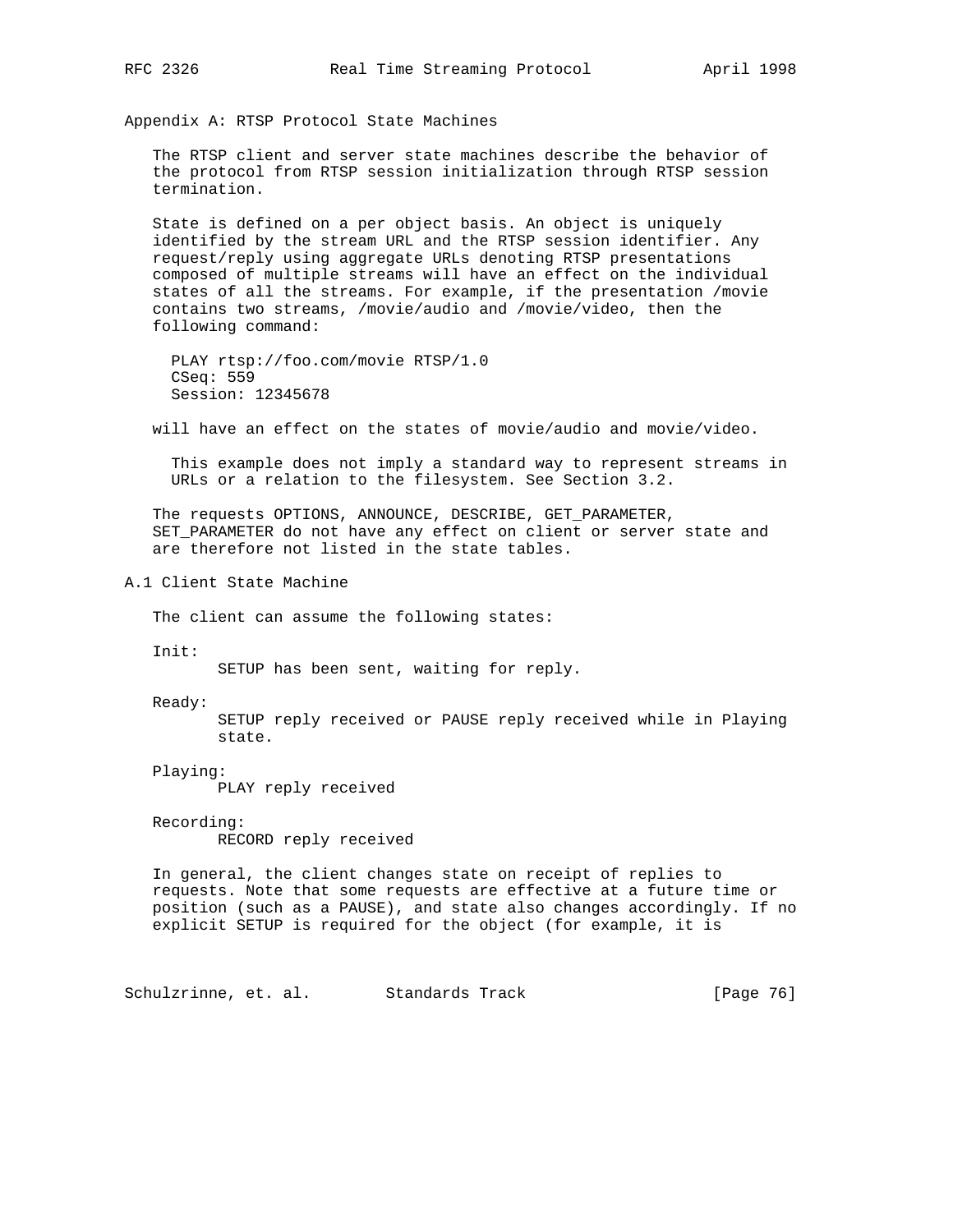# Appendix A: RTSP Protocol State Machines

The RTSP client and server state machines describe the behavior of the protocol from RTSP session initialization through RTSP session termination.

State is defined on a per object basis. An object is uniquely identified by the stream URL and the RTSP session identifier. Any request/reply using aggregate URLs denoting RTSP presentations composed of multiple streams will have an effect on the individual states of all the streams. For example, if the presentation /movie contains two streams, /movie/audio and /movie/video, then the following command:

```
PLAY rtsp://foo.com/movie RTSP/1.0
CSeq: 559
Session: 12345678
```

will have an effect on the states of movie/audio and movie/video.

> This example does not imply a standard way to represent streams in URLs or a relation to the filesystem. See Section 3.2.

The requests OPTIONS, ANNOUNCE, DESCRIBE, GET_PARAMETER, SET_PARAMETER do not have any effect on client or server state and are therefore not listed in the state tables.

## A.1 Client State Machine

The client can assume the following states:

Init:
: SETUP has been sent, waiting for reply.

Ready:
: SETUP reply received or PAUSE reply received while in Playing state.

Playing:
: PLAY reply received

Recording:
: RECORD reply received

In general, the client changes state on receipt of replies to requests. Note that some requests are effective at a future time or position (such as a PAUSE), and state also changes accordingly. If no explicit SETUP is required for the object (for example, it is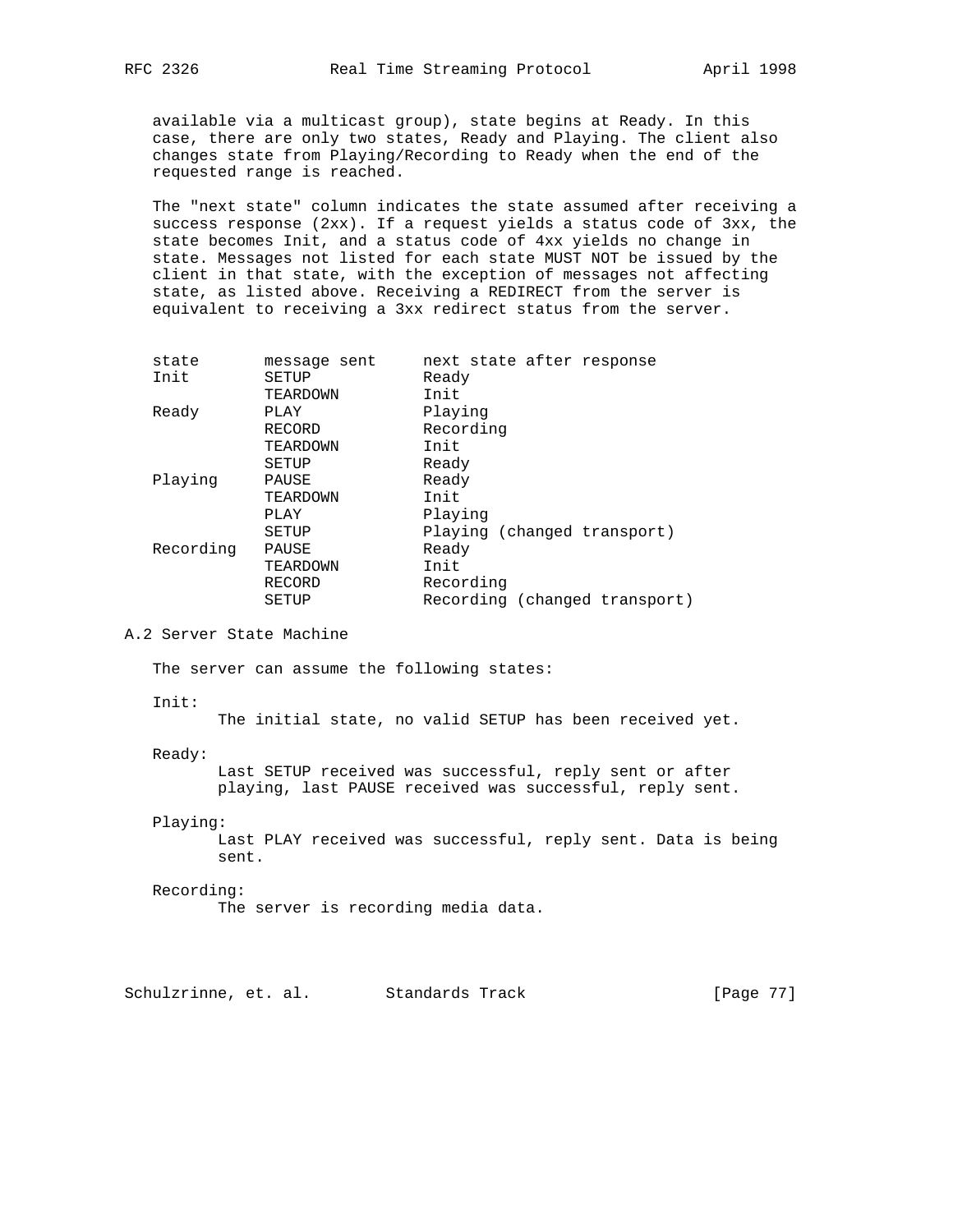available via a multicast group), state begins at Ready. In this case, there are only two states, Ready and Playing. The client also changes state from Playing/Recording to Ready when the end of the requested range is reached.

The "next state" column indicates the state assumed after receiving a success response (2xx). If a request yields a status code of 3xx, the state becomes Init, and a status code of 4xx yields no change in state. Messages not listed for each state MUST NOT be issued by the client in that state, with the exception of messages not affecting state, as listed above. Receiving a REDIRECT from the server is equivalent to receiving a 3xx redirect status from the server.

| state | message sent | next state after response |
|---|---|---|
| Init | SETUP | Ready |
| | TEARDOWN | Init |
| Ready | PLAY | Playing |
| | RECORD | Recording |
| | TEARDOWN | Init |
| | SETUP | Ready |
| Playing | PAUSE | Ready |
| | TEARDOWN | Init |
| | PLAY | Playing |
| | SETUP | Playing (changed transport) |
| Recording | PAUSE | Ready |
| | TEARDOWN | Init |
| | RECORD | Recording |
| | SETUP | Recording (changed transport) |

## A.2 Server State Machine

The server can assume the following states:

Init:
The initial state, no valid SETUP has been received yet.

Ready:
Last SETUP received was successful, reply sent or after playing, last PAUSE received was successful, reply sent.

Playing:
Last PLAY received was successful, reply sent. Data is being sent.

Recording:
The server is recording media data.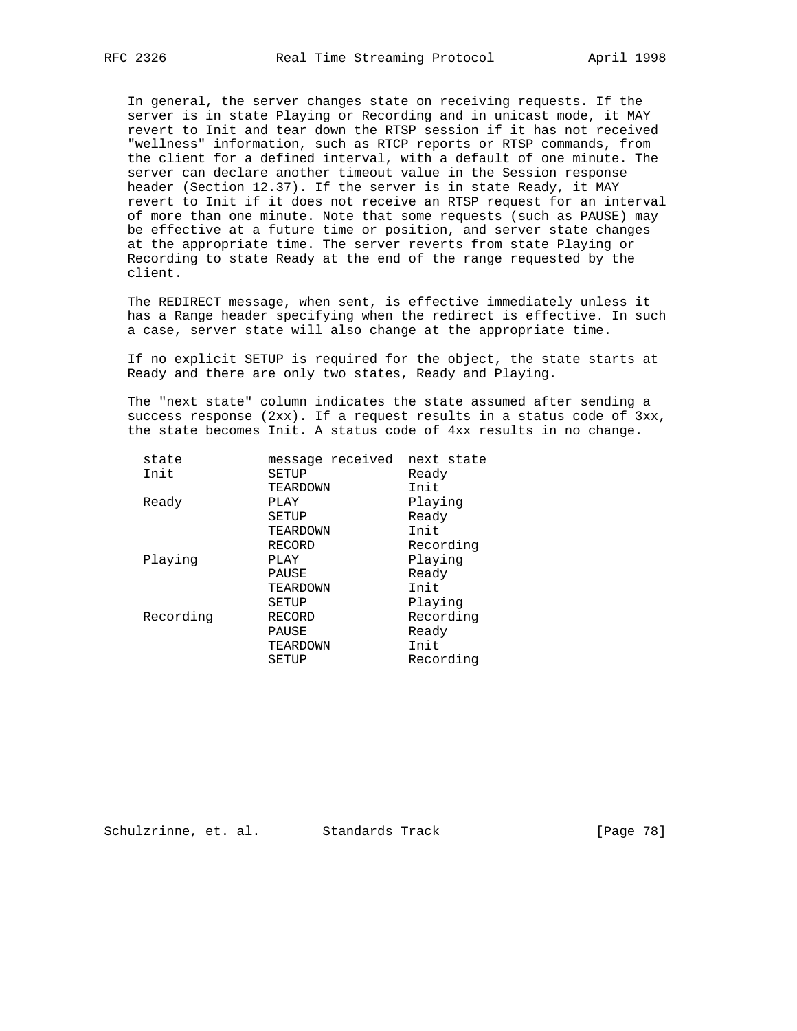In general, the server changes state on receiving requests. If the server is in state Playing or Recording and in unicast mode, it MAY revert to Init and tear down the RTSP session if it has not received "wellness" information, such as RTCP reports or RTSP commands, from the client for a defined interval, with a default of one minute. The server can declare another timeout value in the Session response header (Section 12.37). If the server is in state Ready, it MAY revert to Init if it does not receive an RTSP request for an interval of more than one minute. Note that some requests (such as PAUSE) may be effective at a future time or position, and server state changes at the appropriate time. The server reverts from state Playing or Recording to state Ready at the end of the range requested by the client.

The REDIRECT message, when sent, is effective immediately unless it has a Range header specifying when the redirect is effective. In such a case, server state will also change at the appropriate time.

If no explicit SETUP is required for the object, the state starts at Ready and there are only two states, Ready and Playing.

The "next state" column indicates the state assumed after sending a success response (2xx). If a request results in a status code of 3xx, the state becomes Init. A status code of 4xx results in no change.

| state | message received | next state |
|---|---|---|
| Init | SETUP | Ready |
| | TEARDOWN | Init |
| Ready | PLAY | Playing |
| | SETUP | Ready |
| | TEARDOWN | Init |
| | RECORD | Recording |
| Playing | PLAY | Playing |
| | PAUSE | Ready |
| | TEARDOWN | Init |
| | SETUP | Playing |
| Recording | RECORD | Recording |
| | PAUSE | Ready |
| | TEARDOWN | Init |
| | SETUP | Recording |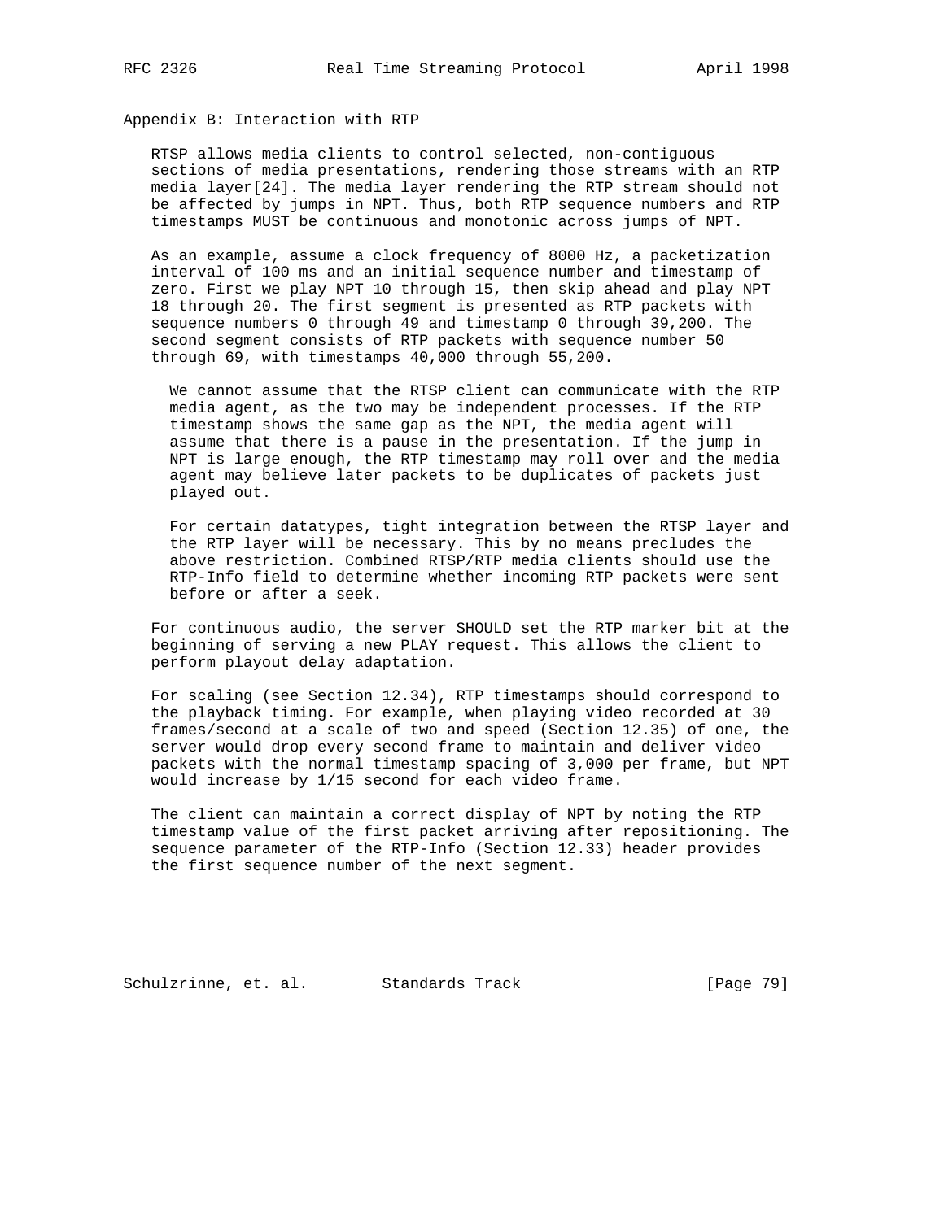## Appendix B: Interaction with RTP

RTSP allows media clients to control selected, non-contiguous sections of media presentations, rendering those streams with an RTP media layer[24]. The media layer rendering the RTP stream should not be affected by jumps in NPT. Thus, both RTP sequence numbers and RTP timestamps MUST be continuous and monotonic across jumps of NPT.

As an example, assume a clock frequency of 8000 Hz, a packetization interval of 100 ms and an initial sequence number and timestamp of zero. First we play NPT 10 through 15, then skip ahead and play NPT 18 through 20. The first segment is presented as RTP packets with sequence numbers 0 through 49 and timestamp 0 through 39,200. The second segment consists of RTP packets with sequence number 50 through 69, with timestamps 40,000 through 55,200.

> We cannot assume that the RTSP client can communicate with the RTP media agent, as the two may be independent processes. If the RTP timestamp shows the same gap as the NPT, the media agent will assume that there is a pause in the presentation. If the jump in NPT is large enough, the RTP timestamp may roll over and the media agent may believe later packets to be duplicates of packets just played out.
>
> For certain datatypes, tight integration between the RTSP layer and the RTP layer will be necessary. This by no means precludes the above restriction. Combined RTSP/RTP media clients should use the RTP-Info field to determine whether incoming RTP packets were sent before or after a seek.

For continuous audio, the server SHOULD set the RTP marker bit at the beginning of serving a new PLAY request. This allows the client to perform playout delay adaptation.

For scaling (see Section 12.34), RTP timestamps should correspond to the playback timing. For example, when playing video recorded at 30 frames/second at a scale of two and speed (Section 12.35) of one, the server would drop every second frame to maintain and deliver video packets with the normal timestamp spacing of 3,000 per frame, but NPT would increase by 1/15 second for each video frame.

The client can maintain a correct display of NPT by noting the RTP timestamp value of the first packet arriving after repositioning. The sequence parameter of the RTP-Info (Section 12.33) header provides the first sequence number of the next segment.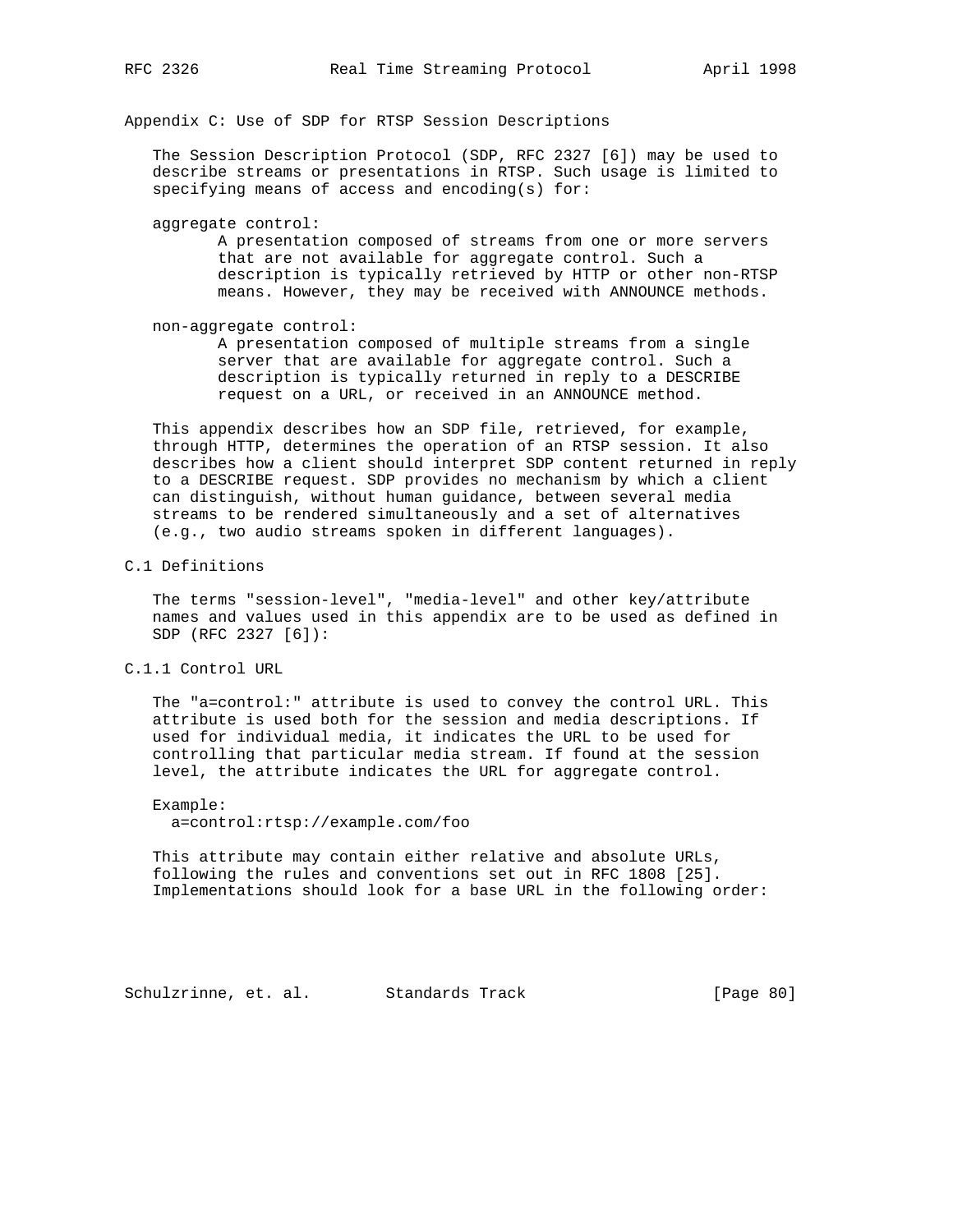# Appendix C: Use of SDP for RTSP Session Descriptions

The Session Description Protocol (SDP, RFC 2327 [6]) may be used to describe streams or presentations in RTSP. Such usage is limited to specifying means of access and encoding(s) for:

aggregate control:
: A presentation composed of streams from one or more servers that are not available for aggregate control. Such a description is typically retrieved by HTTP or other non-RTSP means. However, they may be received with ANNOUNCE methods.

non-aggregate control:
: A presentation composed of multiple streams from a single server that are available for aggregate control. Such a description is typically returned in reply to a DESCRIBE request on a URL, or received in an ANNOUNCE method.

This appendix describes how an SDP file, retrieved, for example, through HTTP, determines the operation of an RTSP session. It also describes how a client should interpret SDP content returned in reply to a DESCRIBE request. SDP provides no mechanism by which a client can distinguish, without human guidance, between several media streams to be rendered simultaneously and a set of alternatives (e.g., two audio streams spoken in different languages).

## C.1 Definitions

The terms "session-level", "media-level" and other key/attribute names and values used in this appendix are to be used as defined in SDP (RFC 2327 [6]):

### C.1.1 Control URL

The "a=control:" attribute is used to convey the control URL. This attribute is used both for the session and media descriptions. If used for individual media, it indicates the URL to be used for controlling that particular media stream. If found at the session level, the attribute indicates the URL for aggregate control.

Example:

```
a=control:rtsp://example.com/foo
```

This attribute may contain either relative and absolute URLs, following the rules and conventions set out in RFC 1808 [25]. Implementations should look for a base URL in the following order: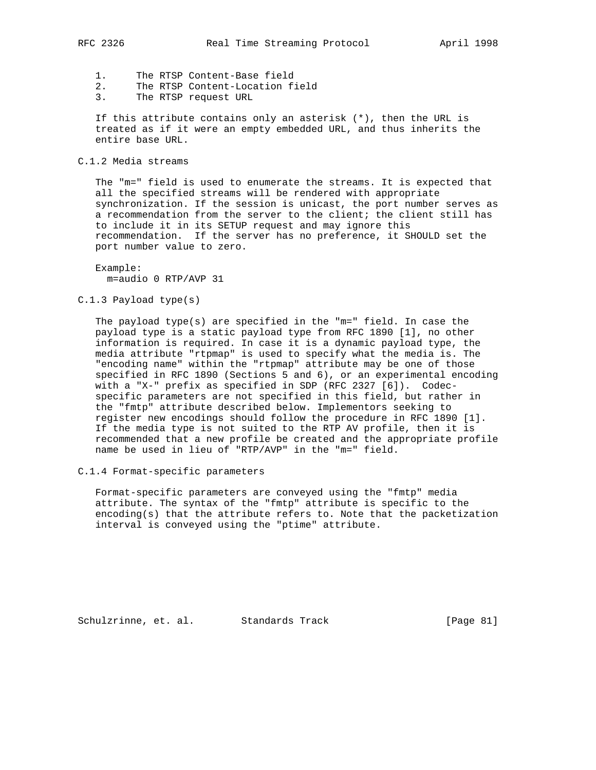1. The RTSP Content-Base field
2. The RTSP Content-Location field
3. The RTSP request URL

If this attribute contains only an asterisk (*), then the URL is treated as if it were an empty embedded URL, and thus inherits the entire base URL.

### C.1.2 Media streams

The "m=" field is used to enumerate the streams. It is expected that all the specified streams will be rendered with appropriate synchronization. If the session is unicast, the port number serves as a recommendation from the server to the client; the client still has to include it in its SETUP request and may ignore this recommendation. If the server has no preference, it SHOULD set the port number value to zero.

Example:

```
m=audio 0 RTP/AVP 31
```

### C.1.3 Payload type(s)

The payload type(s) are specified in the "m=" field. In case the payload type is a static payload type from RFC 1890 [1], no other information is required. In case it is a dynamic payload type, the media attribute "rtpmap" is used to specify what the media is. The "encoding name" within the "rtpmap" attribute may be one of those specified in RFC 1890 (Sections 5 and 6), or an experimental encoding with a "X-" prefix as specified in SDP (RFC 2327 [6]). Codec-specific parameters are not specified in this field, but rather in the "fmtp" attribute described below. Implementors seeking to register new encodings should follow the procedure in RFC 1890 [1]. If the media type is not suited to the RTP AV profile, then it is recommended that a new profile be created and the appropriate profile name be used in lieu of "RTP/AVP" in the "m=" field.

### C.1.4 Format-specific parameters

Format-specific parameters are conveyed using the "fmtp" media attribute. The syntax of the "fmtp" attribute is specific to the encoding(s) that the attribute refers to. Note that the packetization interval is conveyed using the "ptime" attribute.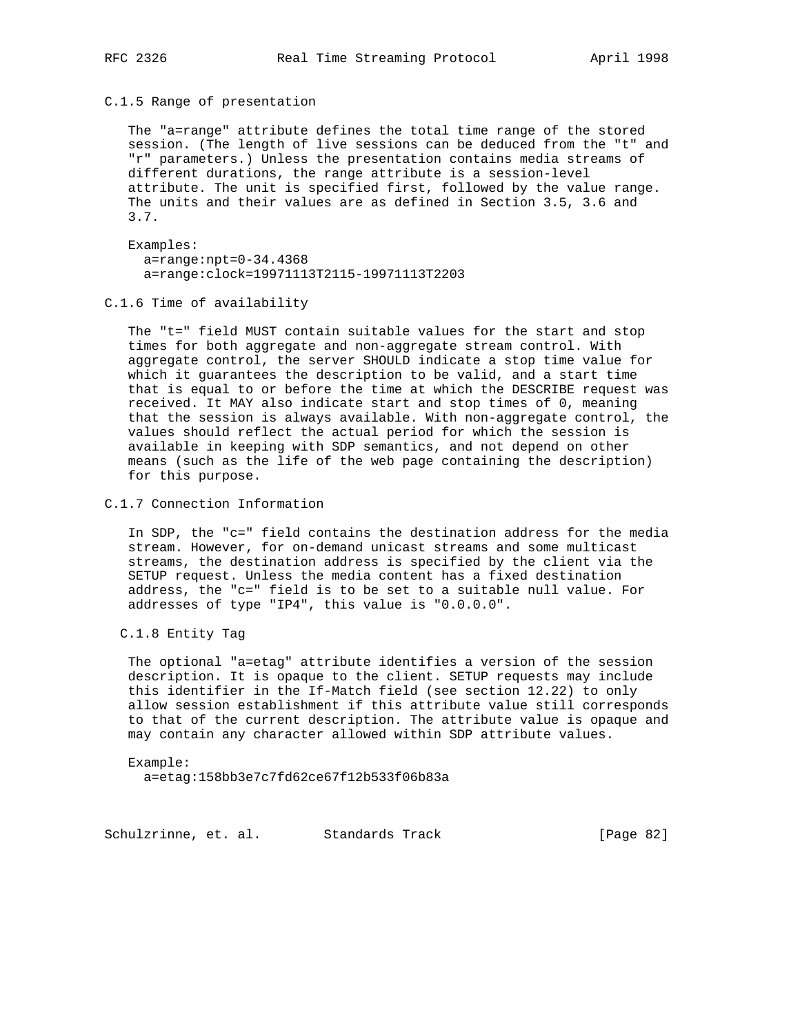### C.1.5 Range of presentation

The "a=range" attribute defines the total time range of the stored session. (The length of live sessions can be deduced from the "t" and "r" parameters.) Unless the presentation contains media streams of different durations, the range attribute is a session-level attribute. The unit is specified first, followed by the value range. The units and their values are as defined in Section 3.5, 3.6 and 3.7.

Examples:

```
a=range:npt=0-34.4368
a=range:clock=19971113T2115-19971113T2203
```

### C.1.6 Time of availability

The "t=" field MUST contain suitable values for the start and stop times for both aggregate and non-aggregate stream control. With aggregate control, the server SHOULD indicate a stop time value for which it guarantees the description to be valid, and a start time that is equal to or before the time at which the DESCRIBE request was received. It MAY also indicate start and stop times of 0, meaning that the session is always available. With non-aggregate control, the values should reflect the actual period for which the session is available in keeping with SDP semantics, and not depend on other means (such as the life of the web page containing the description) for this purpose.

### C.1.7 Connection Information

In SDP, the "c=" field contains the destination address for the media stream. However, for on-demand unicast streams and some multicast streams, the destination address is specified by the client via the SETUP request. Unless the media content has a fixed destination address, the "c=" field is to be set to a suitable null value. For addresses of type "IP4", this value is "0.0.0.0".

### C.1.8 Entity Tag

The optional "a=etag" attribute identifies a version of the session description. It is opaque to the client. SETUP requests may include this identifier in the If-Match field (see section 12.22) to only allow session establishment if this attribute value still corresponds to that of the current description. The attribute value is opaque and may contain any character allowed within SDP attribute values.

Example:

```
a=etag:158bb3e7c7fd62ce67f12b533f06b83a
```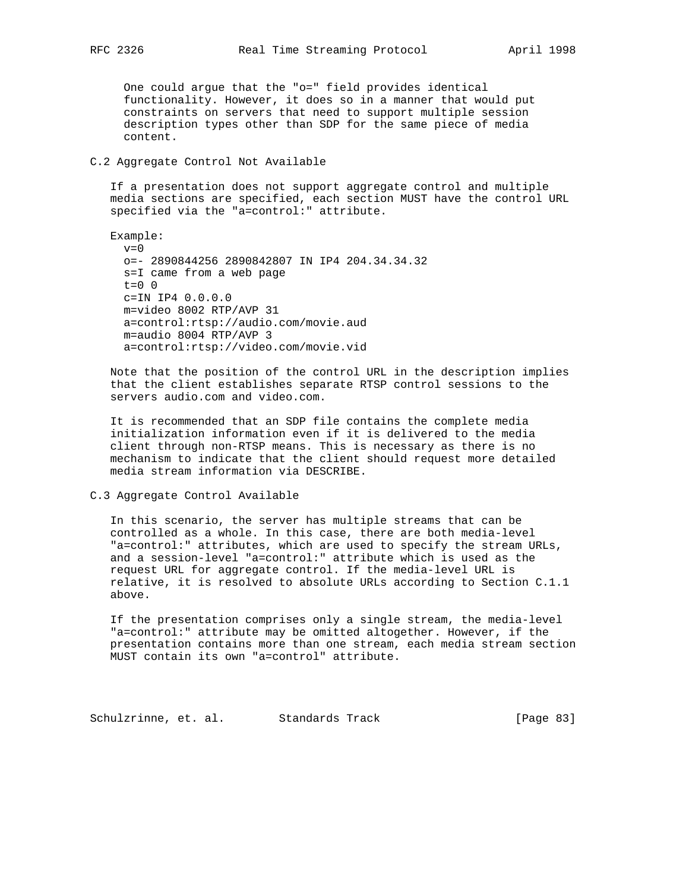One could argue that the "o=" field provides identical functionality. However, it does so in a manner that would put constraints on servers that need to support multiple session description types other than SDP for the same piece of media content.

## C.2 Aggregate Control Not Available

If a presentation does not support aggregate control and multiple media sections are specified, each section MUST have the control URL specified via the "a=control:" attribute.

Example:

```
v=0
o=- 2890844256 2890842807 IN IP4 204.34.34.32
s=I came from a web page
t=0 0
c=IN IP4 0.0.0.0
m=video 8002 RTP/AVP 31
a=control:rtsp://audio.com/movie.aud
m=audio 8004 RTP/AVP 3
a=control:rtsp://video.com/movie.vid
```

Note that the position of the control URL in the description implies that the client establishes separate RTSP control sessions to the servers audio.com and video.com.

It is recommended that an SDP file contains the complete media initialization information even if it is delivered to the media client through non-RTSP means. This is necessary as there is no mechanism to indicate that the client should request more detailed media stream information via DESCRIBE.

## C.3 Aggregate Control Available

In this scenario, the server has multiple streams that can be controlled as a whole. In this case, there are both media-level "a=control:" attributes, which are used to specify the stream URLs, and a session-level "a=control:" attribute which is used as the request URL for aggregate control. If the media-level URL is relative, it is resolved to absolute URLs according to Section C.1.1 above.

If the presentation comprises only a single stream, the media-level "a=control:" attribute may be omitted altogether. However, if the presentation contains more than one stream, each media stream section MUST contain its own "a=control" attribute.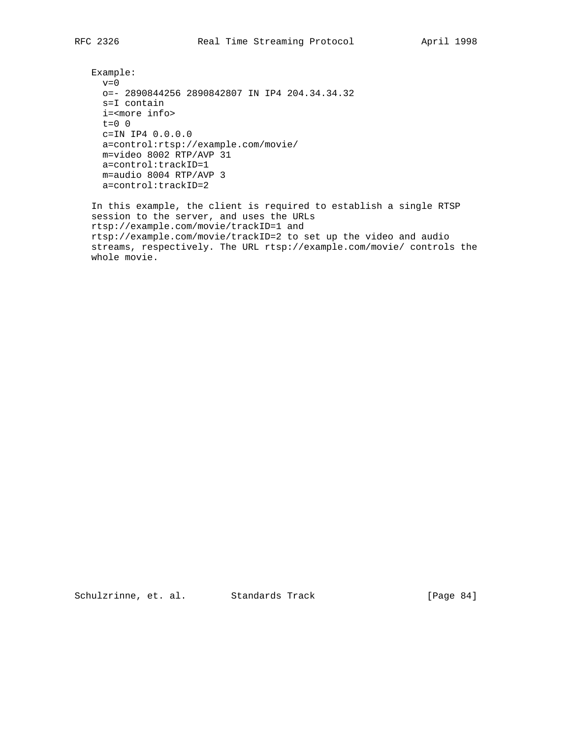Example:

```
v=0
o=- 2890844256 2890842807 IN IP4 204.34.34.32
s=I contain
i=<more info>
t=0 0
c=IN IP4 0.0.0.0
a=control:rtsp://example.com/movie/
m=video 8002 RTP/AVP 31
a=control:trackID=1
m=audio 8004 RTP/AVP 3
a=control:trackID=2
```

In this example, the client is required to establish a single RTSP session to the server, and uses the URLs rtsp://example.com/movie/trackID=1 and rtsp://example.com/movie/trackID=2 to set up the video and audio streams, respectively. The URL rtsp://example.com/movie/ controls the whole movie.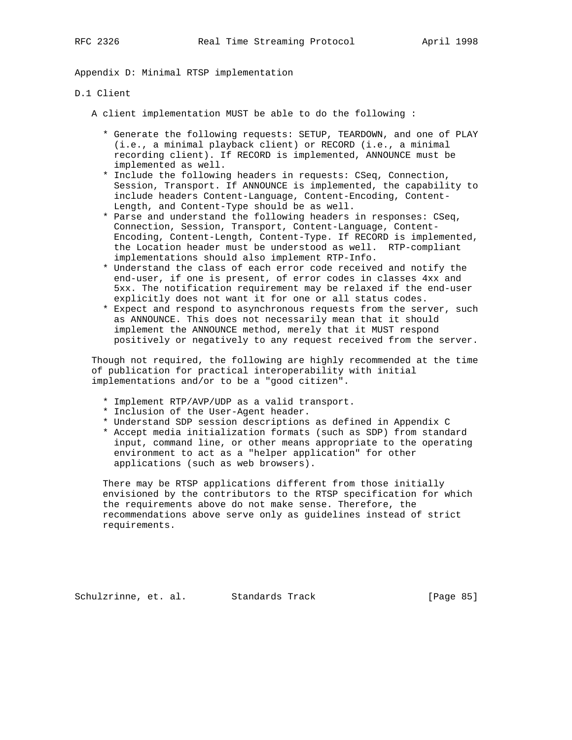## Appendix D: Minimal RTSP implementation

### D.1 Client

A client implementation MUST be able to do the following :

- Generate the following requests: SETUP, TEARDOWN, and one of PLAY (i.e., a minimal playback client) or RECORD (i.e., a minimal recording client). If RECORD is implemented, ANNOUNCE must be implemented as well.
- Include the following headers in requests: CSeq, Connection, Session, Transport. If ANNOUNCE is implemented, the capability to include headers Content-Language, Content-Encoding, Content-Length, and Content-Type should be as well.
- Parse and understand the following headers in responses: CSeq, Connection, Session, Transport, Content-Language, Content-Encoding, Content-Length, Content-Type. If RECORD is implemented, the Location header must be understood as well. RTP-compliant implementations should also implement RTP-Info.
- Understand the class of each error code received and notify the end-user, if one is present, of error codes in classes 4xx and 5xx. The notification requirement may be relaxed if the end-user explicitly does not want it for one or all status codes.
- Expect and respond to asynchronous requests from the server, such as ANNOUNCE. This does not necessarily mean that it should implement the ANNOUNCE method, merely that it MUST respond positively or negatively to any request received from the server.

Though not required, the following are highly recommended at the time of publication for practical interoperability with initial implementations and/or to be a "good citizen".

- Implement RTP/AVP/UDP as a valid transport.
- Inclusion of the User-Agent header.
- Understand SDP session descriptions as defined in Appendix C
- Accept media initialization formats (such as SDP) from standard input, command line, or other means appropriate to the operating environment to act as a "helper application" for other applications (such as web browsers).

There may be RTSP applications different from those initially envisioned by the contributors to the RTSP specification for which the requirements above do not make sense. Therefore, the recommendations above serve only as guidelines instead of strict requirements.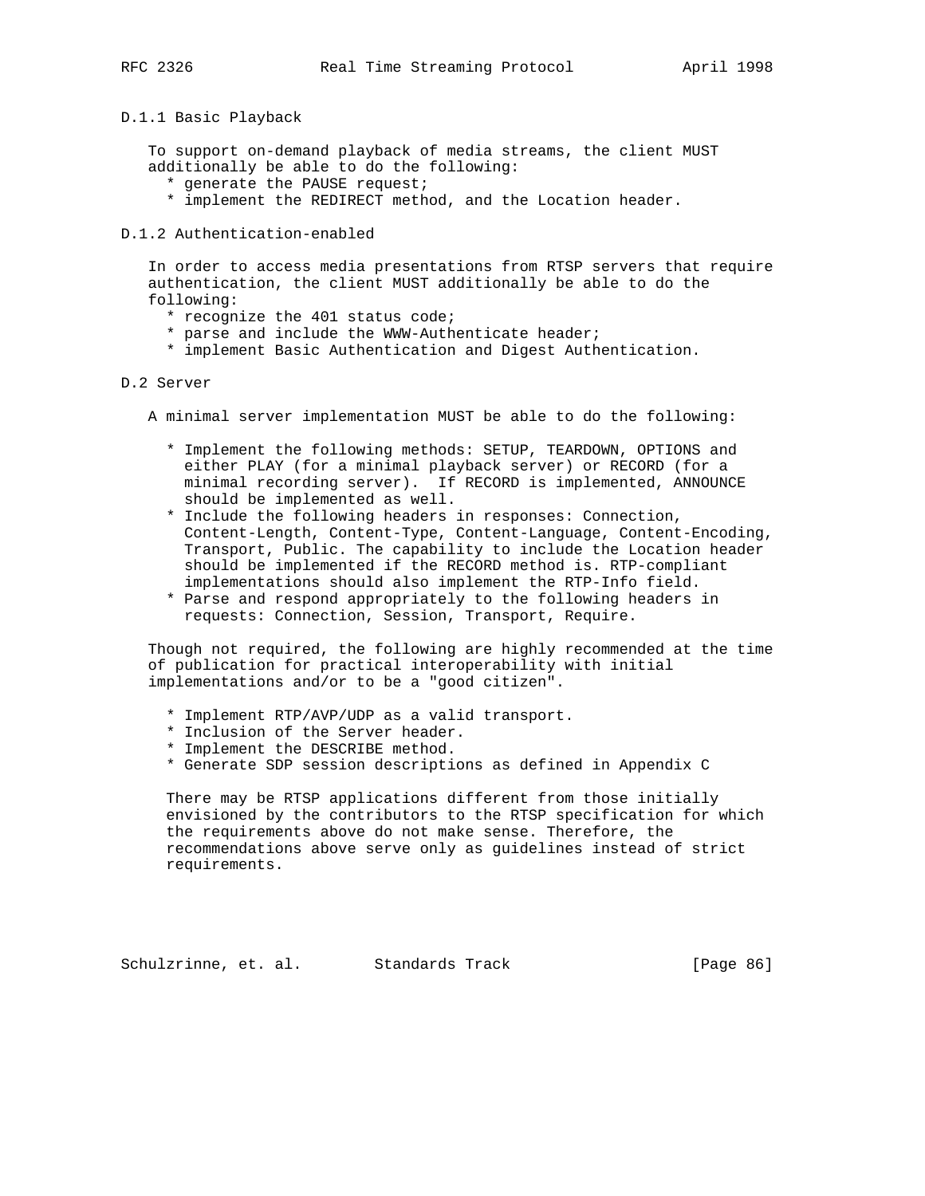### D.1.1 Basic Playback

To support on-demand playback of media streams, the client MUST additionally be able to do the following:

* generate the PAUSE request;
* implement the REDIRECT method, and the Location header.

### D.1.2 Authentication-enabled

In order to access media presentations from RTSP servers that require authentication, the client MUST additionally be able to do the following:

* recognize the 401 status code;
* parse and include the WWW-Authenticate header;
* implement Basic Authentication and Digest Authentication.

## D.2 Server

A minimal server implementation MUST be able to do the following:

* Implement the following methods: SETUP, TEARDOWN, OPTIONS and either PLAY (for a minimal playback server) or RECORD (for a minimal recording server). If RECORD is implemented, ANNOUNCE should be implemented as well.
* Include the following headers in responses: Connection, Content-Length, Content-Type, Content-Language, Content-Encoding, Transport, Public. The capability to include the Location header should be implemented if the RECORD method is. RTP-compliant implementations should also implement the RTP-Info field.
* Parse and respond appropriately to the following headers in requests: Connection, Session, Transport, Require.

Though not required, the following are highly recommended at the time of publication for practical interoperability with initial implementations and/or to be a "good citizen".

* Implement RTP/AVP/UDP as a valid transport.
* Inclusion of the Server header.
* Implement the DESCRIBE method.
* Generate SDP session descriptions as defined in Appendix C

There may be RTSP applications different from those initially envisioned by the contributors to the RTSP specification for which the requirements above do not make sense. Therefore, the recommendations above serve only as guidelines instead of strict requirements.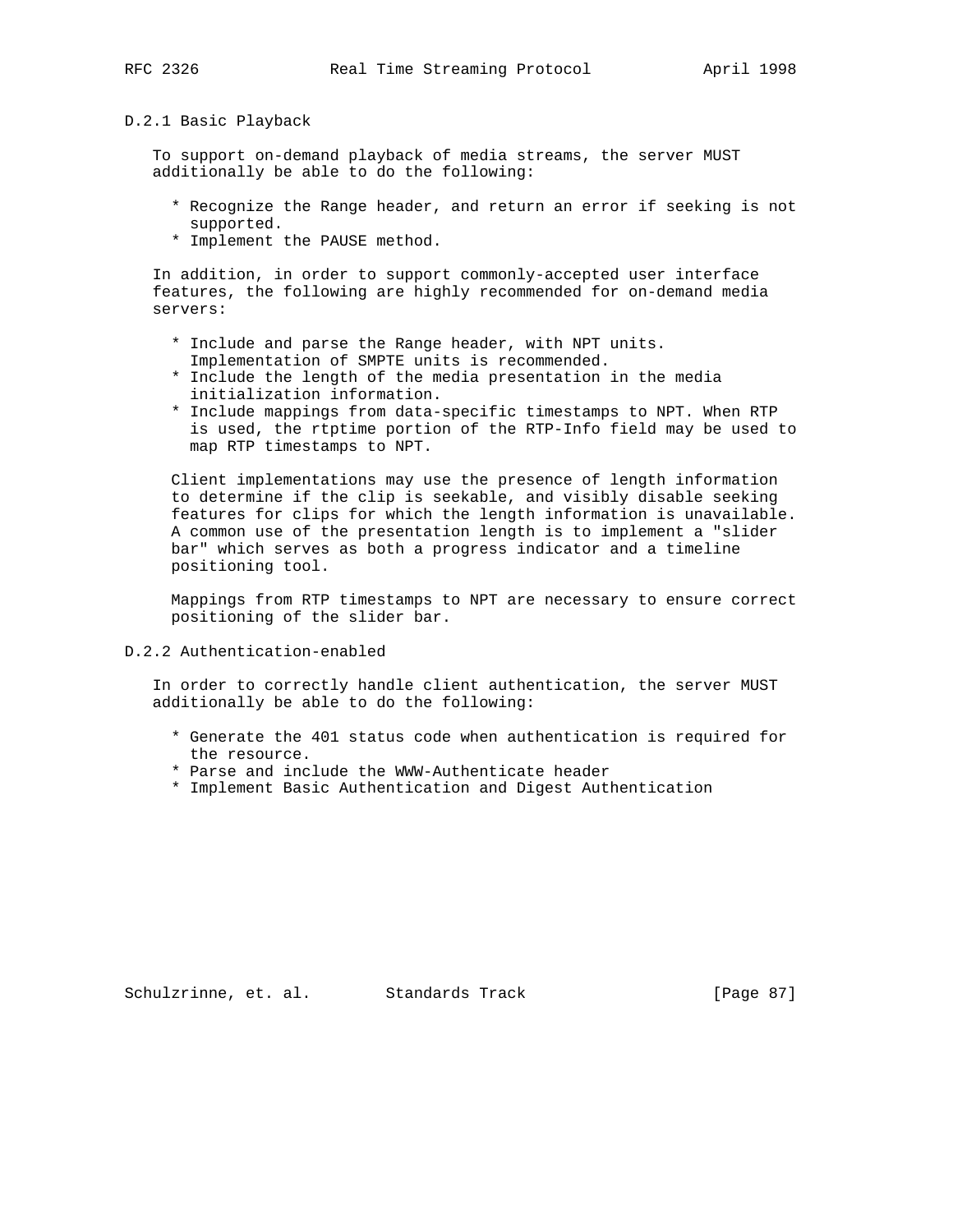### D.2.1 Basic Playback

To support on-demand playback of media streams, the server MUST additionally be able to do the following:

* Recognize the Range header, and return an error if seeking is not supported.
* Implement the PAUSE method.

In addition, in order to support commonly-accepted user interface features, the following are highly recommended for on-demand media servers:

* Include and parse the Range header, with NPT units. Implementation of SMPTE units is recommended.
* Include the length of the media presentation in the media initialization information.
* Include mappings from data-specific timestamps to NPT. When RTP is used, the rtptime portion of the RTP-Info field may be used to map RTP timestamps to NPT.

Client implementations may use the presence of length information to determine if the clip is seekable, and visibly disable seeking features for clips for which the length information is unavailable. A common use of the presentation length is to implement a "slider bar" which serves as both a progress indicator and a timeline positioning tool.

Mappings from RTP timestamps to NPT are necessary to ensure correct positioning of the slider bar.

### D.2.2 Authentication-enabled

In order to correctly handle client authentication, the server MUST additionally be able to do the following:

* Generate the 401 status code when authentication is required for the resource.
* Parse and include the WWW-Authenticate header
* Implement Basic Authentication and Digest Authentication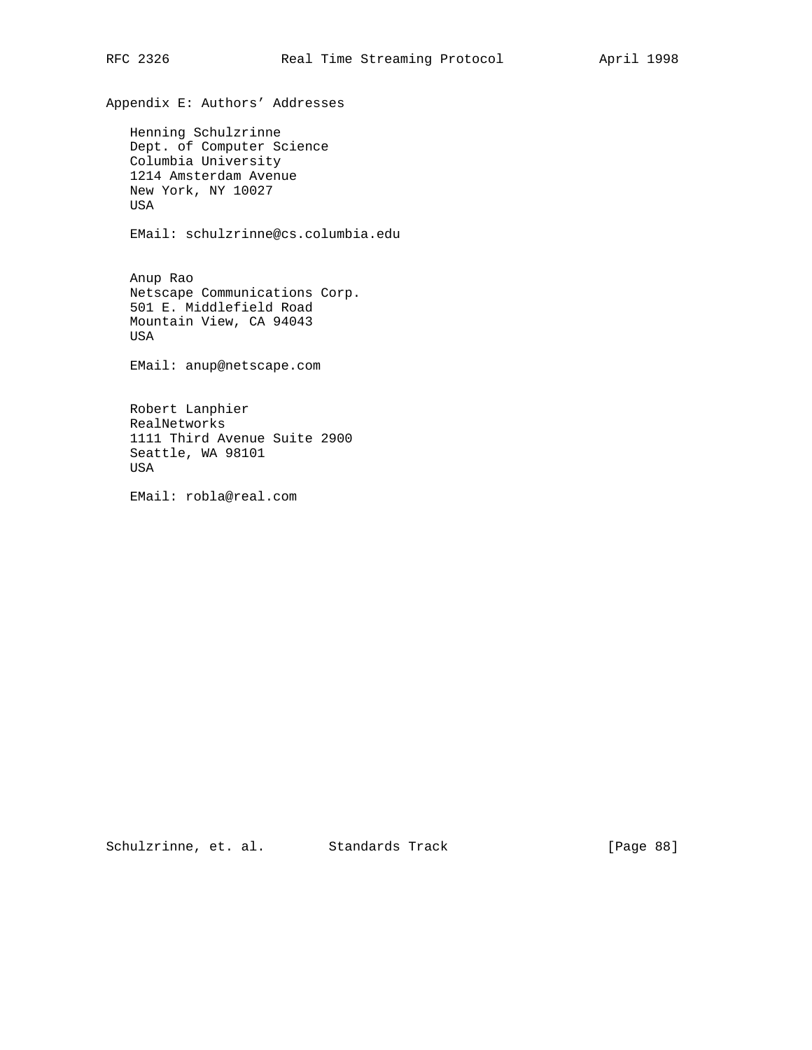## Appendix E: Authors' Addresses

Henning Schulzrinne
Dept. of Computer Science
Columbia University
1214 Amsterdam Avenue
New York, NY 10027
USA

EMail: schulzrinne@cs.columbia.edu

Anup Rao
Netscape Communications Corp.
501 E. Middlefield Road
Mountain View, CA 94043
USA

EMail: anup@netscape.com

Robert Lanphier
RealNetworks
1111 Third Avenue Suite 2900
Seattle, WA 98101
USA

EMail: robla@real.com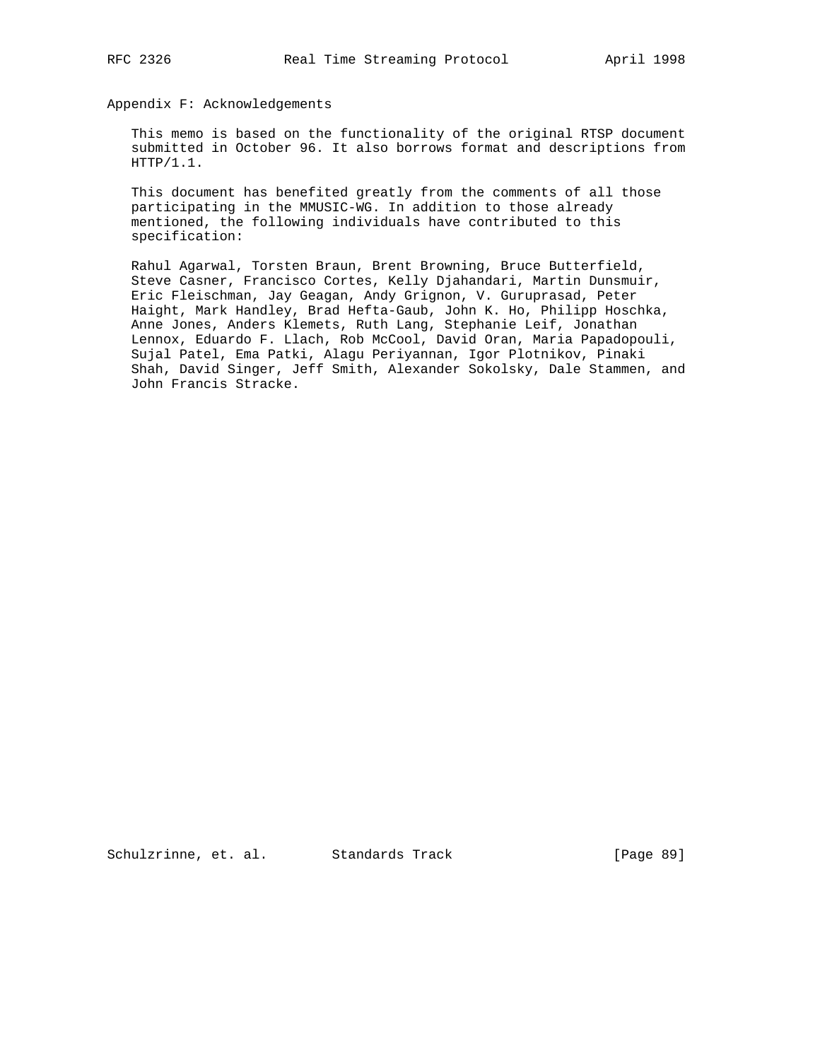## Appendix F: Acknowledgements

This memo is based on the functionality of the original RTSP document submitted in October 96. It also borrows format and descriptions from HTTP/1.1.

This document has benefited greatly from the comments of all those participating in the MMUSIC-WG. In addition to those already mentioned, the following individuals have contributed to this specification:

Rahul Agarwal, Torsten Braun, Brent Browning, Bruce Butterfield, Steve Casner, Francisco Cortes, Kelly Djahandari, Martin Dunsmuir, Eric Fleischman, Jay Geagan, Andy Grignon, V. Guruprasad, Peter Haight, Mark Handley, Brad Hefta-Gaub, John K. Ho, Philipp Hoschka, Anne Jones, Anders Klemets, Ruth Lang, Stephanie Leif, Jonathan Lennox, Eduardo F. Llach, Rob McCool, David Oran, Maria Papadopouli, Sujal Patel, Ema Patki, Alagu Periyannan, Igor Plotnikov, Pinaki Shah, David Singer, Jeff Smith, Alexander Sokolsky, Dale Stammen, and John Francis Stracke.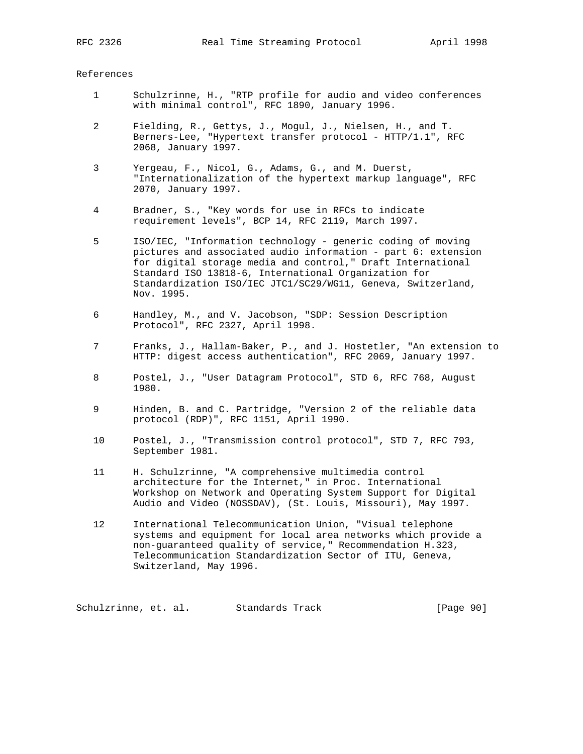## References

1 Schulzrinne, H., "RTP profile for audio and video conferences with minimal control", RFC 1890, January 1996.

2 Fielding, R., Gettys, J., Mogul, J., Nielsen, H., and T. Berners-Lee, "Hypertext transfer protocol - HTTP/1.1", RFC 2068, January 1997.

3 Yergeau, F., Nicol, G., Adams, G., and M. Duerst, "Internationalization of the hypertext markup language", RFC 2070, January 1997.

4 Bradner, S., "Key words for use in RFCs to indicate requirement levels", BCP 14, RFC 2119, March 1997.

5 ISO/IEC, "Information technology - generic coding of moving pictures and associated audio information - part 6: extension for digital storage media and control," Draft International Standard ISO 13818-6, International Organization for Standardization ISO/IEC JTC1/SC29/WG11, Geneva, Switzerland, Nov. 1995.

6 Handley, M., and V. Jacobson, "SDP: Session Description Protocol", RFC 2327, April 1998.

7 Franks, J., Hallam-Baker, P., and J. Hostetler, "An extension to HTTP: digest access authentication", RFC 2069, January 1997.

8 Postel, J., "User Datagram Protocol", STD 6, RFC 768, August 1980.

9 Hinden, B. and C. Partridge, "Version 2 of the reliable data protocol (RDP)", RFC 1151, April 1990.

10 Postel, J., "Transmission control protocol", STD 7, RFC 793, September 1981.

11 H. Schulzrinne, "A comprehensive multimedia control architecture for the Internet," in Proc. International Workshop on Network and Operating System Support for Digital Audio and Video (NOSSDAV), (St. Louis, Missouri), May 1997.

12 International Telecommunication Union, "Visual telephone systems and equipment for local area networks which provide a non-guaranteed quality of service," Recommendation H.323, Telecommunication Standardization Sector of ITU, Geneva, Switzerland, May 1996.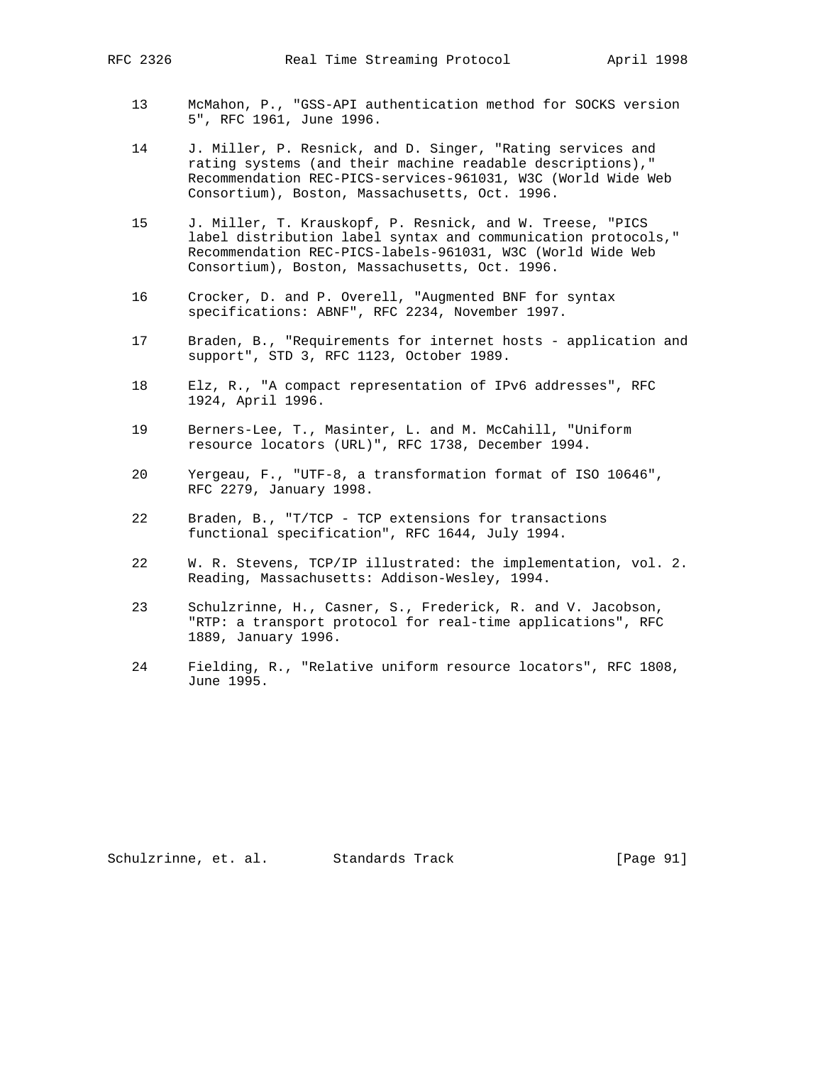13 McMahon, P., "GSS-API authentication method for SOCKS version 5", RFC 1961, June 1996.

14 J. Miller, P. Resnick, and D. Singer, "Rating services and rating systems (and their machine readable descriptions)," Recommendation REC-PICS-services-961031, W3C (World Wide Web Consortium), Boston, Massachusetts, Oct. 1996.

15 J. Miller, T. Krauskopf, P. Resnick, and W. Treese, "PICS label distribution label syntax and communication protocols," Recommendation REC-PICS-labels-961031, W3C (World Wide Web Consortium), Boston, Massachusetts, Oct. 1996.

16 Crocker, D. and P. Overell, "Augmented BNF for syntax specifications: ABNF", RFC 2234, November 1997.

17 Braden, B., "Requirements for internet hosts - application and support", STD 3, RFC 1123, October 1989.

18 Elz, R., "A compact representation of IPv6 addresses", RFC 1924, April 1996.

19 Berners-Lee, T., Masinter, L. and M. McCahill, "Uniform resource locators (URL)", RFC 1738, December 1994.

20 Yergeau, F., "UTF-8, a transformation format of ISO 10646", RFC 2279, January 1998.

22 Braden, B., "T/TCP - TCP extensions for transactions functional specification", RFC 1644, July 1994.

22 W. R. Stevens, TCP/IP illustrated: the implementation, vol. 2. Reading, Massachusetts: Addison-Wesley, 1994.

23 Schulzrinne, H., Casner, S., Frederick, R. and V. Jacobson, "RTP: a transport protocol for real-time applications", RFC 1889, January 1996.

24 Fielding, R., "Relative uniform resource locators", RFC 1808, June 1995.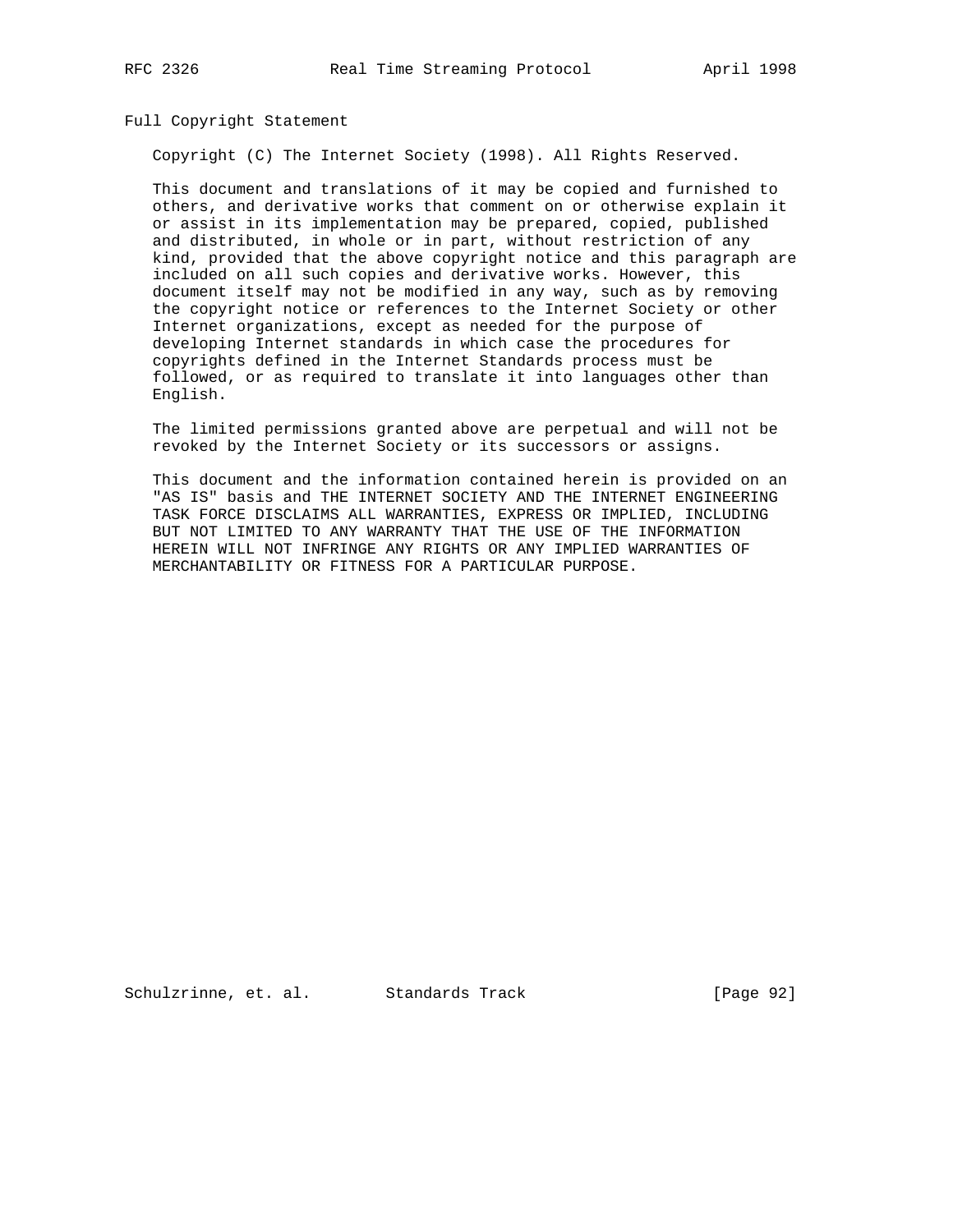## Full Copyright Statement

Copyright (C) The Internet Society (1998). All Rights Reserved.

This document and translations of it may be copied and furnished to others, and derivative works that comment on or otherwise explain it or assist in its implementation may be prepared, copied, published and distributed, in whole or in part, without restriction of any kind, provided that the above copyright notice and this paragraph are included on all such copies and derivative works. However, this document itself may not be modified in any way, such as by removing the copyright notice or references to the Internet Society or other Internet organizations, except as needed for the purpose of developing Internet standards in which case the procedures for copyrights defined in the Internet Standards process must be followed, or as required to translate it into languages other than English.

The limited permissions granted above are perpetual and will not be revoked by the Internet Society or its successors or assigns.

This document and the information contained herein is provided on an "AS IS" basis and THE INTERNET SOCIETY AND THE INTERNET ENGINEERING TASK FORCE DISCLAIMS ALL WARRANTIES, EXPRESS OR IMPLIED, INCLUDING BUT NOT LIMITED TO ANY WARRANTY THAT THE USE OF THE INFORMATION HEREIN WILL NOT INFRINGE ANY RIGHTS OR ANY IMPLIED WARRANTIES OF MERCHANTABILITY OR FITNESS FOR A PARTICULAR PURPOSE.